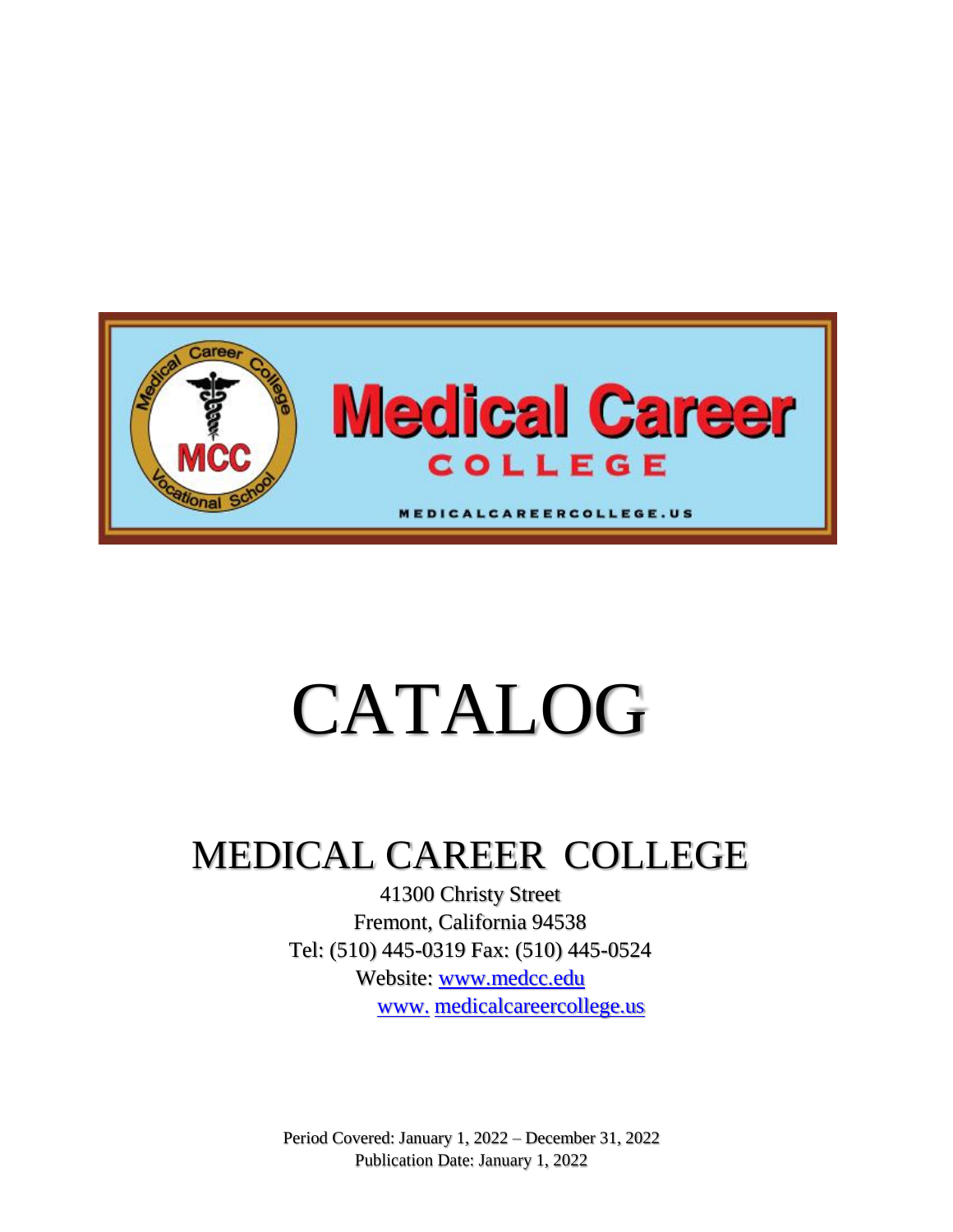# CATALOG

## MEDICAL CAREER COLLEGE

41300 Christy Street
Fremont, California 94538
Tel: (510) 445-0319 Fax: (510) 445-0524
Website: www.medcc.edu
www. medicalcareercollege.us

Period Covered: January 1, 2022 – December 31, 2022
Publication Date: January 1, 2022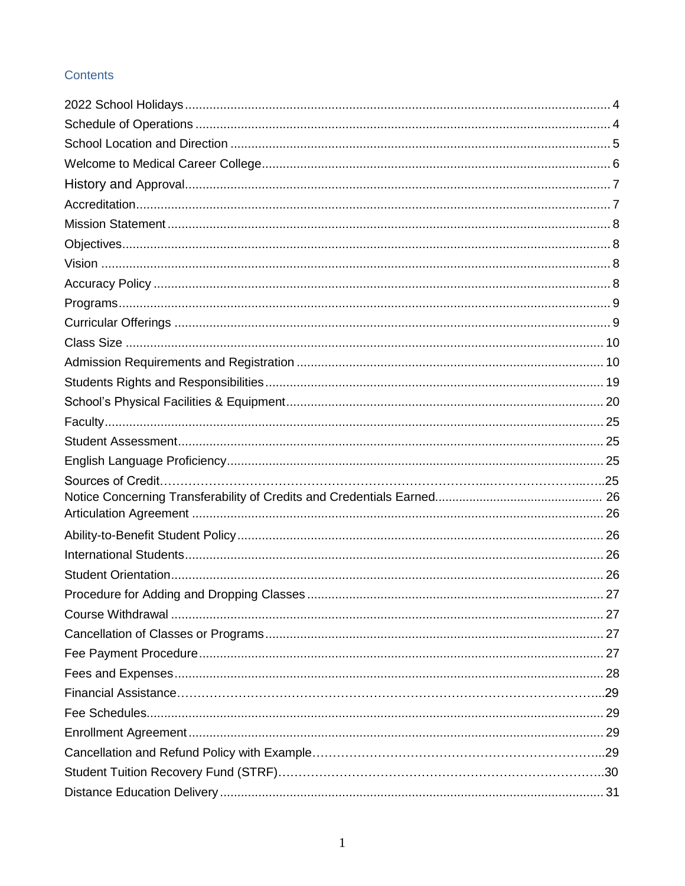## Contents

2022 School Holidays ........................................................................................................................ 4
Schedule of Operations ..................................................................................................................... 4
School Location and Direction ........................................................................................................... 5
Welcome to Medical Career College.................................................................................................. 6
History and Approval........................................................................................................................ 7
Accreditation...................................................................................................................................... 7
Mission Statement ............................................................................................................................. 8
Objectives.......................................................................................................................................... 8
Vision ................................................................................................................................................ 8
Accuracy Policy ................................................................................................................................. 8
Programs........................................................................................................................................... 9
Curricular Offerings ........................................................................................................................... 9
Class Size ........................................................................................................................................ 10
Admission Requirements and Registration ...................................................................................... 10
Students Rights and Responsibilities ................................................................................................ 19
School's Physical Facilities & Equipment .......................................................................................... 20
Faculty.............................................................................................................................................. 25
Student Assessment......................................................................................................................... 25
English Language Proficiency........................................................................................................... 25
Sources of Credit…………………………………………………………………………..………………..…..25
Notice Concerning Transferability of Credits and Credentials Earned................................................ 26
Articulation Agreement ..................................................................................................................... 26
Ability-to-Benefit Student Policy ........................................................................................................ 26
International Students....................................................................................................................... 26
Student Orientation........................................................................................................................... 26
Procedure for Adding and Dropping Classes .................................................................................... 27
Course Withdrawal ........................................................................................................................... 27
Cancellation of Classes or Programs................................................................................................. 27
Fee Payment Procedure................................................................................................................... 27
Fees and Expenses.......................................................................................................................... 28
Financial Assistance…………………………………………………………………………………………..29
Fee Schedules.................................................................................................................................. 29
Enrollment Agreement...................................................................................................................... 29
Cancellation and Refund Policy with Example………………………………………………………………..29
Student Tuition Recovery Fund (STRF)…………………………………………………………………..30
Distance Education Delivery ............................................................................................................. 31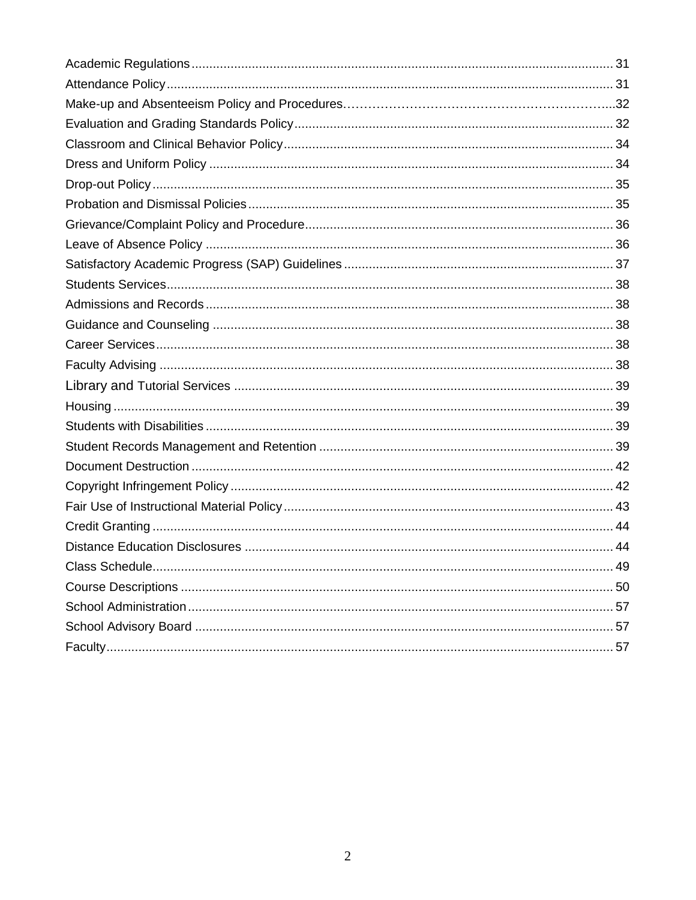Academic Regulations ........................................................................................................ 31
Attendance Policy .............................................................................................................. 31
Make-up and Absenteeism Policy and Procedures.…………………………………………………………...32
Evaluation and Grading Standards Policy ......................................................................... 32
Classroom and Clinical Behavior Policy ............................................................................ 34
Dress and Uniform Policy .................................................................................................. 34
Drop-out Policy .................................................................................................................. 35
Probation and Dismissal Policies ....................................................................................... 35
Grievance/Complaint Policy and Procedure ...................................................................... 36
Leave of Absence Policy .................................................................................................... 36
Satisfactory Academic Progress (SAP) Guidelines ............................................................ 37
Students Services .............................................................................................................. 38
Admissions and Records ................................................................................................... 38
Guidance and Counseling ................................................................................................. 38
Career Services .................................................................................................................. 38
Faculty Advising ................................................................................................................ 38
Library and Tutorial Services ............................................................................................. 39
Housing .............................................................................................................................. 39
Students with Disabilities ................................................................................................... 39
Student Records Management and Retention ................................................................... 39
Document Destruction ....................................................................................................... 42
Copyright Infringement Policy ........................................................................................... 42
Fair Use of Instructional Material Policy ............................................................................ 43
Credit Granting .................................................................................................................. 44
Distance Education Disclosures ........................................................................................ 44
Class Schedule ................................................................................................................... 49
Course Descriptions .......................................................................................................... 50
School Administration ........................................................................................................ 57
School Advisory Board ...................................................................................................... 57
Faculty ................................................................................................................................ 57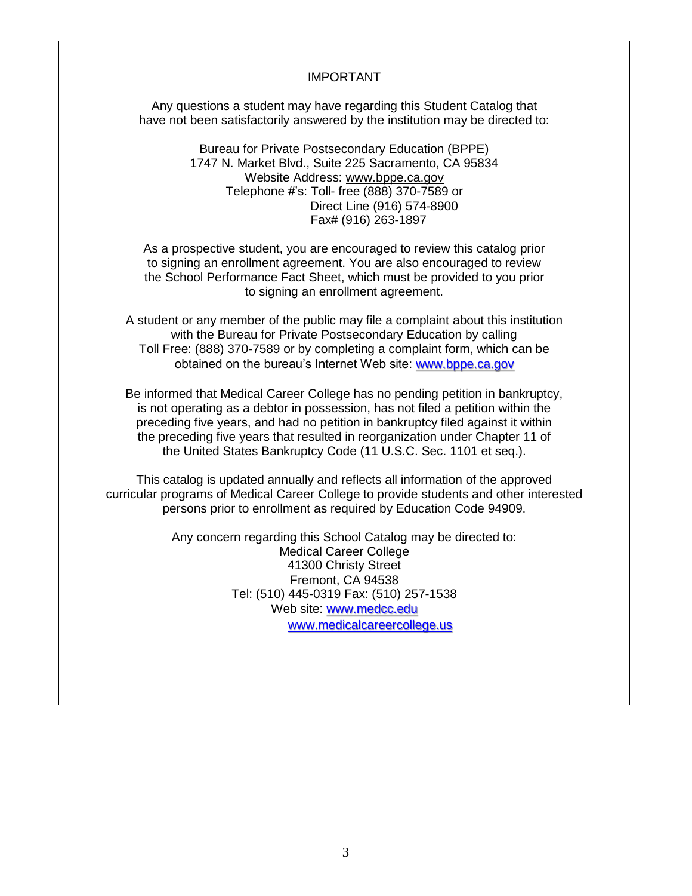## IMPORTANT

Any questions a student may have regarding this Student Catalog that have not been satisfactorily answered by the institution may be directed to:

Bureau for Private Postsecondary Education (BPPE)
1747 N. Market Blvd., Suite 225 Sacramento, CA 95834
Website Address: www.bppe.ca.gov
Telephone #'s: Toll- free (888) 370-7589 or
Direct Line (916) 574-8900
Fax# (916) 263-1897

As a prospective student, you are encouraged to review this catalog prior to signing an enrollment agreement. You are also encouraged to review the School Performance Fact Sheet, which must be provided to you prior to signing an enrollment agreement.

A student or any member of the public may file a complaint about this institution with the Bureau for Private Postsecondary Education by calling Toll Free: (888) 370-7589 or by completing a complaint form, which can be obtained on the bureau's Internet Web site: www.bppe.ca.gov

Be informed that Medical Career College has no pending petition in bankruptcy, is not operating as a debtor in possession, has not filed a petition within the preceding five years, and had no petition in bankruptcy filed against it within the preceding five years that resulted in reorganization under Chapter 11 of the United States Bankruptcy Code (11 U.S.C. Sec. 1101 et seq.).

This catalog is updated annually and reflects all information of the approved curricular programs of Medical Career College to provide students and other interested persons prior to enrollment as required by Education Code 94909.

Any concern regarding this School Catalog may be directed to:
Medical Career College
41300 Christy Street
Fremont, CA 94538
Tel: (510) 445-0319 Fax: (510) 257-1538
Web site: www.medcc.edu
www.medicalcareercollege.us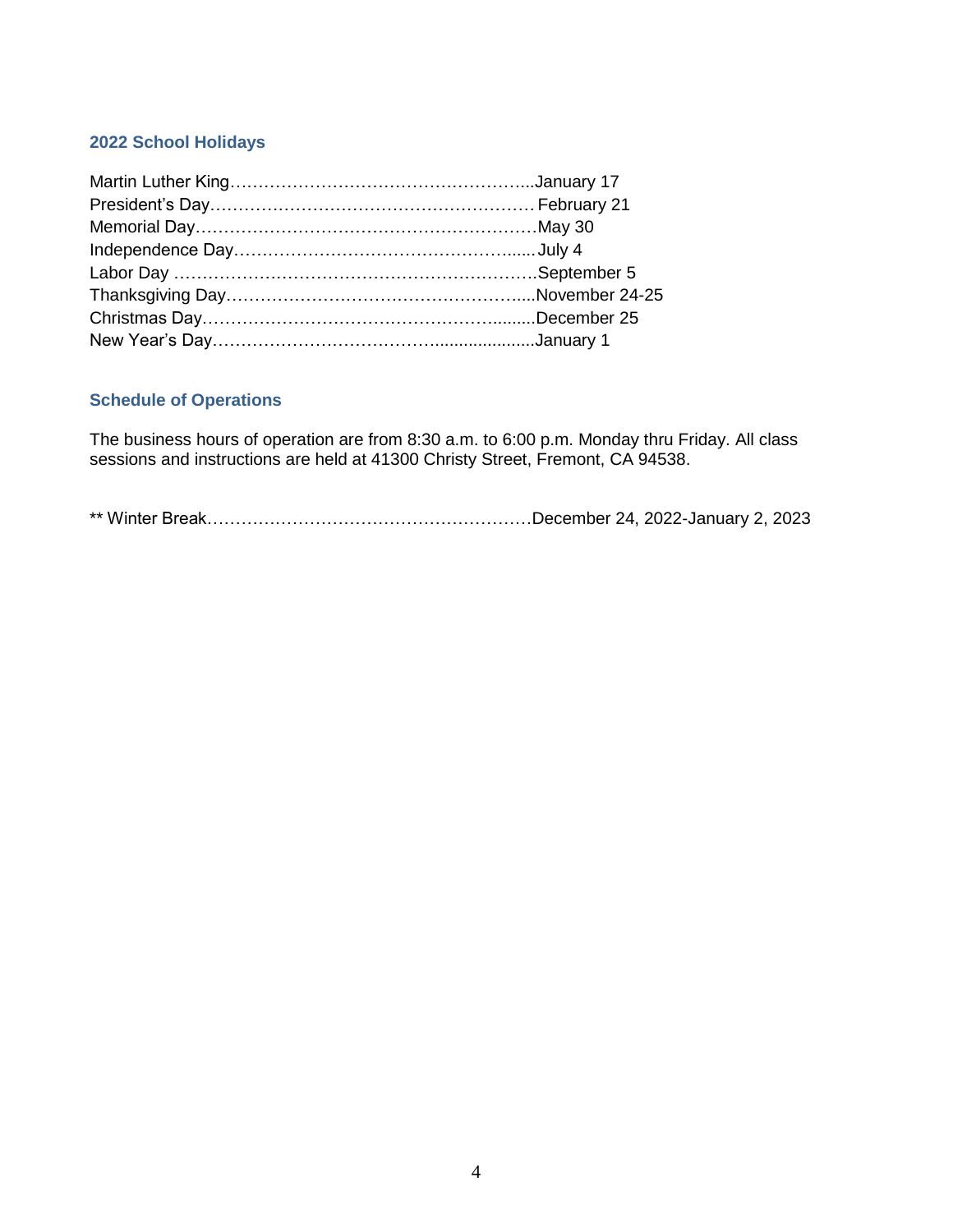## 2022 School Holidays

Martin Luther King……………………………………………...January 17
President's Day………………………………………………… February 21
Memorial Day……………………………………………………May 30
Independence Day……………………………………………..... July 4
Labor Day ……………………………………………………….September 5
Thanksgiving Day……………………………………………....November 24-25
Christmas Day……………………………………………..........December 25
New Year's Day…………………………………......................January 1

## Schedule of Operations

The business hours of operation are from 8:30 a.m. to 6:00 p.m. Monday thru Friday. All class sessions and instructions are held at 41300 Christy Street, Fremont, CA 94538.

** Winter Break…………………………………………………December 24, 2022-January 2, 2023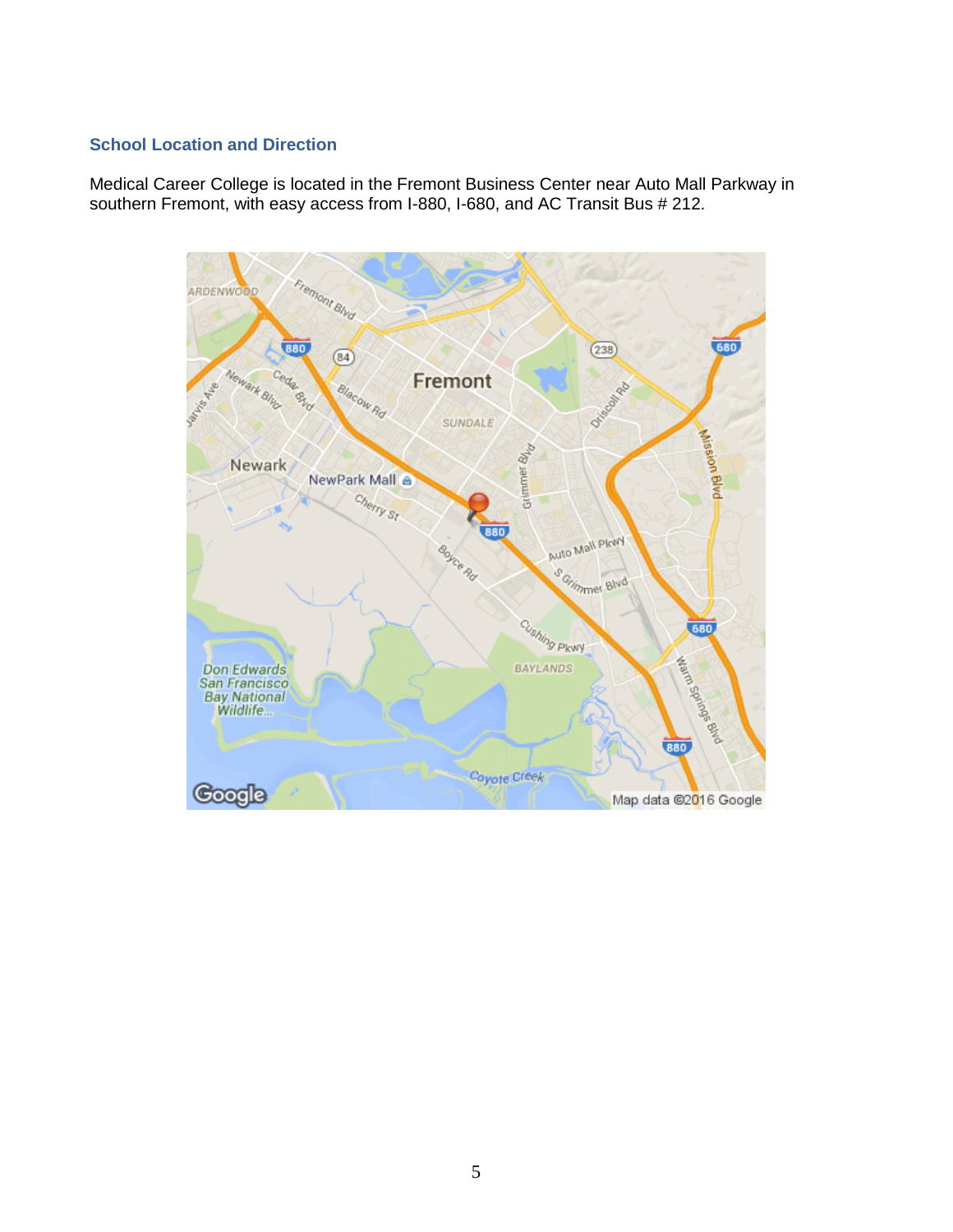## School Location and Direction

Medical Career College is located in the Fremont Business Center near Auto Mall Parkway in southern Fremont, with easy access from I-880, I-680, and AC Transit Bus # 212.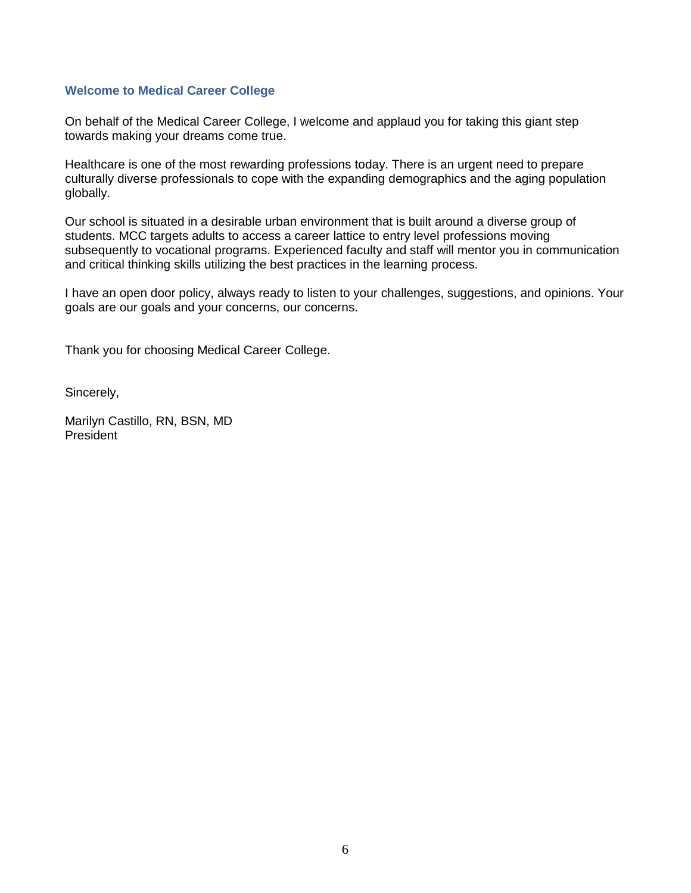## Welcome to Medical Career College

On behalf of the Medical Career College, I welcome and applaud you for taking this giant step towards making your dreams come true.

Healthcare is one of the most rewarding professions today. There is an urgent need to prepare culturally diverse professionals to cope with the expanding demographics and the aging population globally.

Our school is situated in a desirable urban environment that is built around a diverse group of students. MCC targets adults to access a career lattice to entry level professions moving subsequently to vocational programs. Experienced faculty and staff will mentor you in communication and critical thinking skills utilizing the best practices in the learning process.

I have an open door policy, always ready to listen to your challenges, suggestions, and opinions. Your goals are our goals and your concerns, our concerns.

Thank you for choosing Medical Career College.

Sincerely,

Marilyn Castillo, RN, BSN, MD
President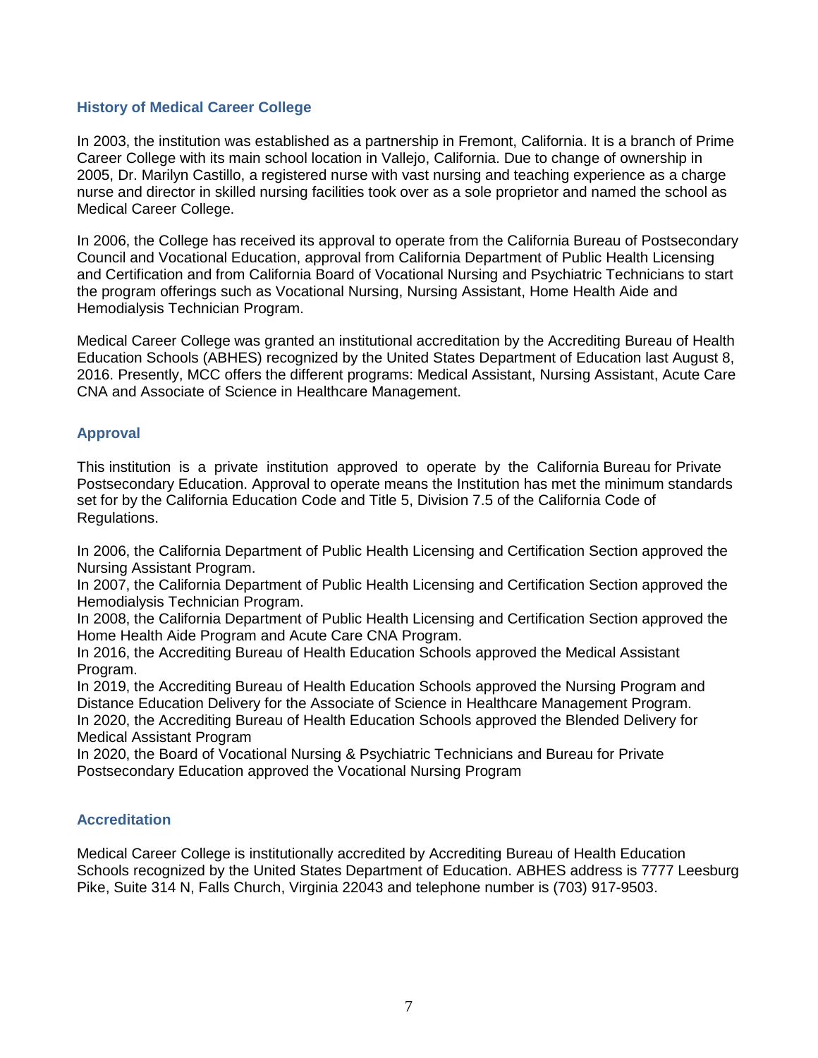### History of Medical Career College

In 2003, the institution was established as a partnership in Fremont, California. It is a branch of Prime Career College with its main school location in Vallejo, California. Due to change of ownership in 2005, Dr. Marilyn Castillo, a registered nurse with vast nursing and teaching experience as a charge nurse and director in skilled nursing facilities took over as a sole proprietor and named the school as Medical Career College.

In 2006, the College has received its approval to operate from the California Bureau of Postsecondary Council and Vocational Education, approval from California Department of Public Health Licensing and Certification and from California Board of Vocational Nursing and Psychiatric Technicians to start the program offerings such as Vocational Nursing, Nursing Assistant, Home Health Aide and Hemodialysis Technician Program.

Medical Career College was granted an institutional accreditation by the Accrediting Bureau of Health Education Schools (ABHES) recognized by the United States Department of Education last August 8, 2016. Presently, MCC offers the different programs: Medical Assistant, Nursing Assistant, Acute Care CNA and Associate of Science in Healthcare Management.

### Approval

This institution is a private institution approved to operate by the California Bureau for Private Postsecondary Education. Approval to operate means the Institution has met the minimum standards set for by the California Education Code and Title 5, Division 7.5 of the California Code of Regulations.

In 2006, the California Department of Public Health Licensing and Certification Section approved the Nursing Assistant Program.
In 2007, the California Department of Public Health Licensing and Certification Section approved the Hemodialysis Technician Program.
In 2008, the California Department of Public Health Licensing and Certification Section approved the Home Health Aide Program and Acute Care CNA Program.
In 2016, the Accrediting Bureau of Health Education Schools approved the Medical Assistant Program.
In 2019, the Accrediting Bureau of Health Education Schools approved the Nursing Program and Distance Education Delivery for the Associate of Science in Healthcare Management Program.
In 2020, the Accrediting Bureau of Health Education Schools approved the Blended Delivery for Medical Assistant Program
In 2020, the Board of Vocational Nursing & Psychiatric Technicians and Bureau for Private Postsecondary Education approved the Vocational Nursing Program

### Accreditation

Medical Career College is institutionally accredited by Accrediting Bureau of Health Education Schools recognized by the United States Department of Education. ABHES address is 7777 Leesburg Pike, Suite 314 N, Falls Church, Virginia 22043 and telephone number is (703) 917-9503.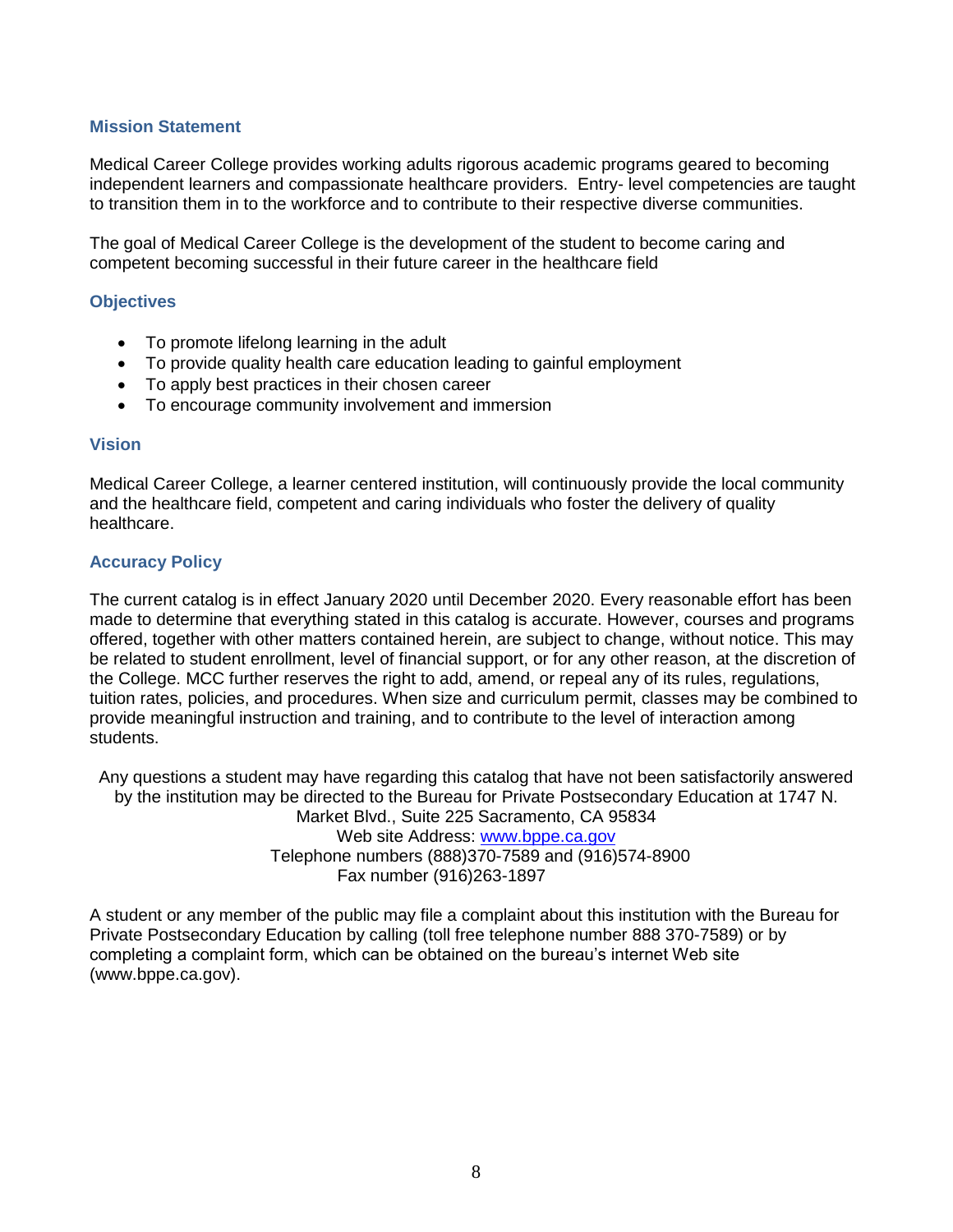## Mission Statement

Medical Career College provides working adults rigorous academic programs geared to becoming independent learners and compassionate healthcare providers. Entry- level competencies are taught to transition them in to the workforce and to contribute to their respective diverse communities.

The goal of Medical Career College is the development of the student to become caring and competent becoming successful in their future career in the healthcare field

## Objectives

- To promote lifelong learning in the adult
- To provide quality health care education leading to gainful employment
- To apply best practices in their chosen career
- To encourage community involvement and immersion

## Vision

Medical Career College, a learner centered institution, will continuously provide the local community and the healthcare field, competent and caring individuals who foster the delivery of quality healthcare.

## Accuracy Policy

The current catalog is in effect January 2020 until December 2020. Every reasonable effort has been made to determine that everything stated in this catalog is accurate. However, courses and programs offered, together with other matters contained herein, are subject to change, without notice. This may be related to student enrollment, level of financial support, or for any other reason, at the discretion of the College. MCC further reserves the right to add, amend, or repeal any of its rules, regulations, tuition rates, policies, and procedures. When size and curriculum permit, classes may be combined to provide meaningful instruction and training, and to contribute to the level of interaction among students.

Any questions a student may have regarding this catalog that have not been satisfactorily answered by the institution may be directed to the Bureau for Private Postsecondary Education at 1747 N. Market Blvd., Suite 225 Sacramento, CA 95834
Web site Address: www.bppe.ca.gov
Telephone numbers (888)370-7589 and (916)574-8900
Fax number (916)263-1897

A student or any member of the public may file a complaint about this institution with the Bureau for Private Postsecondary Education by calling (toll free telephone number 888 370-7589) or by completing a complaint form, which can be obtained on the bureau's internet Web site (www.bppe.ca.gov).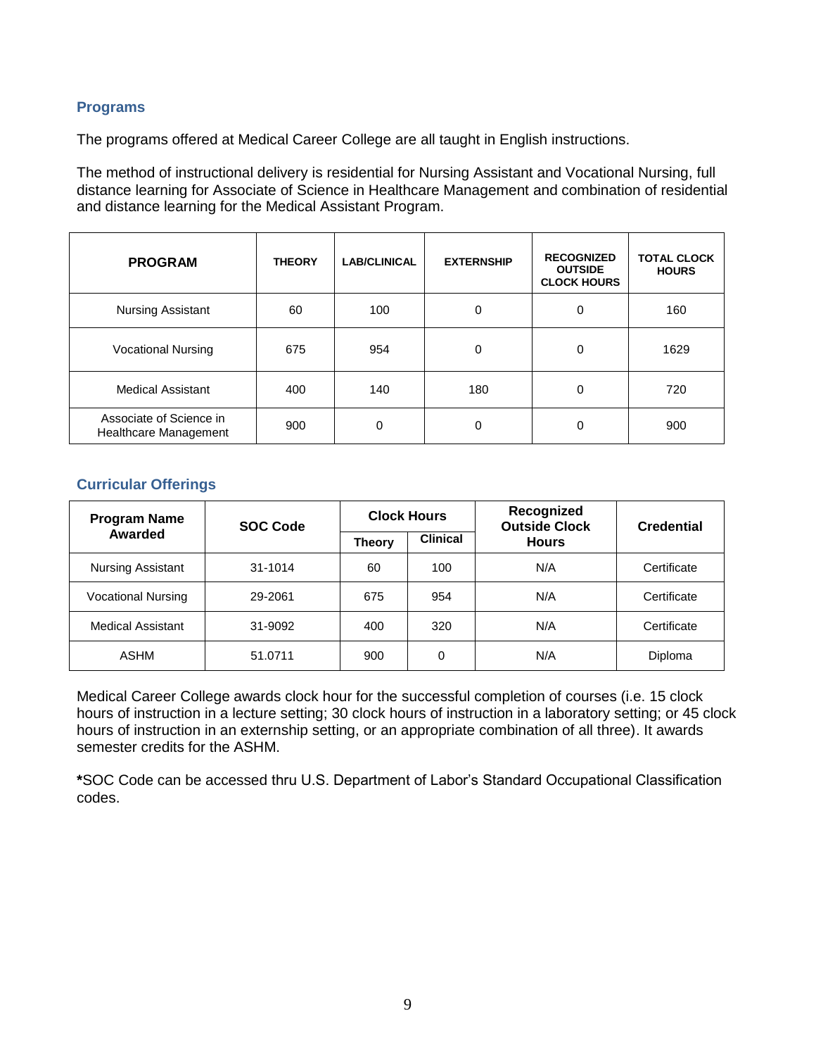## Programs

The programs offered at Medical Career College are all taught in English instructions.

The method of instructional delivery is residential for Nursing Assistant and Vocational Nursing, full distance learning for Associate of Science in Healthcare Management and combination of residential and distance learning for the Medical Assistant Program.

| PROGRAM | THEORY | LAB/CLINICAL | EXTERNSHIP | RECOGNIZED OUTSIDE CLOCK HOURS | TOTAL CLOCK HOURS |
|---|---|---|---|---|---|
| Nursing Assistant | 60 | 100 | 0 | 0 | 160 |
| Vocational Nursing | 675 | 954 | 0 | 0 | 1629 |
| Medical Assistant | 400 | 140 | 180 | 0 | 720 |
| Associate of Science in Healthcare Management | 900 | 0 | 0 | 0 | 900 |

## Curricular Offerings

| Program Name Awarded | SOC Code | Clock Hours | | Recognized Outside Clock Hours | Credential |
|---|---|---|---|---|---|
| | | Theory | Clinical | | |
| Nursing Assistant | 31-1014 | 60 | 100 | N/A | Certificate |
| Vocational Nursing | 29-2061 | 675 | 954 | N/A | Certificate |
| Medical Assistant | 31-9092 | 400 | 320 | N/A | Certificate |
| ASHM | 51.0711 | 900 | 0 | N/A | Diploma |

Medical Career College awards clock hour for the successful completion of courses (i.e. 15 clock hours of instruction in a lecture setting; 30 clock hours of instruction in a laboratory setting; or 45 clock hours of instruction in an externship setting, or an appropriate combination of all three). It awards semester credits for the ASHM.

**\***SOC Code can be accessed thru U.S. Department of Labor's Standard Occupational Classification codes.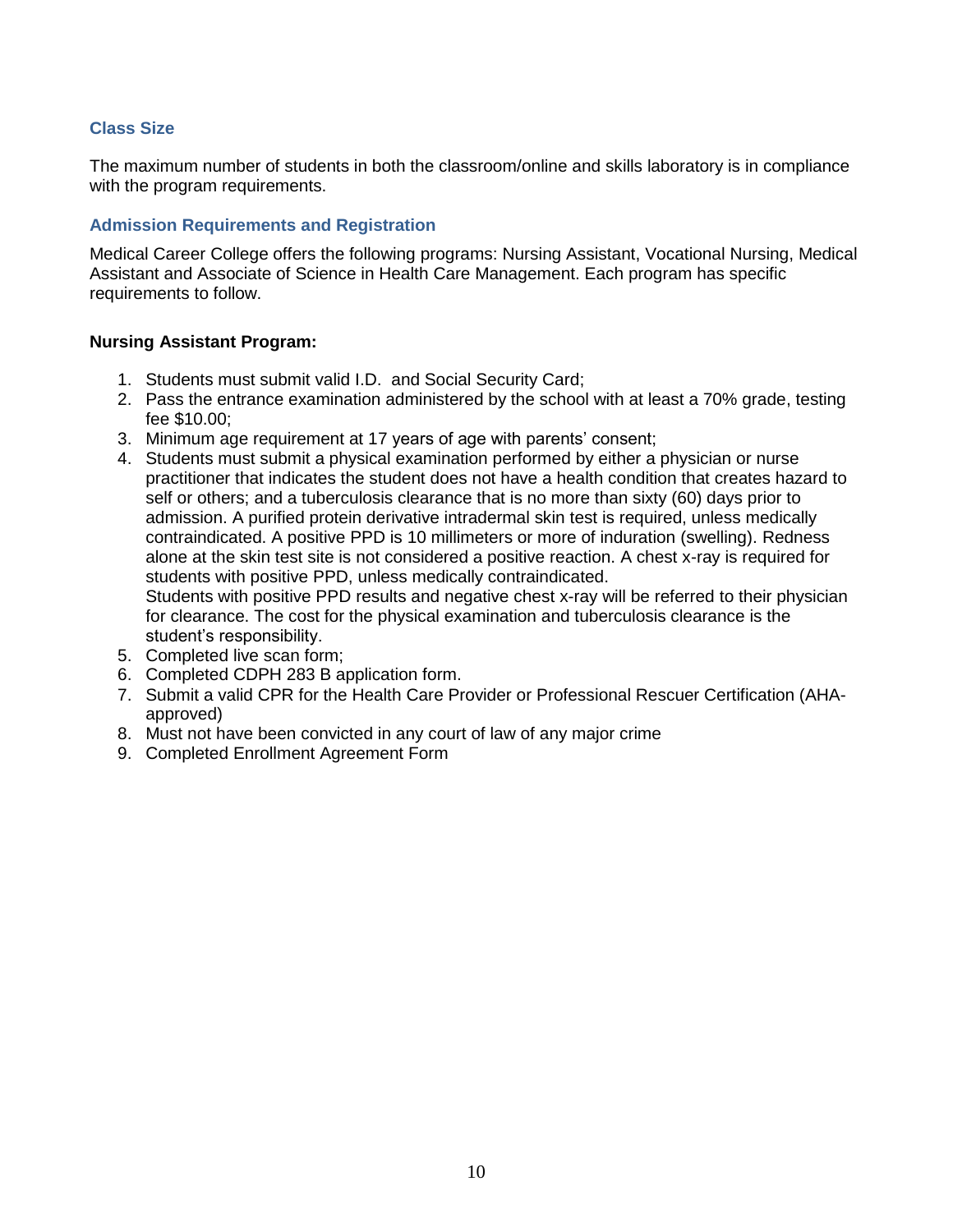## Class Size

The maximum number of students in both the classroom/online and skills laboratory is in compliance with the program requirements.

## Admission Requirements and Registration

Medical Career College offers the following programs: Nursing Assistant, Vocational Nursing, Medical Assistant and Associate of Science in Health Care Management. Each program has specific requirements to follow.

**Nursing Assistant Program:**

1. Students must submit valid I.D. and Social Security Card;
2. Pass the entrance examination administered by the school with at least a 70% grade, testing fee $10.00;
3. Minimum age requirement at 17 years of age with parents' consent;
4. Students must submit a physical examination performed by either a physician or nurse practitioner that indicates the student does not have a health condition that creates hazard to self or others; and a tuberculosis clearance that is no more than sixty (60) days prior to admission. A purified protein derivative intradermal skin test is required, unless medically contraindicated. A positive PPD is 10 millimeters or more of induration (swelling). Redness alone at the skin test site is not considered a positive reaction. A chest x-ray is required for students with positive PPD, unless medically contraindicated.
   Students with positive PPD results and negative chest x-ray will be referred to their physician for clearance. The cost for the physical examination and tuberculosis clearance is the student's responsibility.
5. Completed live scan form;
6. Completed CDPH 283 B application form.
7. Submit a valid CPR for the Health Care Provider or Professional Rescuer Certification (AHA-approved)
8. Must not have been convicted in any court of law of any major crime
9. Completed Enrollment Agreement Form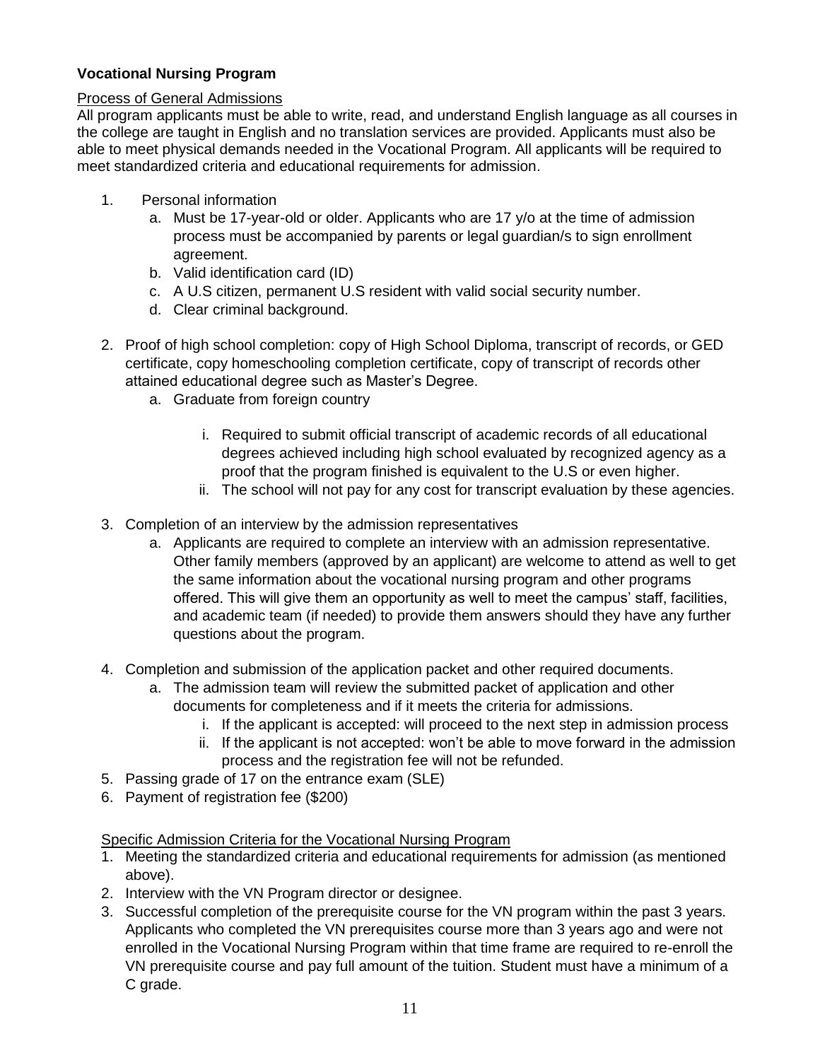### Vocational Nursing Program

Process of General Admissions

All program applicants must be able to write, read, and understand English language as all courses in the college are taught in English and no translation services are provided. Applicants must also be able to meet physical demands needed in the Vocational Program. All applicants will be required to meet standardized criteria and educational requirements for admission.

1. Personal information
   a. Must be 17-year-old or older. Applicants who are 17 y/o at the time of admission process must be accompanied by parents or legal guardian/s to sign enrollment agreement.
   b. Valid identification card (ID)
   c. A U.S citizen, permanent U.S resident with valid social security number.
   d. Clear criminal background.
2. Proof of high school completion: copy of High School Diploma, transcript of records, or GED certificate, copy homeschooling completion certificate, copy of transcript of records other attained educational degree such as Master's Degree.
   a. Graduate from foreign country
      i. Required to submit official transcript of academic records of all educational degrees achieved including high school evaluated by recognized agency as a proof that the program finished is equivalent to the U.S or even higher.
      ii. The school will not pay for any cost for transcript evaluation by these agencies.
3. Completion of an interview by the admission representatives
   a. Applicants are required to complete an interview with an admission representative. Other family members (approved by an applicant) are welcome to attend as well to get the same information about the vocational nursing program and other programs offered. This will give them an opportunity as well to meet the campus' staff, facilities, and academic team (if needed) to provide them answers should they have any further questions about the program.
4. Completion and submission of the application packet and other required documents.
   a. The admission team will review the submitted packet of application and other documents for completeness and if it meets the criteria for admissions.
      i. If the applicant is accepted: will proceed to the next step in admission process
      ii. If the applicant is not accepted: won't be able to move forward in the admission process and the registration fee will not be refunded.
5. Passing grade of 17 on the entrance exam (SLE)
6. Payment of registration fee ($200)

Specific Admission Criteria for the Vocational Nursing Program

1. Meeting the standardized criteria and educational requirements for admission (as mentioned above).
2. Interview with the VN Program director or designee.
3. Successful completion of the prerequisite course for the VN program within the past 3 years. Applicants who completed the VN prerequisites course more than 3 years ago and were not enrolled in the Vocational Nursing Program within that time frame are required to re-enroll the VN prerequisite course and pay full amount of the tuition. Student must have a minimum of a C grade.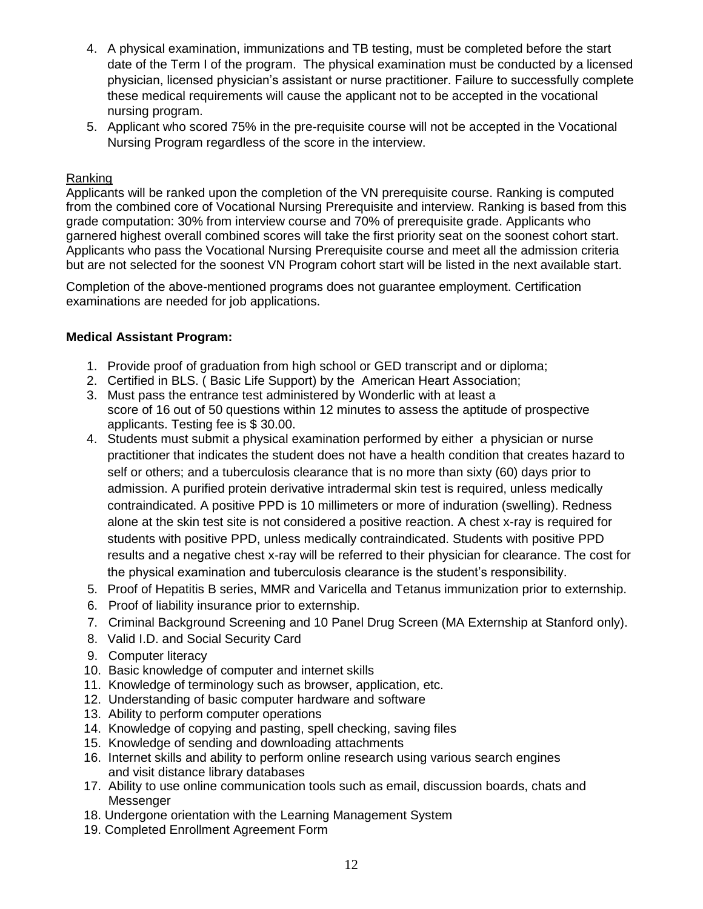4. A physical examination, immunizations and TB testing, must be completed before the start date of the Term I of the program. The physical examination must be conducted by a licensed physician, licensed physician's assistant or nurse practitioner. Failure to successfully complete these medical requirements will cause the applicant not to be accepted in the vocational nursing program.
5. Applicant who scored 75% in the pre-requisite course will not be accepted in the Vocational Nursing Program regardless of the score in the interview.

Ranking

Applicants will be ranked upon the completion of the VN prerequisite course. Ranking is computed from the combined core of Vocational Nursing Prerequisite and interview. Ranking is based from this grade computation: 30% from interview course and 70% of prerequisite grade. Applicants who garnered highest overall combined scores will take the first priority seat on the soonest cohort start. Applicants who pass the Vocational Nursing Prerequisite course and meet all the admission criteria but are not selected for the soonest VN Program cohort start will be listed in the next available start.

Completion of the above-mentioned programs does not guarantee employment. Certification examinations are needed for job applications.

**Medical Assistant Program:**

1. Provide proof of graduation from high school or GED transcript and or diploma;
2. Certified in BLS. ( Basic Life Support) by the American Heart Association;
3. Must pass the entrance test administered by Wonderlic with at least a score of 16 out of 50 questions within 12 minutes to assess the aptitude of prospective applicants. Testing fee is $ 30.00.
4. Students must submit a physical examination performed by either a physician or nurse practitioner that indicates the student does not have a health condition that creates hazard to self or others; and a tuberculosis clearance that is no more than sixty (60) days prior to admission. A purified protein derivative intradermal skin test is required, unless medically contraindicated. A positive PPD is 10 millimeters or more of induration (swelling). Redness alone at the skin test site is not considered a positive reaction. A chest x-ray is required for students with positive PPD, unless medically contraindicated. Students with positive PPD results and a negative chest x-ray will be referred to their physician for clearance. The cost for the physical examination and tuberculosis clearance is the student's responsibility.
5. Proof of Hepatitis B series, MMR and Varicella and Tetanus immunization prior to externship.
6. Proof of liability insurance prior to externship.
7. Criminal Background Screening and 10 Panel Drug Screen (MA Externship at Stanford only).
8. Valid I.D. and Social Security Card
9. Computer literacy
10. Basic knowledge of computer and internet skills
11. Knowledge of terminology such as browser, application, etc.
12. Understanding of basic computer hardware and software
13. Ability to perform computer operations
14. Knowledge of copying and pasting, spell checking, saving files
15. Knowledge of sending and downloading attachments
16. Internet skills and ability to perform online research using various search engines and visit distance library databases
17. Ability to use online communication tools such as email, discussion boards, chats and Messenger
18. Undergone orientation with the Learning Management System
19. Completed Enrollment Agreement Form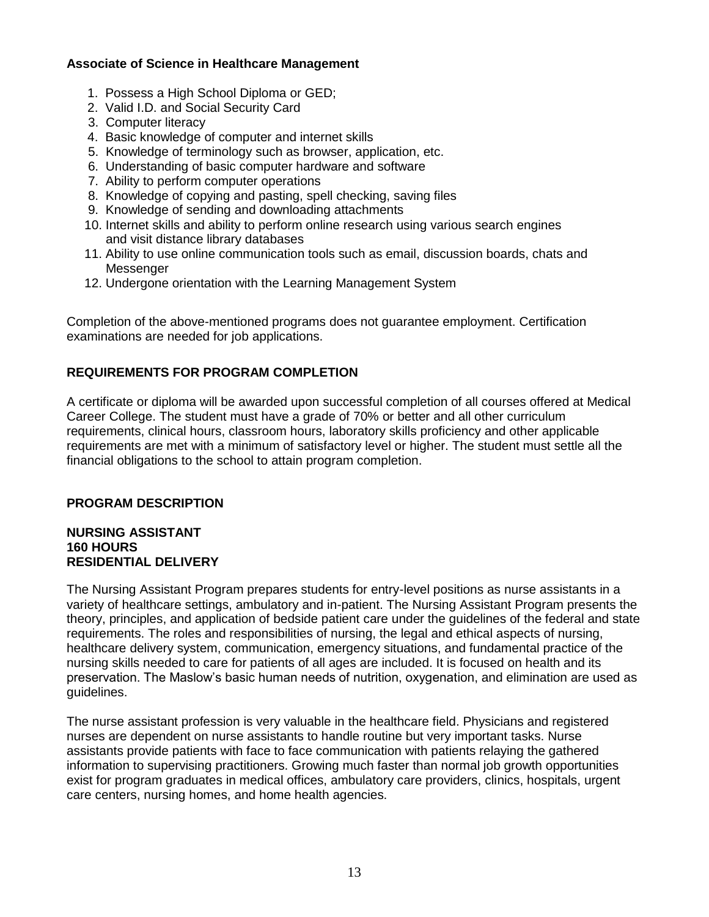**Associate of Science in Healthcare Management**

1. Possess a High School Diploma or GED;
2. Valid I.D. and Social Security Card
3. Computer literacy
4. Basic knowledge of computer and internet skills
5. Knowledge of terminology such as browser, application, etc.
6. Understanding of basic computer hardware and software
7. Ability to perform computer operations
8. Knowledge of copying and pasting, spell checking, saving files
9. Knowledge of sending and downloading attachments
10. Internet skills and ability to perform online research using various search engines and visit distance library databases
11. Ability to use online communication tools such as email, discussion boards, chats and Messenger
12. Undergone orientation with the Learning Management System

Completion of the above-mentioned programs does not guarantee employment. Certification examinations are needed for job applications.

## REQUIREMENTS FOR PROGRAM COMPLETION

A certificate or diploma will be awarded upon successful completion of all courses offered at Medical Career College. The student must have a grade of 70% or better and all other curriculum requirements, clinical hours, classroom hours, laboratory skills proficiency and other applicable requirements are met with a minimum of satisfactory level or higher. The student must settle all the financial obligations to the school to attain program completion.

## PROGRAM DESCRIPTION

### NURSING ASSISTANT
**160 HOURS**
**RESIDENTIAL DELIVERY**

The Nursing Assistant Program prepares students for entry-level positions as nurse assistants in a variety of healthcare settings, ambulatory and in-patient. The Nursing Assistant Program presents the theory, principles, and application of bedside patient care under the guidelines of the federal and state requirements. The roles and responsibilities of nursing, the legal and ethical aspects of nursing, healthcare delivery system, communication, emergency situations, and fundamental practice of the nursing skills needed to care for patients of all ages are included. It is focused on health and its preservation. The Maslow's basic human needs of nutrition, oxygenation, and elimination are used as guidelines.

The nurse assistant profession is very valuable in the healthcare field. Physicians and registered nurses are dependent on nurse assistants to handle routine but very important tasks. Nurse assistants provide patients with face to face communication with patients relaying the gathered information to supervising practitioners. Growing much faster than normal job growth opportunities exist for program graduates in medical offices, ambulatory care providers, clinics, hospitals, urgent care centers, nursing homes, and home health agencies.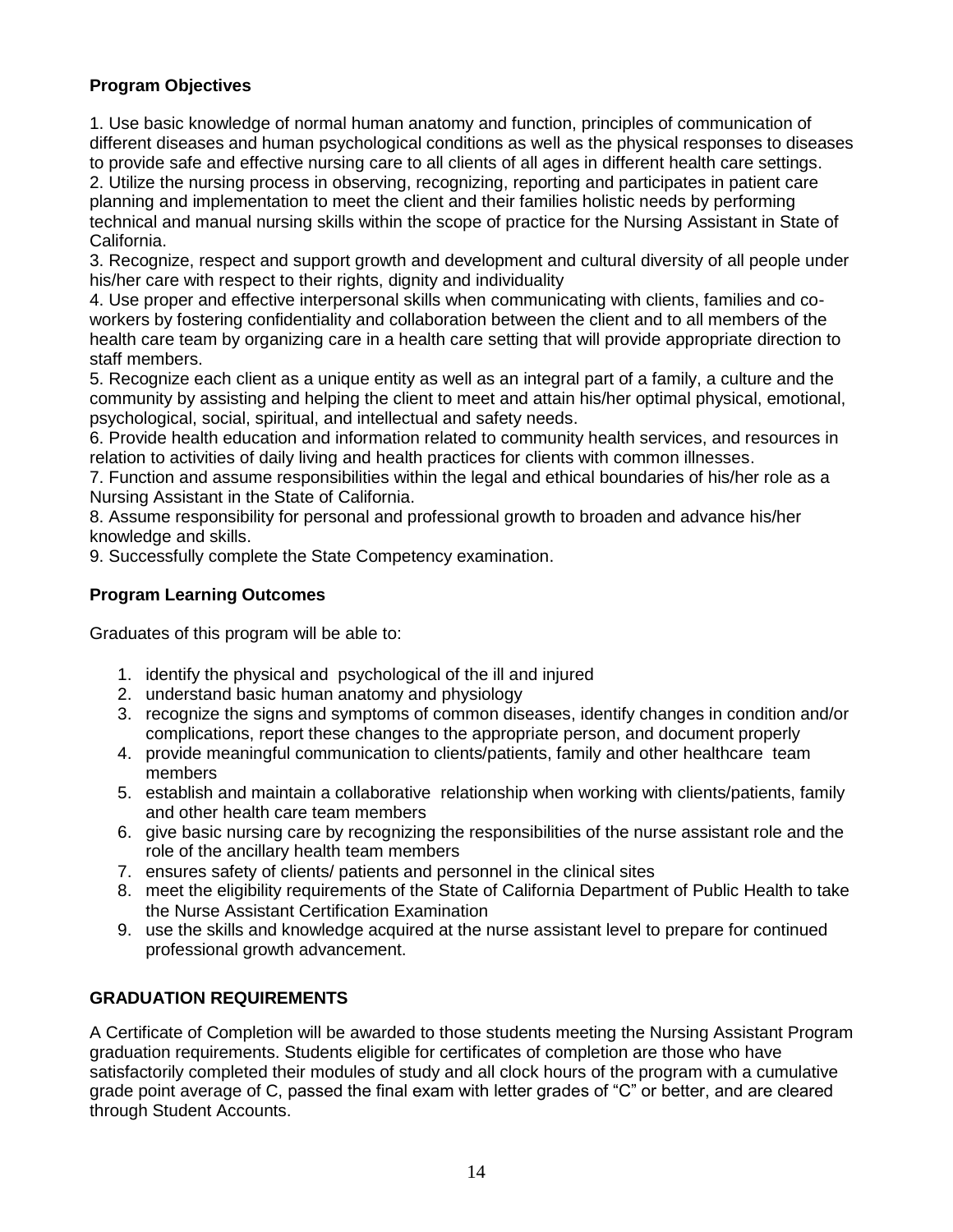**Program Objectives**

1. Use basic knowledge of normal human anatomy and function, principles of communication of different diseases and human psychological conditions as well as the physical responses to diseases to provide safe and effective nursing care to all clients of all ages in different health care settings.
2. Utilize the nursing process in observing, recognizing, reporting and participates in patient care planning and implementation to meet the client and their families holistic needs by performing technical and manual nursing skills within the scope of practice for the Nursing Assistant in State of California.
3. Recognize, respect and support growth and development and cultural diversity of all people under his/her care with respect to their rights, dignity and individuality
4. Use proper and effective interpersonal skills when communicating with clients, families and co-workers by fostering confidentiality and collaboration between the client and to all members of the health care team by organizing care in a health care setting that will provide appropriate direction to staff members.
5. Recognize each client as a unique entity as well as an integral part of a family, a culture and the community by assisting and helping the client to meet and attain his/her optimal physical, emotional, psychological, social, spiritual, and intellectual and safety needs.
6. Provide health education and information related to community health services, and resources in relation to activities of daily living and health practices for clients with common illnesses.
7. Function and assume responsibilities within the legal and ethical boundaries of his/her role as a Nursing Assistant in the State of California.
8. Assume responsibility for personal and professional growth to broaden and advance his/her knowledge and skills.
9. Successfully complete the State Competency examination.

**Program Learning Outcomes**

Graduates of this program will be able to:

1. identify the physical and psychological of the ill and injured
2. understand basic human anatomy and physiology
3. recognize the signs and symptoms of common diseases, identify changes in condition and/or complications, report these changes to the appropriate person, and document properly
4. provide meaningful communication to clients/patients, family and other healthcare team members
5. establish and maintain a collaborative relationship when working with clients/patients, family and other health care team members
6. give basic nursing care by recognizing the responsibilities of the nurse assistant role and the role of the ancillary health team members
7. ensures safety of clients/ patients and personnel in the clinical sites
8. meet the eligibility requirements of the State of California Department of Public Health to take the Nurse Assistant Certification Examination
9. use the skills and knowledge acquired at the nurse assistant level to prepare for continued professional growth advancement.

**GRADUATION REQUIREMENTS**

A Certificate of Completion will be awarded to those students meeting the Nursing Assistant Program graduation requirements. Students eligible for certificates of completion are those who have satisfactorily completed their modules of study and all clock hours of the program with a cumulative grade point average of C, passed the final exam with letter grades of "C" or better, and are cleared through Student Accounts.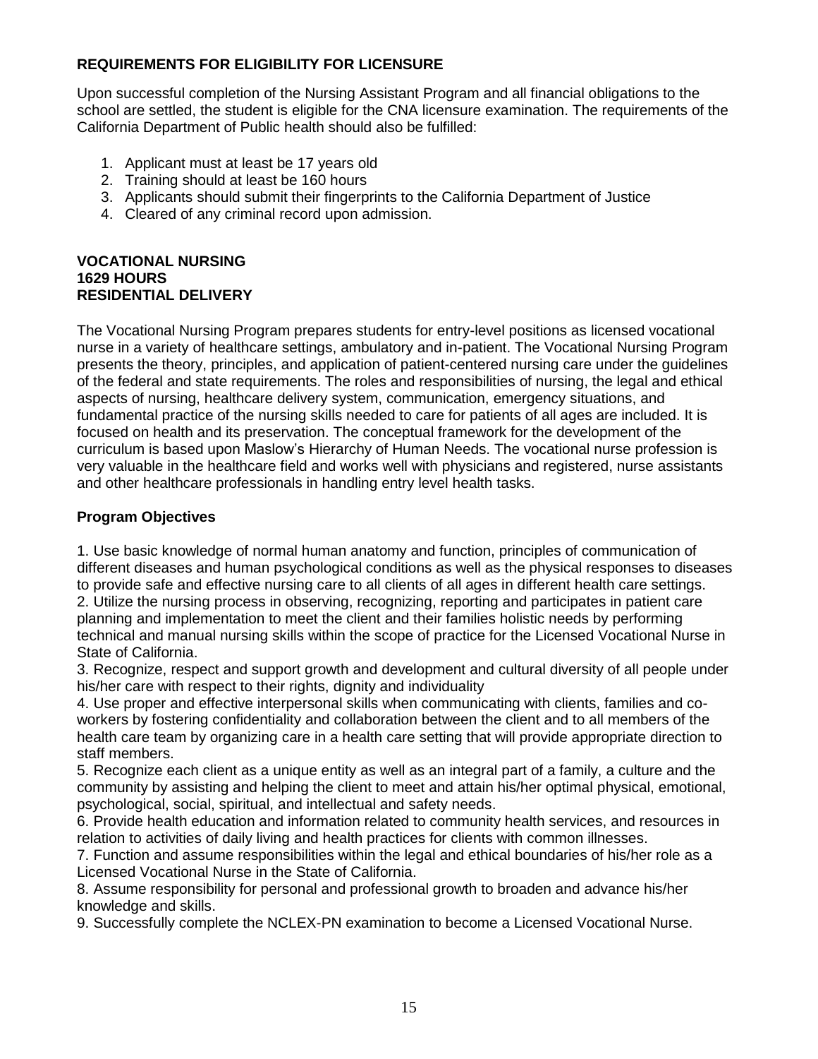**REQUIREMENTS FOR ELIGIBILITY FOR LICENSURE**

Upon successful completion of the Nursing Assistant Program and all financial obligations to the school are settled, the student is eligible for the CNA licensure examination. The requirements of the California Department of Public health should also be fulfilled:

1. Applicant must at least be 17 years old
2. Training should at least be 160 hours
3. Applicants should submit their fingerprints to the California Department of Justice
4. Cleared of any criminal record upon admission.

**VOCATIONAL NURSING**
**1629 HOURS**
**RESIDENTIAL DELIVERY**

The Vocational Nursing Program prepares students for entry-level positions as licensed vocational nurse in a variety of healthcare settings, ambulatory and in-patient. The Vocational Nursing Program presents the theory, principles, and application of patient-centered nursing care under the guidelines of the federal and state requirements. The roles and responsibilities of nursing, the legal and ethical aspects of nursing, healthcare delivery system, communication, emergency situations, and fundamental practice of the nursing skills needed to care for patients of all ages are included. It is focused on health and its preservation. The conceptual framework for the development of the curriculum is based upon Maslow's Hierarchy of Human Needs. The vocational nurse profession is very valuable in the healthcare field and works well with physicians and registered, nurse assistants and other healthcare professionals in handling entry level health tasks.

**Program Objectives**

1. Use basic knowledge of normal human anatomy and function, principles of communication of different diseases and human psychological conditions as well as the physical responses to diseases to provide safe and effective nursing care to all clients of all ages in different health care settings.
2. Utilize the nursing process in observing, recognizing, reporting and participates in patient care planning and implementation to meet the client and their families holistic needs by performing technical and manual nursing skills within the scope of practice for the Licensed Vocational Nurse in State of California.
3. Recognize, respect and support growth and development and cultural diversity of all people under his/her care with respect to their rights, dignity and individuality
4. Use proper and effective interpersonal skills when communicating with clients, families and co-workers by fostering confidentiality and collaboration between the client and to all members of the health care team by organizing care in a health care setting that will provide appropriate direction to staff members.
5. Recognize each client as a unique entity as well as an integral part of a family, a culture and the community by assisting and helping the client to meet and attain his/her optimal physical, emotional, psychological, social, spiritual, and intellectual and safety needs.
6. Provide health education and information related to community health services, and resources in relation to activities of daily living and health practices for clients with common illnesses.
7. Function and assume responsibilities within the legal and ethical boundaries of his/her role as a Licensed Vocational Nurse in the State of California.
8. Assume responsibility for personal and professional growth to broaden and advance his/her knowledge and skills.
9. Successfully complete the NCLEX-PN examination to become a Licensed Vocational Nurse.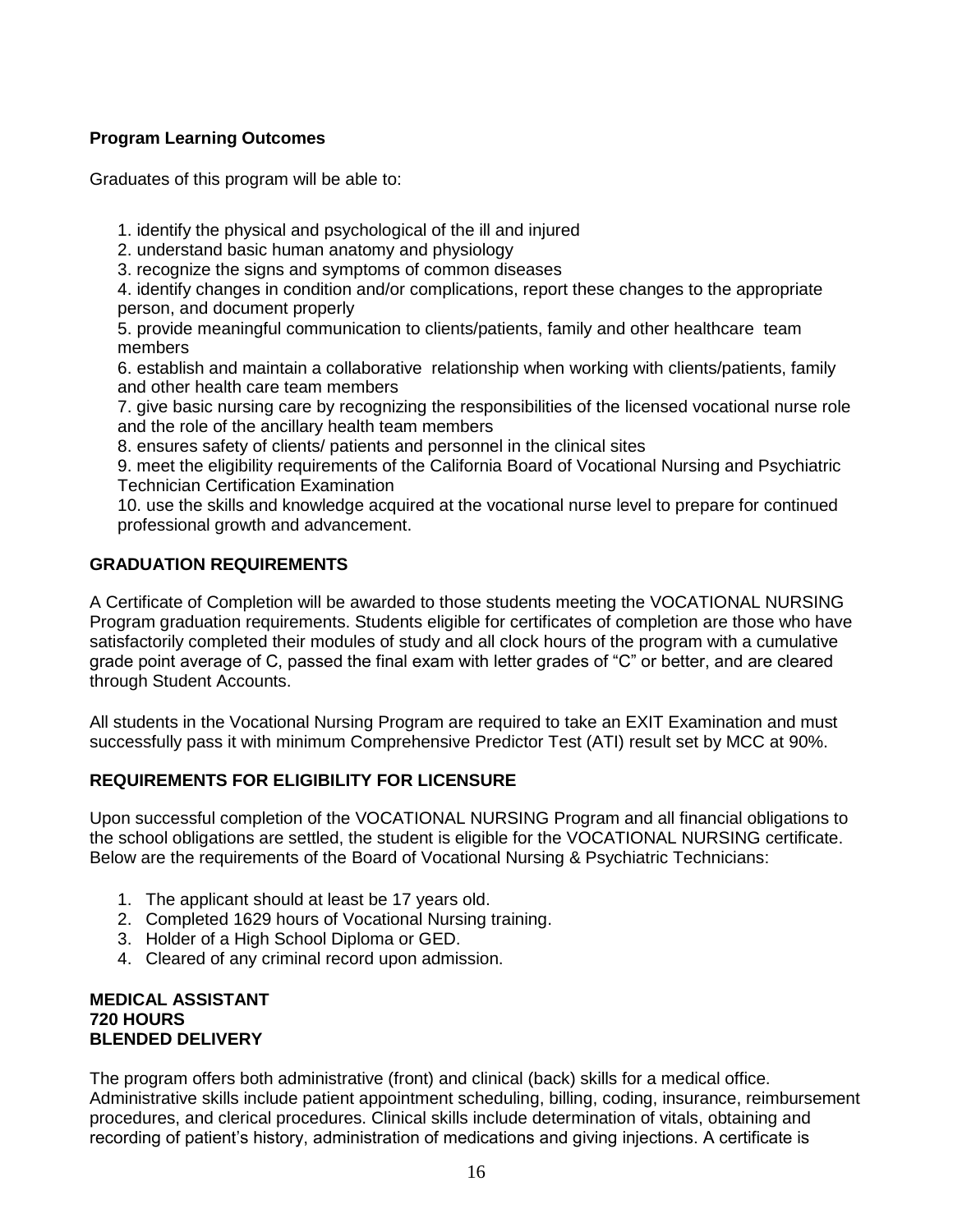**Program Learning Outcomes**

Graduates of this program will be able to:

1. identify the physical and psychological of the ill and injured
2. understand basic human anatomy and physiology
3. recognize the signs and symptoms of common diseases
4. identify changes in condition and/or complications, report these changes to the appropriate person, and document properly
5. provide meaningful communication to clients/patients, family and other healthcare team members
6. establish and maintain a collaborative relationship when working with clients/patients, family and other health care team members
7. give basic nursing care by recognizing the responsibilities of the licensed vocational nurse role and the role of the ancillary health team members
8. ensures safety of clients/ patients and personnel in the clinical sites
9. meet the eligibility requirements of the California Board of Vocational Nursing and Psychiatric Technician Certification Examination
10. use the skills and knowledge acquired at the vocational nurse level to prepare for continued professional growth and advancement.

**GRADUATION REQUIREMENTS**

A Certificate of Completion will be awarded to those students meeting the VOCATIONAL NURSING Program graduation requirements. Students eligible for certificates of completion are those who have satisfactorily completed their modules of study and all clock hours of the program with a cumulative grade point average of C, passed the final exam with letter grades of "C" or better, and are cleared through Student Accounts.

All students in the Vocational Nursing Program are required to take an EXIT Examination and must successfully pass it with minimum Comprehensive Predictor Test (ATI) result set by MCC at 90%.

**REQUIREMENTS FOR ELIGIBILITY FOR LICENSURE**

Upon successful completion of the VOCATIONAL NURSING Program and all financial obligations to the school obligations are settled, the student is eligible for the VOCATIONAL NURSING certificate. Below are the requirements of the Board of Vocational Nursing & Psychiatric Technicians:

1. The applicant should at least be 17 years old.
2. Completed 1629 hours of Vocational Nursing training.
3. Holder of a High School Diploma or GED.
4. Cleared of any criminal record upon admission.

**MEDICAL ASSISTANT**
**720 HOURS**
**BLENDED DELIVERY**

The program offers both administrative (front) and clinical (back) skills for a medical office. Administrative skills include patient appointment scheduling, billing, coding, insurance, reimbursement procedures, and clerical procedures. Clinical skills include determination of vitals, obtaining and recording of patient's history, administration of medications and giving injections. A certificate is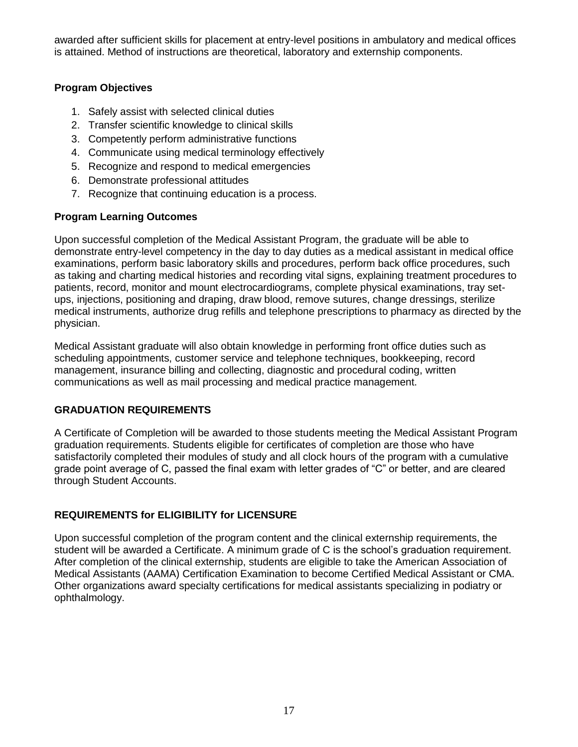awarded after sufficient skills for placement at entry-level positions in ambulatory and medical offices is attained. Method of instructions are theoretical, laboratory and externship components.

### Program Objectives

1. Safely assist with selected clinical duties
2. Transfer scientific knowledge to clinical skills
3. Competently perform administrative functions
4. Communicate using medical terminology effectively
5. Recognize and respond to medical emergencies
6. Demonstrate professional attitudes
7. Recognize that continuing education is a process.

### Program Learning Outcomes

Upon successful completion of the Medical Assistant Program, the graduate will be able to demonstrate entry-level competency in the day to day duties as a medical assistant in medical office examinations, perform basic laboratory skills and procedures, perform back office procedures, such as taking and charting medical histories and recording vital signs, explaining treatment procedures to patients, record, monitor and mount electrocardiograms, complete physical examinations, tray set-ups, injections, positioning and draping, draw blood, remove sutures, change dressings, sterilize medical instruments, authorize drug refills and telephone prescriptions to pharmacy as directed by the physician.

Medical Assistant graduate will also obtain knowledge in performing front office duties such as scheduling appointments, customer service and telephone techniques, bookkeeping, record management, insurance billing and collecting, diagnostic and procedural coding, written communications as well as mail processing and medical practice management.

### GRADUATION REQUIREMENTS

A Certificate of Completion will be awarded to those students meeting the Medical Assistant Program graduation requirements. Students eligible for certificates of completion are those who have satisfactorily completed their modules of study and all clock hours of the program with a cumulative grade point average of C, passed the final exam with letter grades of "C" or better, and are cleared through Student Accounts.

### REQUIREMENTS for ELIGIBILITY for LICENSURE

Upon successful completion of the program content and the clinical externship requirements, the student will be awarded a Certificate. A minimum grade of C is the school's graduation requirement. After completion of the clinical externship, students are eligible to take the American Association of Medical Assistants (AAMA) Certification Examination to become Certified Medical Assistant or CMA. Other organizations award specialty certifications for medical assistants specializing in podiatry or ophthalmology.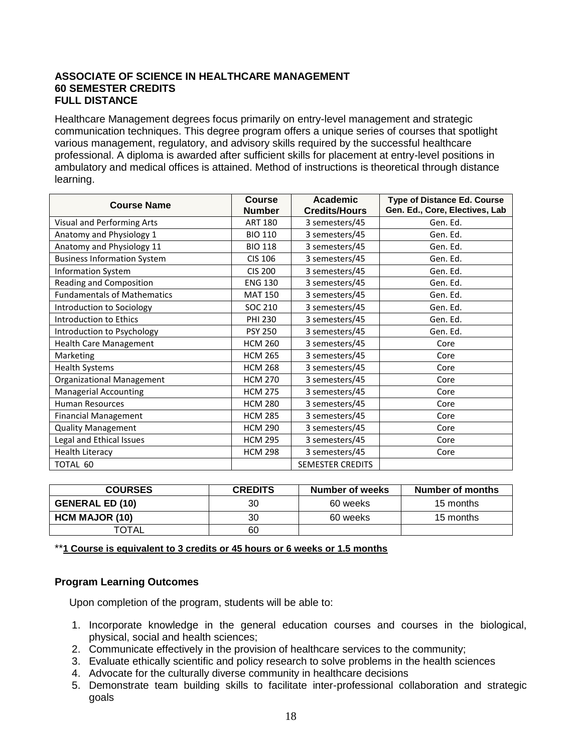**ASSOCIATE OF SCIENCE IN HEALTHCARE MANAGEMENT**
**60 SEMESTER CREDITS**
**FULL DISTANCE**

Healthcare Management degrees focus primarily on entry-level management and strategic communication techniques. This degree program offers a unique series of courses that spotlight various management, regulatory, and advisory skills required by the successful healthcare professional. A diploma is awarded after sufficient skills for placement at entry-level positions in ambulatory and medical offices is attained. Method of instructions is theoretical through distance learning.

| Course Name | Course Number | Academic Credits/Hours | Type of Distance Ed. Course Gen. Ed., Core, Electives, Lab |
|---|---|---|---|
| Visual and Performing Arts | ART 180 | 3 semesters/45 | Gen. Ed. |
| Anatomy and Physiology 1 | BIO 110 | 3 semesters/45 | Gen. Ed. |
| Anatomy and Physiology 11 | BIO 118 | 3 semesters/45 | Gen. Ed. |
| Business Information System | CIS 106 | 3 semesters/45 | Gen. Ed. |
| Information System | CIS 200 | 3 semesters/45 | Gen. Ed. |
| Reading and Composition | ENG 130 | 3 semesters/45 | Gen. Ed. |
| Fundamentals of Mathematics | MAT 150 | 3 semesters/45 | Gen. Ed. |
| Introduction to Sociology | SOC 210 | 3 semesters/45 | Gen. Ed. |
| Introduction to Ethics | PHI 230 | 3 semesters/45 | Gen. Ed. |
| Introduction to Psychology | PSY 250 | 3 semesters/45 | Gen. Ed. |
| Health Care Management | HCM 260 | 3 semesters/45 | Core |
| Marketing | HCM 265 | 3 semesters/45 | Core |
| Health Systems | HCM 268 | 3 semesters/45 | Core |
| Organizational Management | HCM 270 | 3 semesters/45 | Core |
| Managerial Accounting | HCM 275 | 3 semesters/45 | Core |
| Human Resources | HCM 280 | 3 semesters/45 | Core |
| Financial Management | HCM 285 | 3 semesters/45 | Core |
| Quality Management | HCM 290 | 3 semesters/45 | Core |
| Legal and Ethical Issues | HCM 295 | 3 semesters/45 | Core |
| Health Literacy | HCM 298 | 3 semesters/45 | Core |
| TOTAL 60 | | SEMESTER CREDITS | |

| COURSES | CREDITS | Number of weeks | Number of months |
|---|---|---|---|
| **GENERAL ED (10)** | 30 | 60 weeks | 15 months |
| **HCM MAJOR (10)** | 30 | 60 weeks | 15 months |
| TOTAL | 60 | | |

****1 Course is equivalent to 3 credits or 45 hours or 6 weeks or 1.5 months**

**Program Learning Outcomes**

Upon completion of the program, students will be able to:

1. Incorporate knowledge in the general education courses and courses in the biological, physical, social and health sciences;
2. Communicate effectively in the provision of healthcare services to the community;
3. Evaluate ethically scientific and policy research to solve problems in the health sciences
4. Advocate for the culturally diverse community in healthcare decisions
5. Demonstrate team building skills to facilitate inter-professional collaboration and strategic goals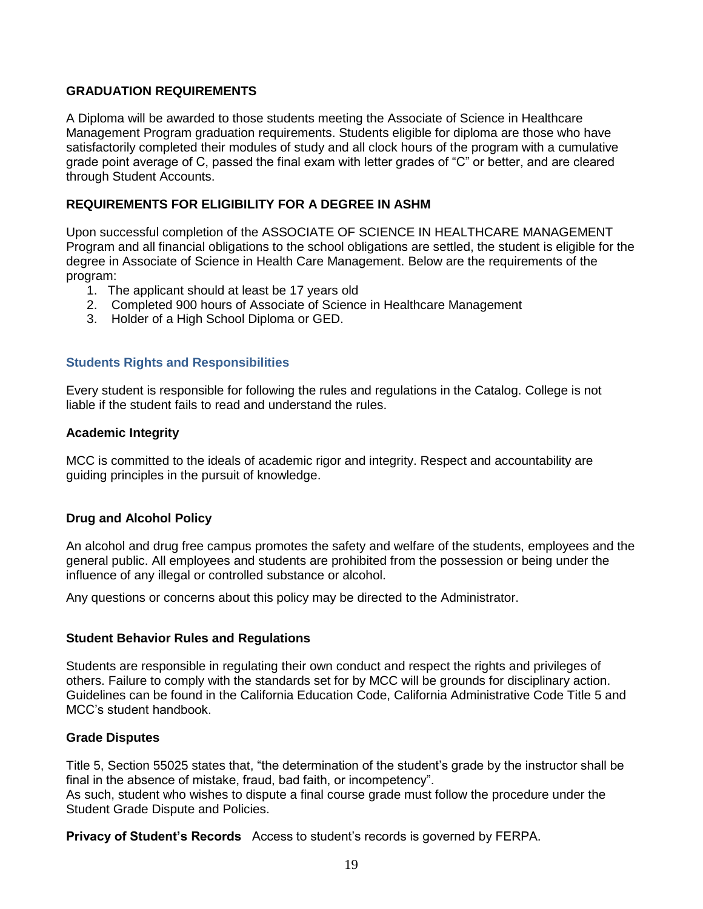## GRADUATION REQUIREMENTS

A Diploma will be awarded to those students meeting the Associate of Science in Healthcare Management Program graduation requirements. Students eligible for diploma are those who have satisfactorily completed their modules of study and all clock hours of the program with a cumulative grade point average of C, passed the final exam with letter grades of "C" or better, and are cleared through Student Accounts.

## REQUIREMENTS FOR ELIGIBILITY FOR A DEGREE IN ASHM

Upon successful completion of the ASSOCIATE OF SCIENCE IN HEALTHCARE MANAGEMENT Program and all financial obligations to the school obligations are settled, the student is eligible for the degree in Associate of Science in Health Care Management. Below are the requirements of the program:

1. The applicant should at least be 17 years old
2. Completed 900 hours of Associate of Science in Healthcare Management
3. Holder of a High School Diploma or GED.

## Students Rights and Responsibilities

Every student is responsible for following the rules and regulations in the Catalog. College is not liable if the student fails to read and understand the rules.

### Academic Integrity

MCC is committed to the ideals of academic rigor and integrity. Respect and accountability are guiding principles in the pursuit of knowledge.

### Drug and Alcohol Policy

An alcohol and drug free campus promotes the safety and welfare of the students, employees and the general public. All employees and students are prohibited from the possession or being under the influence of any illegal or controlled substance or alcohol.

Any questions or concerns about this policy may be directed to the Administrator.

### Student Behavior Rules and Regulations

Students are responsible in regulating their own conduct and respect the rights and privileges of others. Failure to comply with the standards set for by MCC will be grounds for disciplinary action. Guidelines can be found in the California Education Code, California Administrative Code Title 5 and MCC's student handbook.

### Grade Disputes

Title 5, Section 55025 states that, "the determination of the student's grade by the instructor shall be final in the absence of mistake, fraud, bad faith, or incompetency".
As such, student who wishes to dispute a final course grade must follow the procedure under the Student Grade Dispute and Policies.

**Privacy of Student's Records** Access to student's records is governed by FERPA.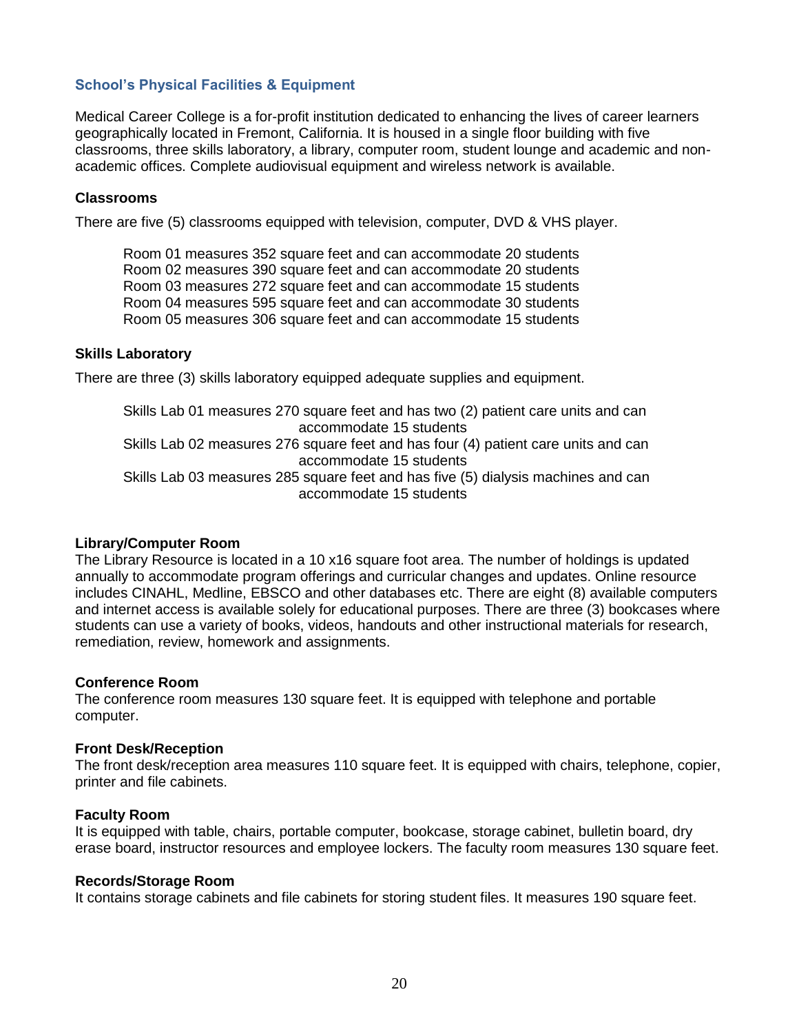## School's Physical Facilities & Equipment

Medical Career College is a for-profit institution dedicated to enhancing the lives of career learners geographically located in Fremont, California. It is housed in a single floor building with five classrooms, three skills laboratory, a library, computer room, student lounge and academic and non-academic offices. Complete audiovisual equipment and wireless network is available.

### Classrooms

There are five (5) classrooms equipped with television, computer, DVD & VHS player.

Room 01 measures 352 square feet and can accommodate 20 students
Room 02 measures 390 square feet and can accommodate 20 students
Room 03 measures 272 square feet and can accommodate 15 students
Room 04 measures 595 square feet and can accommodate 30 students
Room 05 measures 306 square feet and can accommodate 15 students

### Skills Laboratory

There are three (3) skills laboratory equipped adequate supplies and equipment.

Skills Lab 01 measures 270 square feet and has two (2) patient care units and can accommodate 15 students
Skills Lab 02 measures 276 square feet and has four (4) patient care units and can accommodate 15 students
Skills Lab 03 measures 285 square feet and has five (5) dialysis machines and can accommodate 15 students

### Library/Computer Room

The Library Resource is located in a 10 x16 square foot area. The number of holdings is updated annually to accommodate program offerings and curricular changes and updates. Online resource includes CINAHL, Medline, EBSCO and other databases etc. There are eight (8) available computers and internet access is available solely for educational purposes. There are three (3) bookcases where students can use a variety of books, videos, handouts and other instructional materials for research, remediation, review, homework and assignments.

### Conference Room

The conference room measures 130 square feet. It is equipped with telephone and portable computer.

### Front Desk/Reception

The front desk/reception area measures 110 square feet. It is equipped with chairs, telephone, copier, printer and file cabinets.

### Faculty Room

It is equipped with table, chairs, portable computer, bookcase, storage cabinet, bulletin board, dry erase board, instructor resources and employee lockers. The faculty room measures 130 square feet.

### Records/Storage Room

It contains storage cabinets and file cabinets for storing student files. It measures 190 square feet.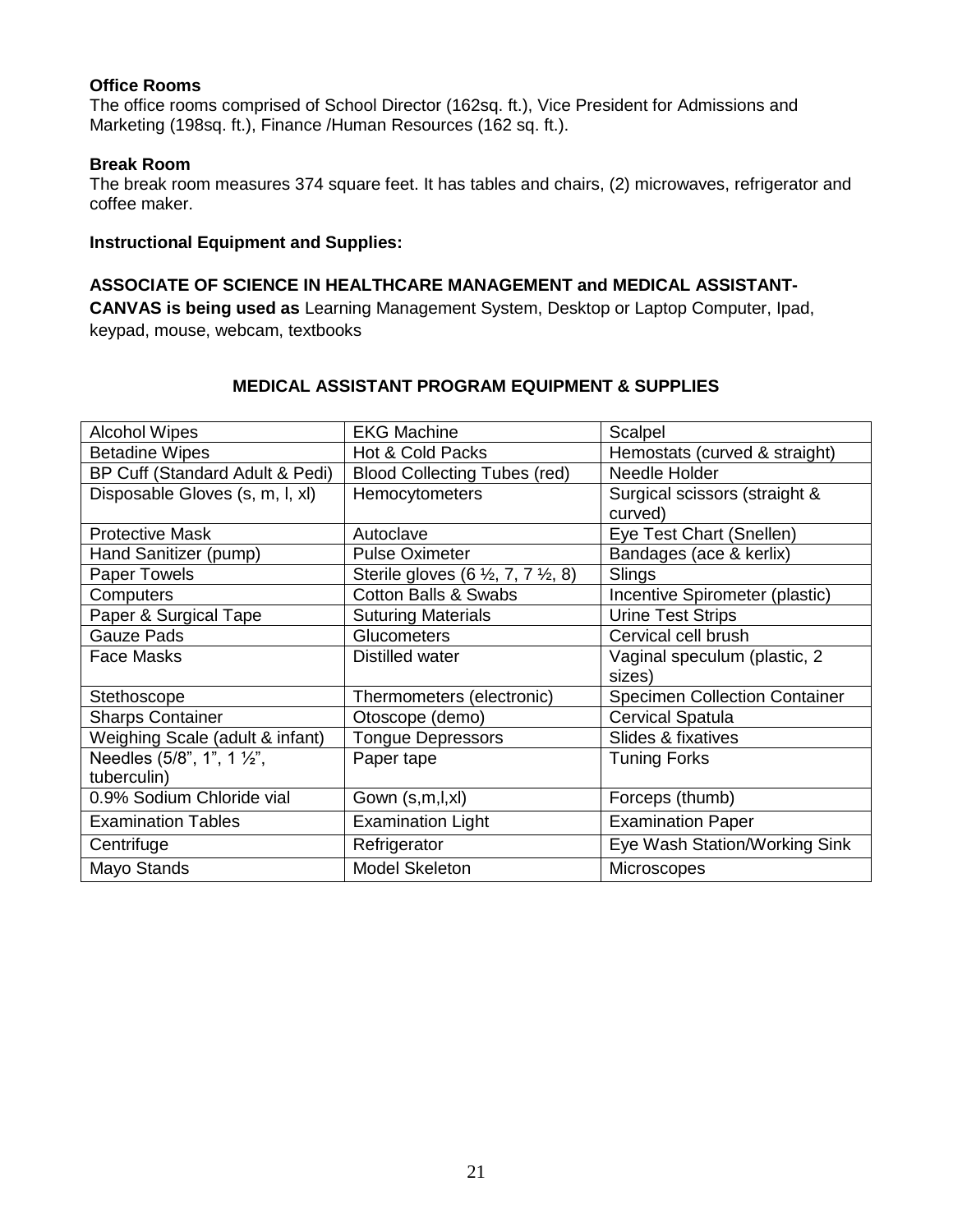**Office Rooms**

The office rooms comprised of School Director (162sq. ft.), Vice President for Admissions and Marketing (198sq. ft.), Finance /Human Resources (162 sq. ft.).

**Break Room**

The break room measures 374 square feet. It has tables and chairs, (2) microwaves, refrigerator and coffee maker.

**Instructional Equipment and Supplies:**

**ASSOCIATE OF SCIENCE IN HEALTHCARE MANAGEMENT and MEDICAL ASSISTANT-**
**CANVAS is being used as** Learning Management System, Desktop or Laptop Computer, Ipad, keypad, mouse, webcam, textbooks

**MEDICAL ASSISTANT PROGRAM EQUIPMENT & SUPPLIES**

| | | |
|---|---|---|
| Alcohol Wipes | EKG Machine | Scalpel |
| Betadine Wipes | Hot & Cold Packs | Hemostats (curved & straight) |
| BP Cuff (Standard Adult & Pedi) | Blood Collecting Tubes (red) | Needle Holder |
| Disposable Gloves (s, m, l, xl) | Hemocytometers | Surgical scissors (straight & curved) |
| Protective Mask | Autoclave | Eye Test Chart (Snellen) |
| Hand Sanitizer (pump) | Pulse Oximeter | Bandages (ace & kerlix) |
| Paper Towels | Sterile gloves (6 ½, 7, 7 ½, 8) | Slings |
| Computers | Cotton Balls & Swabs | Incentive Spirometer (plastic) |
| Paper & Surgical Tape | Suturing Materials | Urine Test Strips |
| Gauze Pads | Glucometers | Cervical cell brush |
| Face Masks | Distilled water | Vaginal speculum (plastic, 2 sizes) |
| Stethoscope | Thermometers (electronic) | Specimen Collection Container |
| Sharps Container | Otoscope (demo) | Cervical Spatula |
| Weighing Scale (adult & infant) | Tongue Depressors | Slides & fixatives |
| Needles (5/8", 1", 1 ½", tuberculin) | Paper tape | Tuning Forks |
| 0.9% Sodium Chloride vial | Gown (s,m,l,xl) | Forceps (thumb) |
| Examination Tables | Examination Light | Examination Paper |
| Centrifuge | Refrigerator | Eye Wash Station/Working Sink |
| Mayo Stands | Model Skeleton | Microscopes |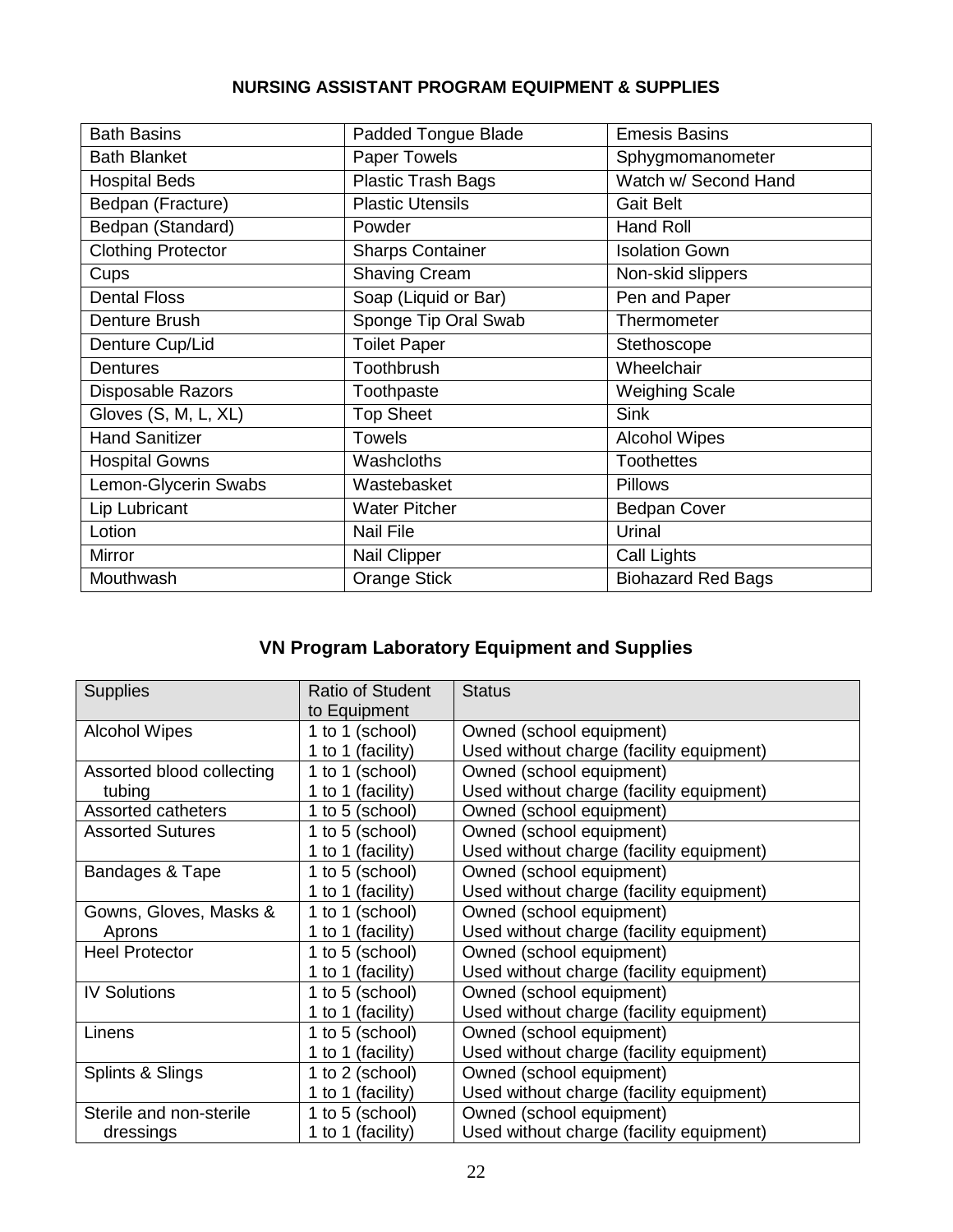## NURSING ASSISTANT PROGRAM EQUIPMENT & SUPPLIES

| | | |
|---|---|---|
| Bath Basins | Padded Tongue Blade | Emesis Basins |
| Bath Blanket | Paper Towels | Sphygmomanometer |
| Hospital Beds | Plastic Trash Bags | Watch w/ Second Hand |
| Bedpan (Fracture) | Plastic Utensils | Gait Belt |
| Bedpan (Standard) | Powder | Hand Roll |
| Clothing Protector | Sharps Container | Isolation Gown |
| Cups | Shaving Cream | Non-skid slippers |
| Dental Floss | Soap (Liquid or Bar) | Pen and Paper |
| Denture Brush | Sponge Tip Oral Swab | Thermometer |
| Denture Cup/Lid | Toilet Paper | Stethoscope |
| Dentures | Toothbrush | Wheelchair |
| Disposable Razors | Toothpaste | Weighing Scale |
| Gloves (S, M, L, XL) | Top Sheet | Sink |
| Hand Sanitizer | Towels | Alcohol Wipes |
| Hospital Gowns | Washcloths | Toothettes |
| Lemon-Glycerin Swabs | Wastebasket | Pillows |
| Lip Lubricant | Water Pitcher | Bedpan Cover |
| Lotion | Nail File | Urinal |
| Mirror | Nail Clipper | Call Lights |
| Mouthwash | Orange Stick | Biohazard Red Bags |

## VN Program Laboratory Equipment and Supplies

| Supplies | Ratio of Student to Equipment | Status |
|---|---|---|
| Alcohol Wipes | 1 to 1 (school)<br>1 to 1 (facility) | Owned (school equipment)<br>Used without charge (facility equipment) |
| Assorted blood collecting tubing | 1 to 1 (school)<br>1 to 1 (facility) | Owned (school equipment)<br>Used without charge (facility equipment) |
| Assorted catheters | 1 to 5 (school) | Owned (school equipment) |
| Assorted Sutures | 1 to 5 (school)<br>1 to 1 (facility) | Owned (school equipment)<br>Used without charge (facility equipment) |
| Bandages & Tape | 1 to 5 (school)<br>1 to 1 (facility) | Owned (school equipment)<br>Used without charge (facility equipment) |
| Gowns, Gloves, Masks & Aprons | 1 to 1 (school)<br>1 to 1 (facility) | Owned (school equipment)<br>Used without charge (facility equipment) |
| Heel Protector | 1 to 5 (school)<br>1 to 1 (facility) | Owned (school equipment)<br>Used without charge (facility equipment) |
| IV Solutions | 1 to 5 (school)<br>1 to 1 (facility) | Owned (school equipment)<br>Used without charge (facility equipment) |
| Linens | 1 to 5 (school)<br>1 to 1 (facility) | Owned (school equipment)<br>Used without charge (facility equipment) |
| Splints & Slings | 1 to 2 (school)<br>1 to 1 (facility) | Owned (school equipment)<br>Used without charge (facility equipment) |
| Sterile and non-sterile dressings | 1 to 5 (school)<br>1 to 1 (facility) | Owned (school equipment)<br>Used without charge (facility equipment) |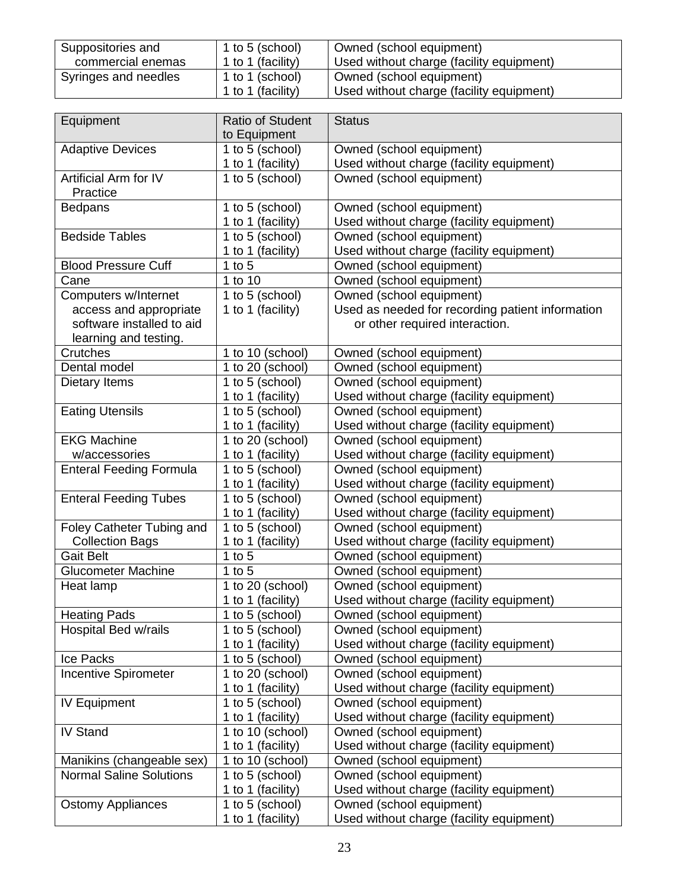| | | |
|---|---|---|
| Suppositories and commercial enemas | 1 to 5 (school)<br>1 to 1 (facility) | Owned (school equipment)<br>Used without charge (facility equipment) |
| Syringes and needles | 1 to 1 (school)<br>1 to 1 (facility) | Owned (school equipment)<br>Used without charge (facility equipment) |

| Equipment | Ratio of Student to Equipment | Status |
|---|---|---|
| Adaptive Devices | 1 to 5 (school)<br>1 to 1 (facility) | Owned (school equipment)<br>Used without charge (facility equipment) |
| Artificial Arm for IV Practice | 1 to 5 (school) | Owned (school equipment) |
| Bedpans | 1 to 5 (school)<br>1 to 1 (facility) | Owned (school equipment)<br>Used without charge (facility equipment) |
| Bedside Tables | 1 to 5 (school)<br>1 to 1 (facility) | Owned (school equipment)<br>Used without charge (facility equipment) |
| Blood Pressure Cuff | 1 to 5 | Owned (school equipment) |
| Cane | 1 to 10 | Owned (school equipment) |
| Computers w/Internet access and appropriate software installed to aid learning and testing. | 1 to 5 (school)<br>1 to 1 (facility) | Owned (school equipment)<br>Used as needed for recording patient information or other required interaction. |
| Crutches | 1 to 10 (school) | Owned (school equipment) |
| Dental model | 1 to 20 (school) | Owned (school equipment) |
| Dietary Items | 1 to 5 (school)<br>1 to 1 (facility) | Owned (school equipment)<br>Used without charge (facility equipment) |
| Eating Utensils | 1 to 5 (school)<br>1 to 1 (facility) | Owned (school equipment)<br>Used without charge (facility equipment) |
| EKG Machine w/accessories | 1 to 20 (school)<br>1 to 1 (facility) | Owned (school equipment)<br>Used without charge (facility equipment) |
| Enteral Feeding Formula | 1 to 5 (school)<br>1 to 1 (facility) | Owned (school equipment)<br>Used without charge (facility equipment) |
| Enteral Feeding Tubes | 1 to 5 (school)<br>1 to 1 (facility) | Owned (school equipment)<br>Used without charge (facility equipment) |
| Foley Catheter Tubing and Collection Bags | 1 to 5 (school)<br>1 to 1 (facility) | Owned (school equipment)<br>Used without charge (facility equipment) |
| Gait Belt | 1 to 5 | Owned (school equipment) |
| Glucometer Machine | 1 to 5 | Owned (school equipment) |
| Heat lamp | 1 to 20 (school)<br>1 to 1 (facility) | Owned (school equipment)<br>Used without charge (facility equipment) |
| Heating Pads | 1 to 5 (school) | Owned (school equipment) |
| Hospital Bed w/rails | 1 to 5 (school)<br>1 to 1 (facility) | Owned (school equipment)<br>Used without charge (facility equipment) |
| Ice Packs | 1 to 5 (school) | Owned (school equipment) |
| Incentive Spirometer | 1 to 20 (school)<br>1 to 1 (facility) | Owned (school equipment)<br>Used without charge (facility equipment) |
| IV Equipment | 1 to 5 (school)<br>1 to 1 (facility) | Owned (school equipment)<br>Used without charge (facility equipment) |
| IV Stand | 1 to 10 (school)<br>1 to 1 (facility) | Owned (school equipment)<br>Used without charge (facility equipment) |
| Manikins (changeable sex) | 1 to 10 (school) | Owned (school equipment) |
| Normal Saline Solutions | 1 to 5 (school)<br>1 to 1 (facility) | Owned (school equipment)<br>Used without charge (facility equipment) |
| Ostomy Appliances | 1 to 5 (school)<br>1 to 1 (facility) | Owned (school equipment)<br>Used without charge (facility equipment) |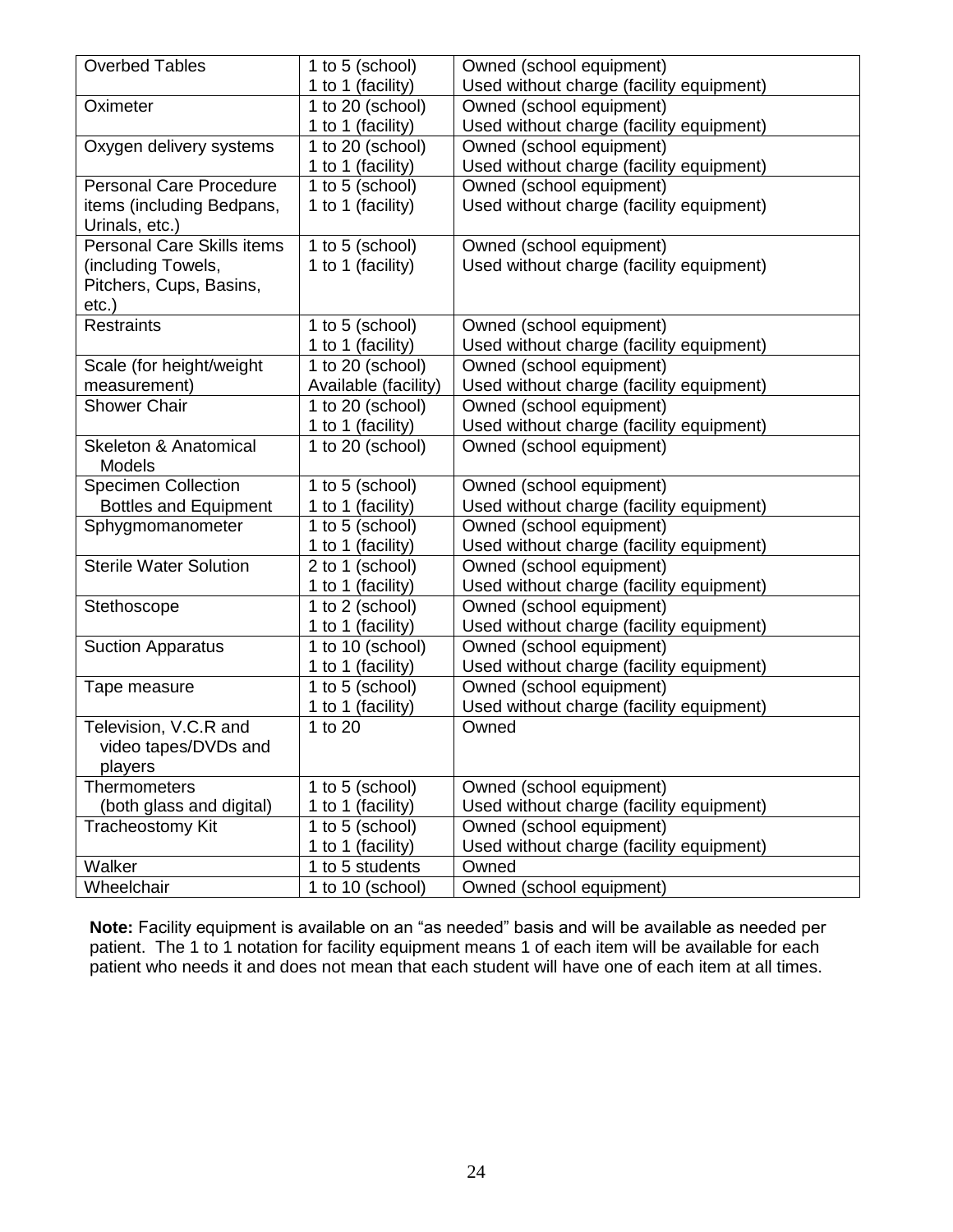| | | |
|---|---|---|
| Overbed Tables | 1 to 5 (school)<br>1 to 1 (facility) | Owned (school equipment)<br>Used without charge (facility equipment) |
| Oximeter | 1 to 20 (school)<br>1 to 1 (facility) | Owned (school equipment)<br>Used without charge (facility equipment) |
| Oxygen delivery systems | 1 to 20 (school)<br>1 to 1 (facility) | Owned (school equipment)<br>Used without charge (facility equipment) |
| Personal Care Procedure items (including Bedpans, Urinals, etc.) | 1 to 5 (school)<br>1 to 1 (facility) | Owned (school equipment)<br>Used without charge (facility equipment) |
| Personal Care Skills items (including Towels, Pitchers, Cups, Basins, etc.) | 1 to 5 (school)<br>1 to 1 (facility) | Owned (school equipment)<br>Used without charge (facility equipment) |
| Restraints | 1 to 5 (school)<br>1 to 1 (facility) | Owned (school equipment)<br>Used without charge (facility equipment) |
| Scale (for height/weight measurement) | 1 to 20 (school)<br>Available (facility) | Owned (school equipment)<br>Used without charge (facility equipment) |
| Shower Chair | 1 to 20 (school)<br>1 to 1 (facility) | Owned (school equipment)<br>Used without charge (facility equipment) |
| Skeleton & Anatomical Models | 1 to 20 (school) | Owned (school equipment) |
| Specimen Collection Bottles and Equipment | 1 to 5 (school)<br>1 to 1 (facility) | Owned (school equipment)<br>Used without charge (facility equipment) |
| Sphygmomanometer | 1 to 5 (school)<br>1 to 1 (facility) | Owned (school equipment)<br>Used without charge (facility equipment) |
| Sterile Water Solution | 2 to 1 (school)<br>1 to 1 (facility) | Owned (school equipment)<br>Used without charge (facility equipment) |
| Stethoscope | 1 to 2 (school)<br>1 to 1 (facility) | Owned (school equipment)<br>Used without charge (facility equipment) |
| Suction Apparatus | 1 to 10 (school)<br>1 to 1 (facility) | Owned (school equipment)<br>Used without charge (facility equipment) |
| Tape measure | 1 to 5 (school)<br>1 to 1 (facility) | Owned (school equipment)<br>Used without charge (facility equipment) |
| Television, V.C.R and video tapes/DVDs and players | 1 to 20 | Owned |
| Thermometers (both glass and digital) | 1 to 5 (school)<br>1 to 1 (facility) | Owned (school equipment)<br>Used without charge (facility equipment) |
| Tracheostomy Kit | 1 to 5 (school)<br>1 to 1 (facility) | Owned (school equipment)<br>Used without charge (facility equipment) |
| Walker | 1 to 5 students | Owned |
| Wheelchair | 1 to 10 (school) | Owned (school equipment) |

**Note:** Facility equipment is available on an "as needed" basis and will be available as needed per patient. The 1 to 1 notation for facility equipment means 1 of each item will be available for each patient who needs it and does not mean that each student will have one of each item at all times.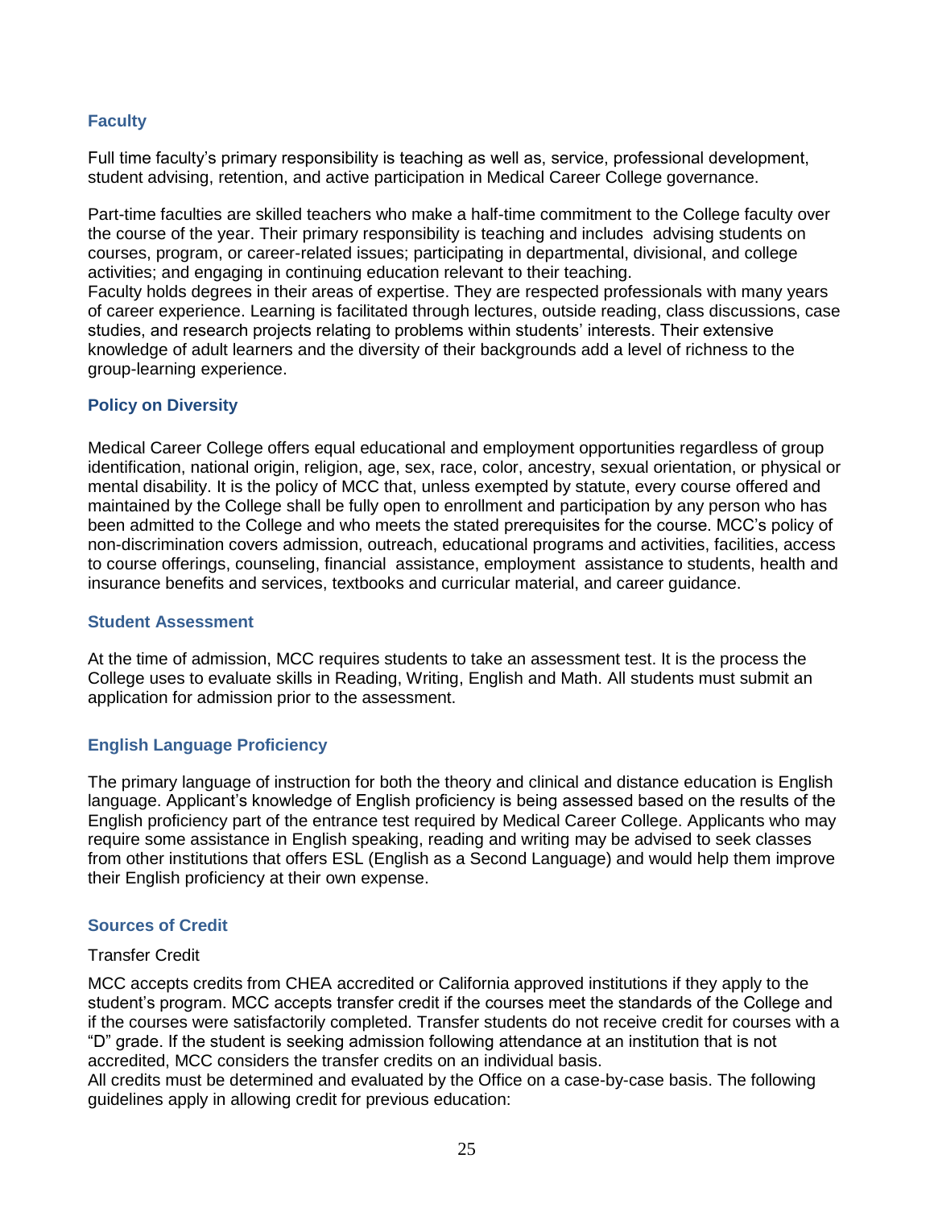## Faculty

Full time faculty's primary responsibility is teaching as well as, service, professional development, student advising, retention, and active participation in Medical Career College governance.

Part-time faculties are skilled teachers who make a half-time commitment to the College faculty over the course of the year. Their primary responsibility is teaching and includes advising students on courses, program, or career-related issues; participating in departmental, divisional, and college activities; and engaging in continuing education relevant to their teaching.
Faculty holds degrees in their areas of expertise. They are respected professionals with many years of career experience. Learning is facilitated through lectures, outside reading, class discussions, case studies, and research projects relating to problems within students' interests. Their extensive knowledge of adult learners and the diversity of their backgrounds add a level of richness to the group-learning experience.

## Policy on Diversity

Medical Career College offers equal educational and employment opportunities regardless of group identification, national origin, religion, age, sex, race, color, ancestry, sexual orientation, or physical or mental disability. It is the policy of MCC that, unless exempted by statute, every course offered and maintained by the College shall be fully open to enrollment and participation by any person who has been admitted to the College and who meets the stated prerequisites for the course. MCC's policy of non-discrimination covers admission, outreach, educational programs and activities, facilities, access to course offerings, counseling, financial assistance, employment assistance to students, health and insurance benefits and services, textbooks and curricular material, and career guidance.

## Student Assessment

At the time of admission, MCC requires students to take an assessment test. It is the process the College uses to evaluate skills in Reading, Writing, English and Math. All students must submit an application for admission prior to the assessment.

## English Language Proficiency

The primary language of instruction for both the theory and clinical and distance education is English language. Applicant's knowledge of English proficiency is being assessed based on the results of the English proficiency part of the entrance test required by Medical Career College. Applicants who may require some assistance in English speaking, reading and writing may be advised to seek classes from other institutions that offers ESL (English as a Second Language) and would help them improve their English proficiency at their own expense.

## Sources of Credit

Transfer Credit

MCC accepts credits from CHEA accredited or California approved institutions if they apply to the student's program. MCC accepts transfer credit if the courses meet the standards of the College and if the courses were satisfactorily completed. Transfer students do not receive credit for courses with a "D" grade. If the student is seeking admission following attendance at an institution that is not accredited, MCC considers the transfer credits on an individual basis.
All credits must be determined and evaluated by the Office on a case-by-case basis. The following guidelines apply in allowing credit for previous education: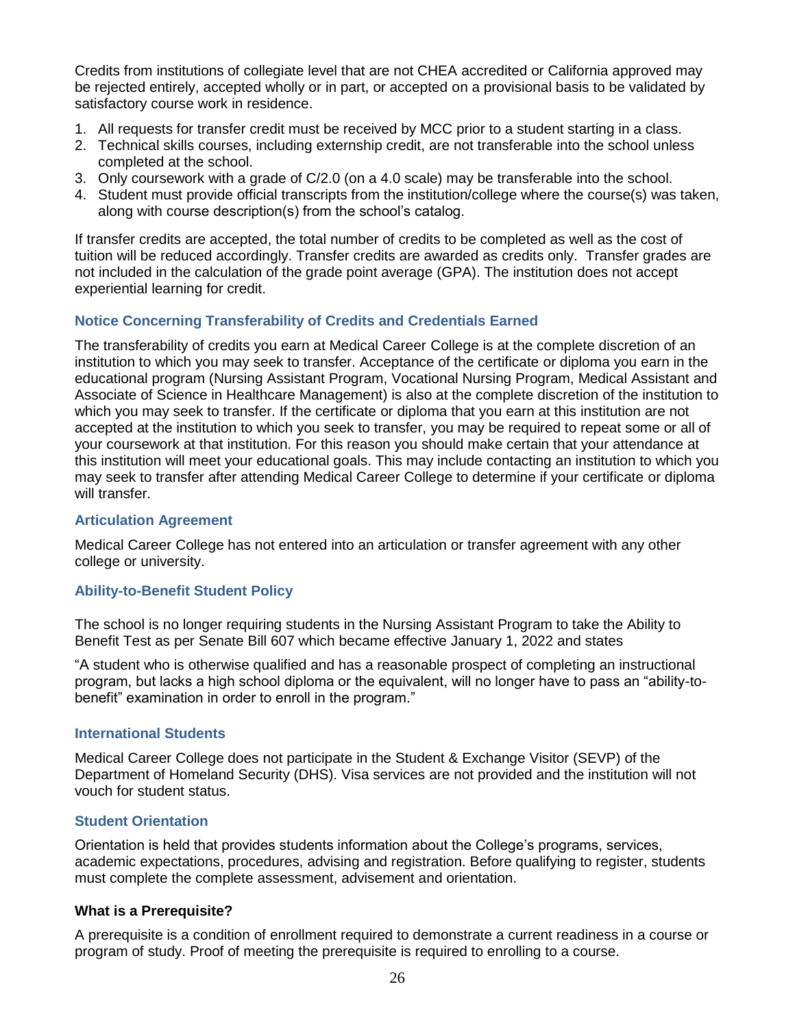Credits from institutions of collegiate level that are not CHEA accredited or California approved may be rejected entirely, accepted wholly or in part, or accepted on a provisional basis to be validated by satisfactory course work in residence.

1. All requests for transfer credit must be received by MCC prior to a student starting in a class.
2. Technical skills courses, including externship credit, are not transferable into the school unless completed at the school.
3. Only coursework with a grade of C/2.0 (on a 4.0 scale) may be transferable into the school.
4. Student must provide official transcripts from the institution/college where the course(s) was taken, along with course description(s) from the school's catalog.

If transfer credits are accepted, the total number of credits to be completed as well as the cost of tuition will be reduced accordingly. Transfer credits are awarded as credits only. Transfer grades are not included in the calculation of the grade point average (GPA). The institution does not accept experiential learning for credit.

### Notice Concerning Transferability of Credits and Credentials Earned

The transferability of credits you earn at Medical Career College is at the complete discretion of an institution to which you may seek to transfer. Acceptance of the certificate or diploma you earn in the educational program (Nursing Assistant Program, Vocational Nursing Program, Medical Assistant and Associate of Science in Healthcare Management) is also at the complete discretion of the institution to which you may seek to transfer. If the certificate or diploma that you earn at this institution are not accepted at the institution to which you seek to transfer, you may be required to repeat some or all of your coursework at that institution. For this reason you should make certain that your attendance at this institution will meet your educational goals. This may include contacting an institution to which you may seek to transfer after attending Medical Career College to determine if your certificate or diploma will transfer.

### Articulation Agreement

Medical Career College has not entered into an articulation or transfer agreement with any other college or university.

### Ability-to-Benefit Student Policy

The school is no longer requiring students in the Nursing Assistant Program to take the Ability to Benefit Test as per Senate Bill 607 which became effective January 1, 2022 and states

"A student who is otherwise qualified and has a reasonable prospect of completing an instructional program, but lacks a high school diploma or the equivalent, will no longer have to pass an "ability-to-benefit" examination in order to enroll in the program."

### International Students

Medical Career College does not participate in the Student & Exchange Visitor (SEVP) of the Department of Homeland Security (DHS). Visa services are not provided and the institution will not vouch for student status.

### Student Orientation

Orientation is held that provides students information about the College's programs, services, academic expectations, procedures, advising and registration. Before qualifying to register, students must complete the complete assessment, advisement and orientation.

**What is a Prerequisite?**

A prerequisite is a condition of enrollment required to demonstrate a current readiness in a course or program of study. Proof of meeting the prerequisite is required to enrolling to a course.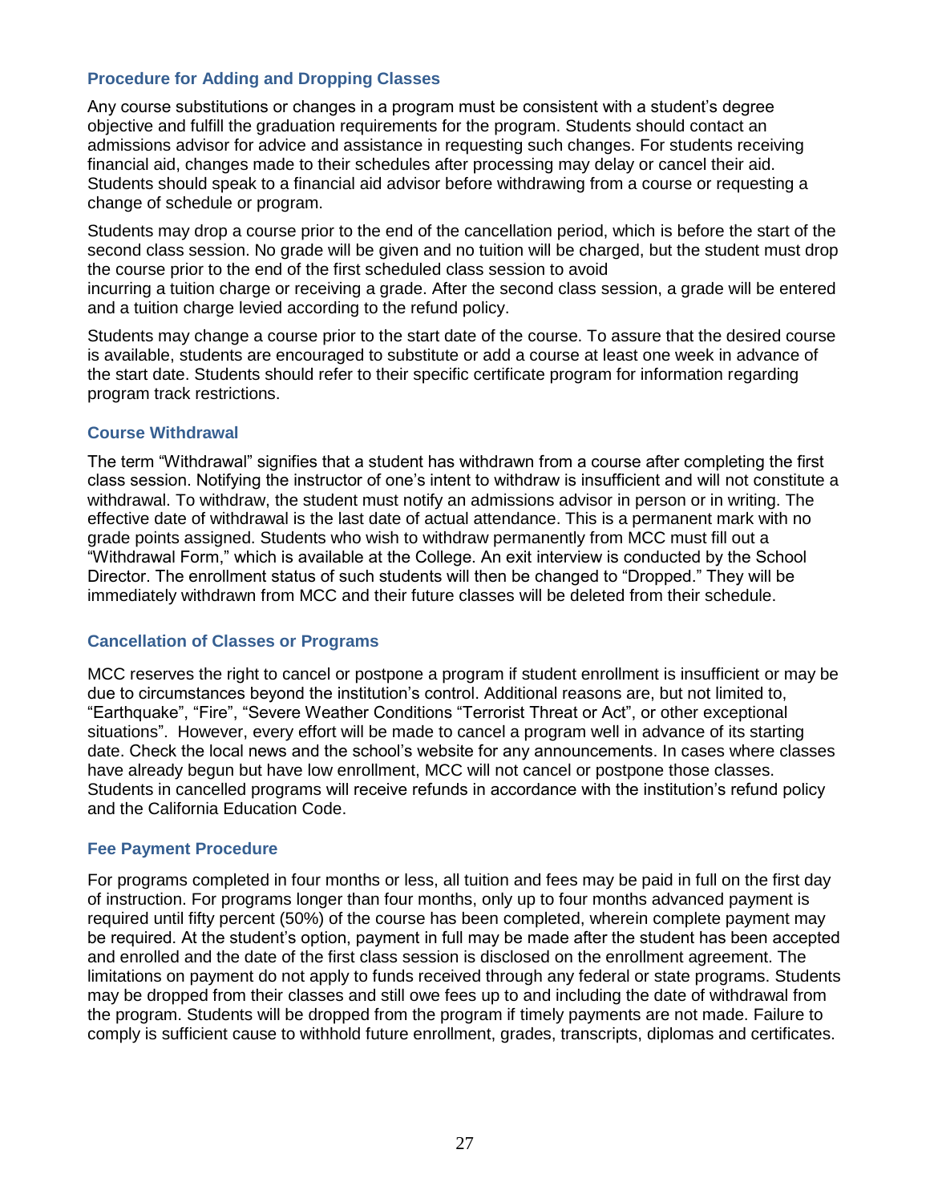### Procedure for Adding and Dropping Classes

Any course substitutions or changes in a program must be consistent with a student's degree objective and fulfill the graduation requirements for the program. Students should contact an admissions advisor for advice and assistance in requesting such changes. For students receiving financial aid, changes made to their schedules after processing may delay or cancel their aid. Students should speak to a financial aid advisor before withdrawing from a course or requesting a change of schedule or program.

Students may drop a course prior to the end of the cancellation period, which is before the start of the second class session. No grade will be given and no tuition will be charged, but the student must drop the course prior to the end of the first scheduled class session to avoid incurring a tuition charge or receiving a grade. After the second class session, a grade will be entered and a tuition charge levied according to the refund policy.

Students may change a course prior to the start date of the course. To assure that the desired course is available, students are encouraged to substitute or add a course at least one week in advance of the start date. Students should refer to their specific certificate program for information regarding program track restrictions.

### Course Withdrawal

The term "Withdrawal" signifies that a student has withdrawn from a course after completing the first class session. Notifying the instructor of one's intent to withdraw is insufficient and will not constitute a withdrawal. To withdraw, the student must notify an admissions advisor in person or in writing. The effective date of withdrawal is the last date of actual attendance. This is a permanent mark with no grade points assigned. Students who wish to withdraw permanently from MCC must fill out a "Withdrawal Form," which is available at the College. An exit interview is conducted by the School Director. The enrollment status of such students will then be changed to "Dropped." They will be immediately withdrawn from MCC and their future classes will be deleted from their schedule.

### Cancellation of Classes or Programs

MCC reserves the right to cancel or postpone a program if student enrollment is insufficient or may be due to circumstances beyond the institution's control. Additional reasons are, but not limited to, "Earthquake", "Fire", "Severe Weather Conditions "Terrorist Threat or Act", or other exceptional situations". However, every effort will be made to cancel a program well in advance of its starting date. Check the local news and the school's website for any announcements. In cases where classes have already begun but have low enrollment, MCC will not cancel or postpone those classes. Students in cancelled programs will receive refunds in accordance with the institution's refund policy and the California Education Code.

### Fee Payment Procedure

For programs completed in four months or less, all tuition and fees may be paid in full on the first day of instruction. For programs longer than four months, only up to four months advanced payment is required until fifty percent (50%) of the course has been completed, wherein complete payment may be required. At the student's option, payment in full may be made after the student has been accepted and enrolled and the date of the first class session is disclosed on the enrollment agreement. The limitations on payment do not apply to funds received through any federal or state programs. Students may be dropped from their classes and still owe fees up to and including the date of withdrawal from the program. Students will be dropped from the program if timely payments are not made. Failure to comply is sufficient cause to withhold future enrollment, grades, transcripts, diplomas and certificates.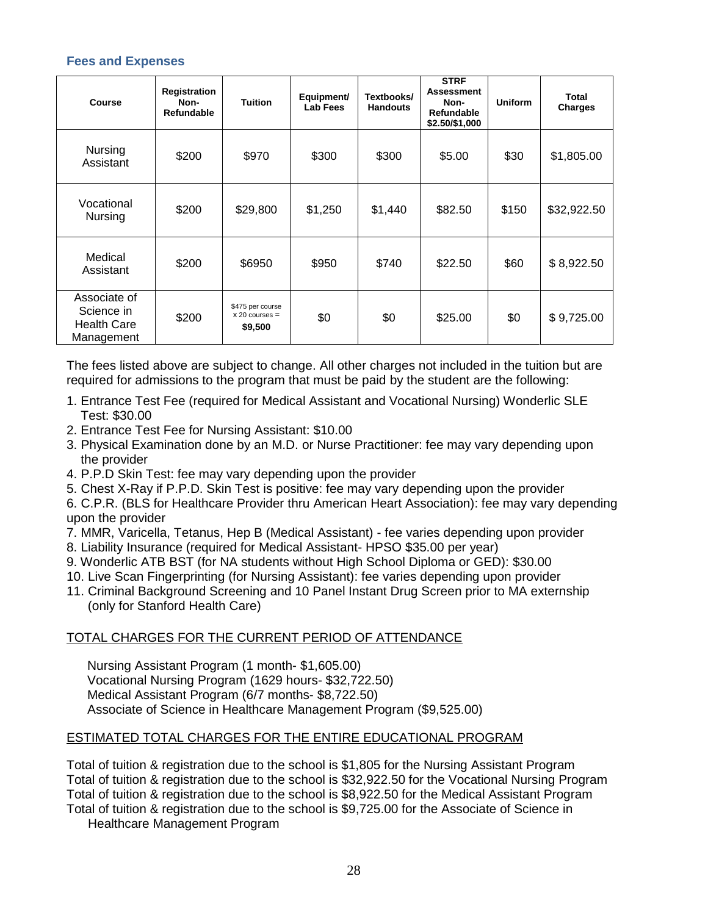## Fees and Expenses

| Course | Registration Non-Refundable | Tuition | Equipment/ Lab Fees | Textbooks/ Handouts | STRF Assessment Non-Refundable $2.50/$1,000 | Uniform | Total Charges |
|---|---|---|---|---|---|---|---|
| Nursing Assistant | $200 | $970 | $300 | $300 | $5.00 | $30 | $1,805.00 |
| Vocational Nursing | $200 | $29,800 | $1,250 | $1,440 | $82.50 | $150 | $32,922.50 |
| Medical Assistant | $200 | $6950 | $950 | $740 | $22.50 | $60 | $ 8,922.50 |
| Associate of Science in Health Care Management | $200 | $475 per course x 20 courses = **$9,500** | $0 | $0 | $25.00 | $0 | $ 9,725.00 |

The fees listed above are subject to change. All other charges not included in the tuition but are required for admissions to the program that must be paid by the student are the following:

1. Entrance Test Fee (required for Medical Assistant and Vocational Nursing) Wonderlic SLE Test: $30.00
2. Entrance Test Fee for Nursing Assistant: $10.00
3. Physical Examination done by an M.D. or Nurse Practitioner: fee may vary depending upon the provider
4. P.P.D Skin Test: fee may vary depending upon the provider
5. Chest X-Ray if P.P.D. Skin Test is positive: fee may vary depending upon the provider
6. C.P.R. (BLS for Healthcare Provider thru American Heart Association): fee may vary depending upon the provider
7. MMR, Varicella, Tetanus, Hep B (Medical Assistant) - fee varies depending upon provider
8. Liability Insurance (required for Medical Assistant- HPSO $35.00 per year)
9. Wonderlic ATB BST (for NA students without High School Diploma or GED): $30.00
10. Live Scan Fingerprinting (for Nursing Assistant): fee varies depending upon provider
11. Criminal Background Screening and 10 Panel Instant Drug Screen prior to MA externship (only for Stanford Health Care)

TOTAL CHARGES FOR THE CURRENT PERIOD OF ATTENDANCE

Nursing Assistant Program (1 month- $1,605.00)
Vocational Nursing Program (1629 hours- $32,722.50)
Medical Assistant Program (6/7 months- $8,722.50)
Associate of Science in Healthcare Management Program ($9,525.00)

ESTIMATED TOTAL CHARGES FOR THE ENTIRE EDUCATIONAL PROGRAM

Total of tuition & registration due to the school is $1,805 for the Nursing Assistant Program
Total of tuition & registration due to the school is $32,922.50 for the Vocational Nursing Program
Total of tuition & registration due to the school is $8,922.50 for the Medical Assistant Program
Total of tuition & registration due to the school is $9,725.00 for the Associate of Science in Healthcare Management Program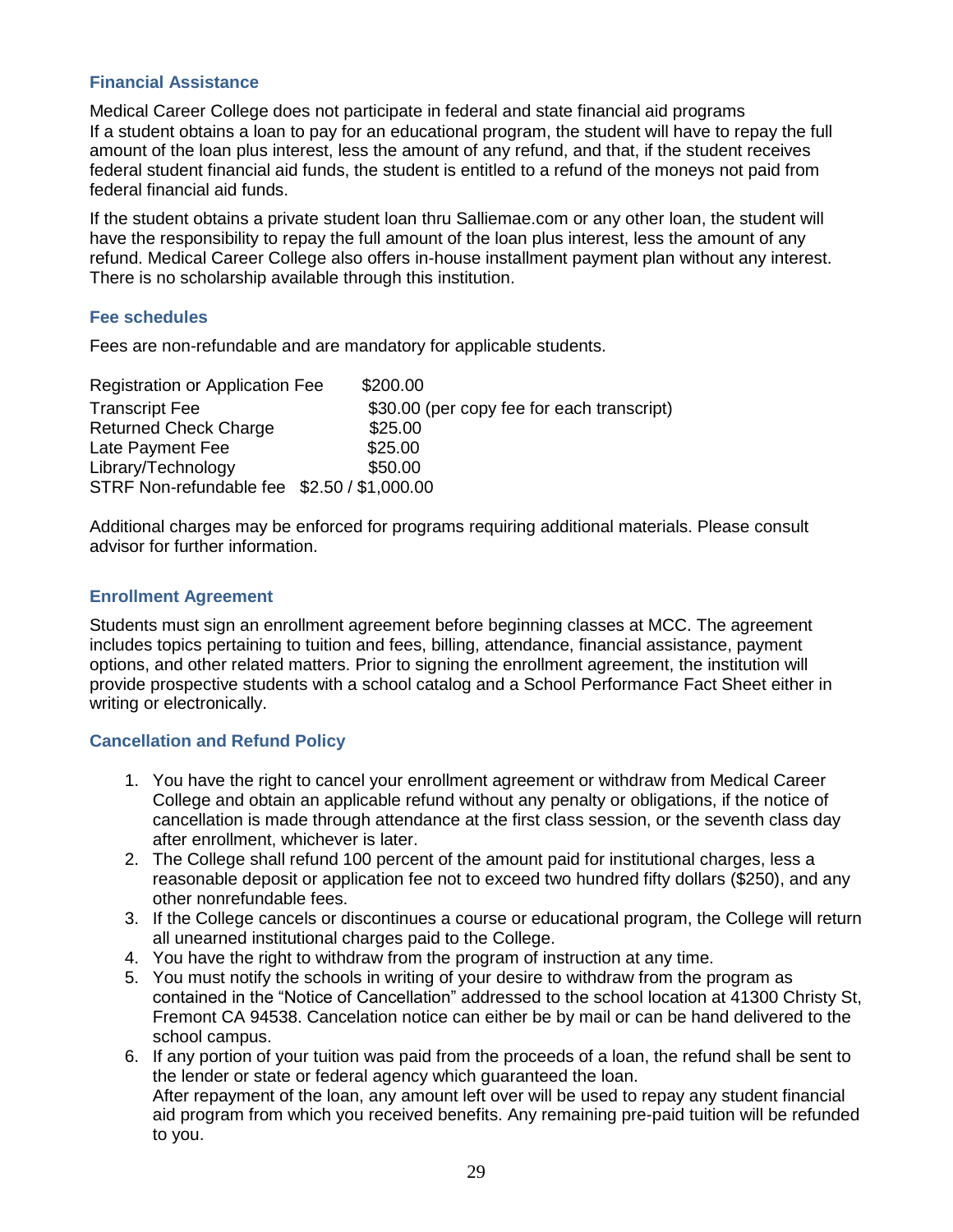### Financial Assistance

Medical Career College does not participate in federal and state financial aid programs
If a student obtains a loan to pay for an educational program, the student will have to repay the full amount of the loan plus interest, less the amount of any refund, and that, if the student receives federal student financial aid funds, the student is entitled to a refund of the moneys not paid from federal financial aid funds.

If the student obtains a private student loan thru Salliemae.com or any other loan, the student will have the responsibility to repay the full amount of the loan plus interest, less the amount of any refund. Medical Career College also offers in-house installment payment plan without any interest. There is no scholarship available through this institution.

### Fee schedules

Fees are non-refundable and are mandatory for applicable students.

| | |
|---|---|
| Registration or Application Fee | $200.00 |
| Transcript Fee | $30.00 (per copy fee for each transcript) |
| Returned Check Charge | $25.00 |
| Late Payment Fee | $25.00 |
| Library/Technology | $50.00 |
| STRF Non-refundable fee | $2.50 / $1,000.00 |

Additional charges may be enforced for programs requiring additional materials. Please consult advisor for further information.

### Enrollment Agreement

Students must sign an enrollment agreement before beginning classes at MCC. The agreement includes topics pertaining to tuition and fees, billing, attendance, financial assistance, payment options, and other related matters. Prior to signing the enrollment agreement, the institution will provide prospective students with a school catalog and a School Performance Fact Sheet either in writing or electronically.

### Cancellation and Refund Policy

1. You have the right to cancel your enrollment agreement or withdraw from Medical Career College and obtain an applicable refund without any penalty or obligations, if the notice of cancellation is made through attendance at the first class session, or the seventh class day after enrollment, whichever is later.
2. The College shall refund 100 percent of the amount paid for institutional charges, less a reasonable deposit or application fee not to exceed two hundred fifty dollars ($250), and any other nonrefundable fees.
3. If the College cancels or discontinues a course or educational program, the College will return all unearned institutional charges paid to the College.
4. You have the right to withdraw from the program of instruction at any time.
5. You must notify the schools in writing of your desire to withdraw from the program as contained in the "Notice of Cancellation" addressed to the school location at 41300 Christy St, Fremont CA 94538. Cancelation notice can either be by mail or can be hand delivered to the school campus.
6. If any portion of your tuition was paid from the proceeds of a loan, the refund shall be sent to the lender or state or federal agency which guaranteed the loan.
   After repayment of the loan, any amount left over will be used to repay any student financial aid program from which you received benefits. Any remaining pre-paid tuition will be refunded to you.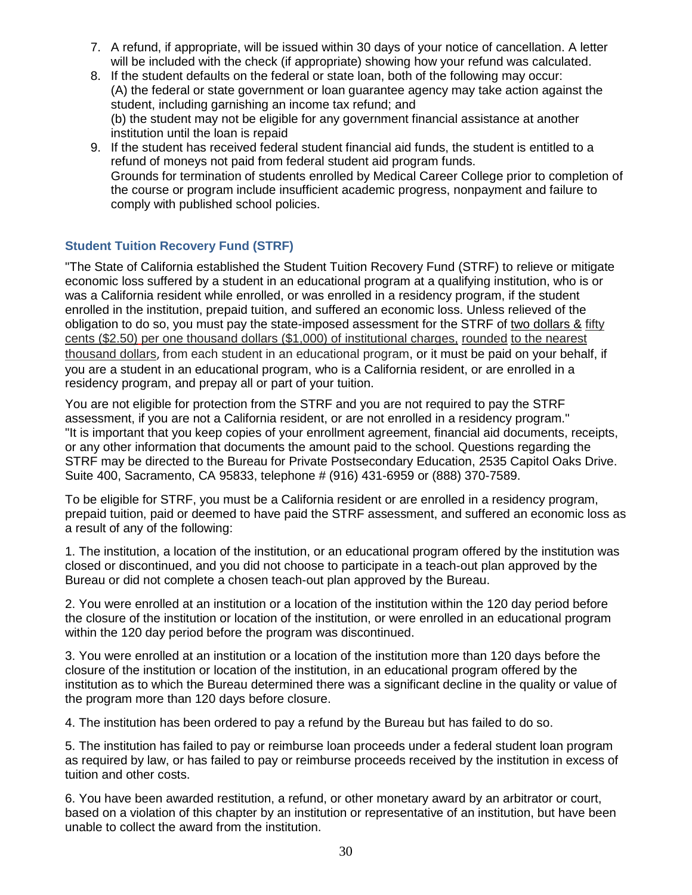7. A refund, if appropriate, will be issued within 30 days of your notice of cancellation. A letter will be included with the check (if appropriate) showing how your refund was calculated.
8. If the student defaults on the federal or state loan, both of the following may occur: (A) the federal or state government or loan guarantee agency may take action against the student, including garnishing an income tax refund; and (b) the student may not be eligible for any government financial assistance at another institution until the loan is repaid
9. If the student has received federal student financial aid funds, the student is entitled to a refund of moneys not paid from federal student aid program funds. Grounds for termination of students enrolled by Medical Career College prior to completion of the course or program include insufficient academic progress, nonpayment and failure to comply with published school policies.

### Student Tuition Recovery Fund (STRF)

"The State of California established the Student Tuition Recovery Fund (STRF) to relieve or mitigate economic loss suffered by a student in an educational program at a qualifying institution, who is or was a California resident while enrolled, or was enrolled in a residency program, if the student enrolled in the institution, prepaid tuition, and suffered an economic loss. Unless relieved of the obligation to do so, you must pay the state-imposed assessment for the STRF of two dollars & fifty cents ($2.50) per one thousand dollars ($1,000) of institutional charges, rounded to the nearest thousand dollars, from each student in an educational program, or it must be paid on your behalf, if you are a student in an educational program, who is a California resident, or are enrolled in a residency program, and prepay all or part of your tuition.

You are not eligible for protection from the STRF and you are not required to pay the STRF assessment, if you are not a California resident, or are not enrolled in a residency program." "It is important that you keep copies of your enrollment agreement, financial aid documents, receipts, or any other information that documents the amount paid to the school. Questions regarding the STRF may be directed to the Bureau for Private Postsecondary Education, 2535 Capitol Oaks Drive. Suite 400, Sacramento, CA 95833, telephone # (916) 431-6959 or (888) 370-7589.

To be eligible for STRF, you must be a California resident or are enrolled in a residency program, prepaid tuition, paid or deemed to have paid the STRF assessment, and suffered an economic loss as a result of any of the following:

1. The institution, a location of the institution, or an educational program offered by the institution was closed or discontinued, and you did not choose to participate in a teach-out plan approved by the Bureau or did not complete a chosen teach-out plan approved by the Bureau.

2. You were enrolled at an institution or a location of the institution within the 120 day period before the closure of the institution or location of the institution, or were enrolled in an educational program within the 120 day period before the program was discontinued.

3. You were enrolled at an institution or a location of the institution more than 120 days before the closure of the institution or location of the institution, in an educational program offered by the institution as to which the Bureau determined there was a significant decline in the quality or value of the program more than 120 days before closure.

4. The institution has been ordered to pay a refund by the Bureau but has failed to do so.

5. The institution has failed to pay or reimburse loan proceeds under a federal student loan program as required by law, or has failed to pay or reimburse proceeds received by the institution in excess of tuition and other costs.

6. You have been awarded restitution, a refund, or other monetary award by an arbitrator or court, based on a violation of this chapter by an institution or representative of an institution, but have been unable to collect the award from the institution.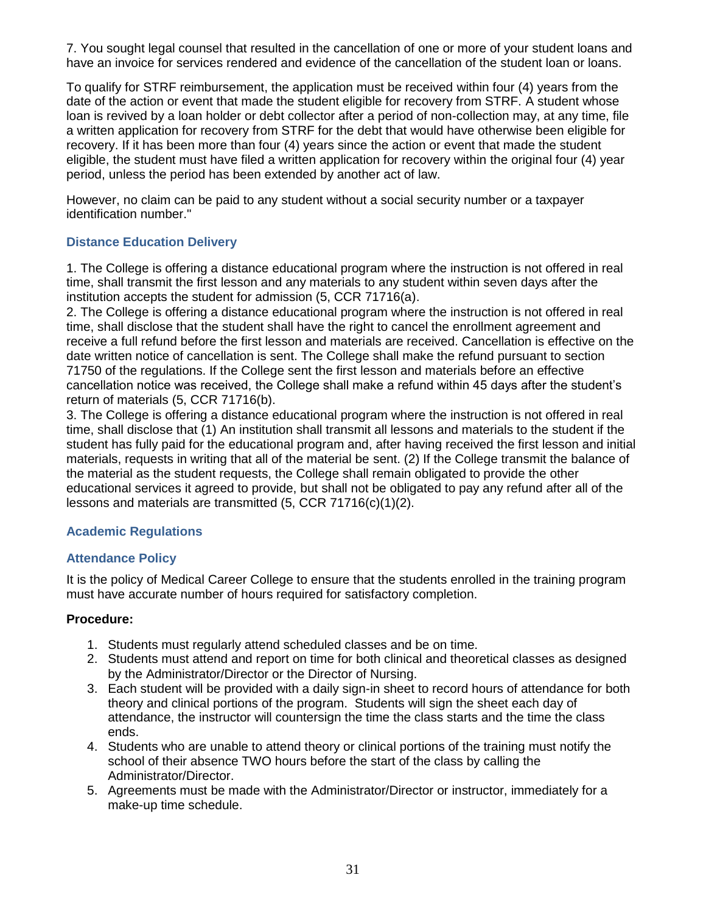7. You sought legal counsel that resulted in the cancellation of one or more of your student loans and have an invoice for services rendered and evidence of the cancellation of the student loan or loans.

To qualify for STRF reimbursement, the application must be received within four (4) years from the date of the action or event that made the student eligible for recovery from STRF. A student whose loan is revived by a loan holder or debt collector after a period of non-collection may, at any time, file a written application for recovery from STRF for the debt that would have otherwise been eligible for recovery. If it has been more than four (4) years since the action or event that made the student eligible, the student must have filed a written application for recovery within the original four (4) year period, unless the period has been extended by another act of law.

However, no claim can be paid to any student without a social security number or a taxpayer identification number."

### Distance Education Delivery

1. The College is offering a distance educational program where the instruction is not offered in real time, shall transmit the first lesson and any materials to any student within seven days after the institution accepts the student for admission (5, CCR 71716(a).
2. The College is offering a distance educational program where the instruction is not offered in real time, shall disclose that the student shall have the right to cancel the enrollment agreement and receive a full refund before the first lesson and materials are received. Cancellation is effective on the date written notice of cancellation is sent. The College shall make the refund pursuant to section 71750 of the regulations. If the College sent the first lesson and materials before an effective cancellation notice was received, the College shall make a refund within 45 days after the student's return of materials (5, CCR 71716(b).
3. The College is offering a distance educational program where the instruction is not offered in real time, shall disclose that (1) An institution shall transmit all lessons and materials to the student if the student has fully paid for the educational program and, after having received the first lesson and initial materials, requests in writing that all of the material be sent. (2) If the College transmit the balance of the material as the student requests, the College shall remain obligated to provide the other educational services it agreed to provide, but shall not be obligated to pay any refund after all of the lessons and materials are transmitted (5, CCR 71716(c)(1)(2).

### Academic Regulations

### Attendance Policy

It is the policy of Medical Career College to ensure that the students enrolled in the training program must have accurate number of hours required for satisfactory completion.

**Procedure:**

1. Students must regularly attend scheduled classes and be on time.
2. Students must attend and report on time for both clinical and theoretical classes as designed by the Administrator/Director or the Director of Nursing.
3. Each student will be provided with a daily sign-in sheet to record hours of attendance for both theory and clinical portions of the program. Students will sign the sheet each day of attendance, the instructor will countersign the time the class starts and the time the class ends.
4. Students who are unable to attend theory or clinical portions of the training must notify the school of their absence TWO hours before the start of the class by calling the Administrator/Director.
5. Agreements must be made with the Administrator/Director or instructor, immediately for a make-up time schedule.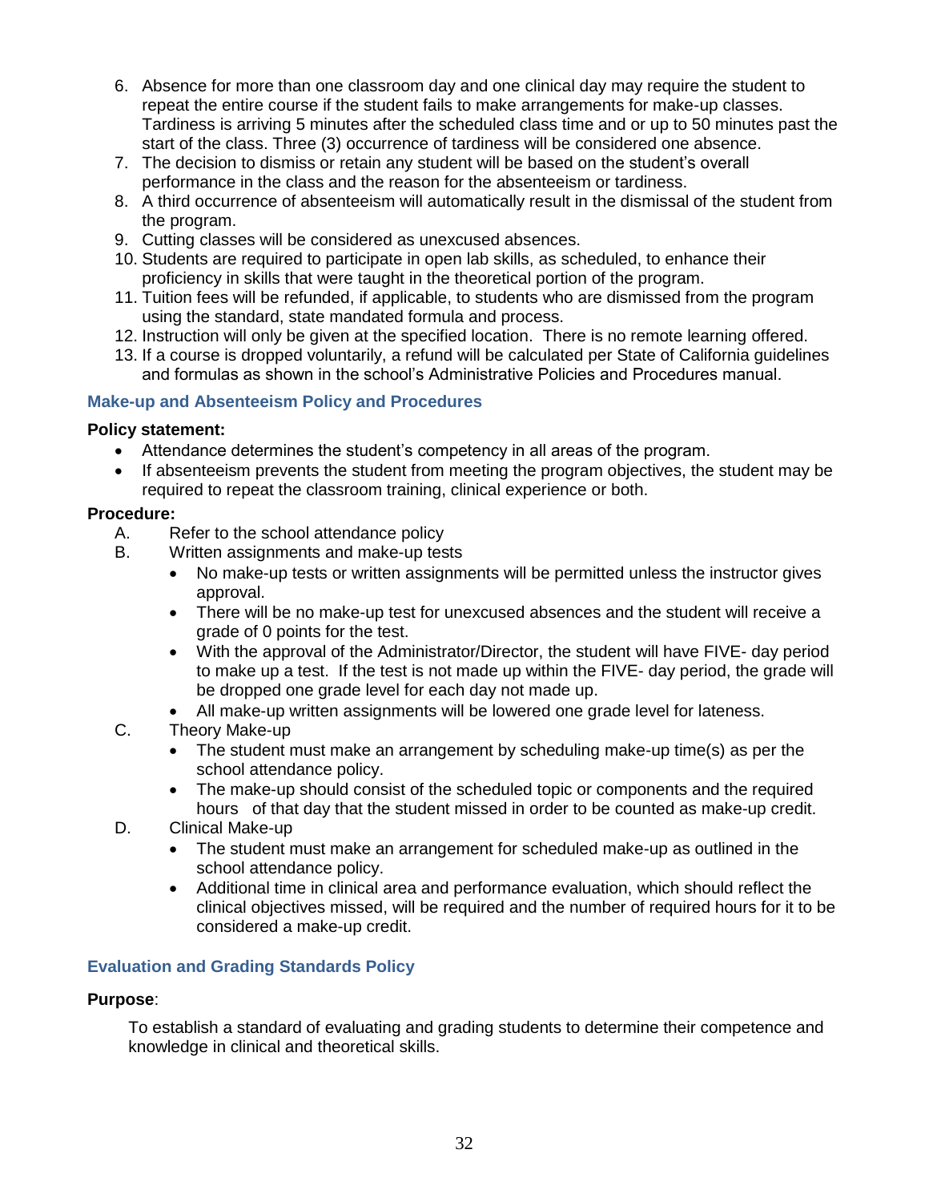6. Absence for more than one classroom day and one clinical day may require the student to repeat the entire course if the student fails to make arrangements for make-up classes. Tardiness is arriving 5 minutes after the scheduled class time and or up to 50 minutes past the start of the class. Three (3) occurrence of tardiness will be considered one absence.
7. The decision to dismiss or retain any student will be based on the student's overall performance in the class and the reason for the absenteeism or tardiness.
8. A third occurrence of absenteeism will automatically result in the dismissal of the student from the program.
9. Cutting classes will be considered as unexcused absences.
10. Students are required to participate in open lab skills, as scheduled, to enhance their proficiency in skills that were taught in the theoretical portion of the program.
11. Tuition fees will be refunded, if applicable, to students who are dismissed from the program using the standard, state mandated formula and process.
12. Instruction will only be given at the specified location. There is no remote learning offered.
13. If a course is dropped voluntarily, a refund will be calculated per State of California guidelines and formulas as shown in the school's Administrative Policies and Procedures manual.

### Make-up and Absenteeism Policy and Procedures

**Policy statement:**

- Attendance determines the student's competency in all areas of the program.
- If absenteeism prevents the student from meeting the program objectives, the student may be required to repeat the classroom training, clinical experience or both.

**Procedure:**

A. Refer to the school attendance policy

B. Written assignments and make-up tests
   - No make-up tests or written assignments will be permitted unless the instructor gives approval.
   - There will be no make-up test for unexcused absences and the student will receive a grade of 0 points for the test.
   - With the approval of the Administrator/Director, the student will have FIVE- day period to make up a test. If the test is not made up within the FIVE- day period, the grade will be dropped one grade level for each day not made up.
   - All make-up written assignments will be lowered one grade level for lateness.

C. Theory Make-up
   - The student must make an arrangement by scheduling make-up time(s) as per the school attendance policy.
   - The make-up should consist of the scheduled topic or components and the required hours of that day that the student missed in order to be counted as make-up credit.

D. Clinical Make-up
   - The student must make an arrangement for scheduled make-up as outlined in the school attendance policy.
   - Additional time in clinical area and performance evaluation, which should reflect the clinical objectives missed, will be required and the number of required hours for it to be considered a make-up credit.

### Evaluation and Grading Standards Policy

**Purpose**:

To establish a standard of evaluating and grading students to determine their competence and knowledge in clinical and theoretical skills.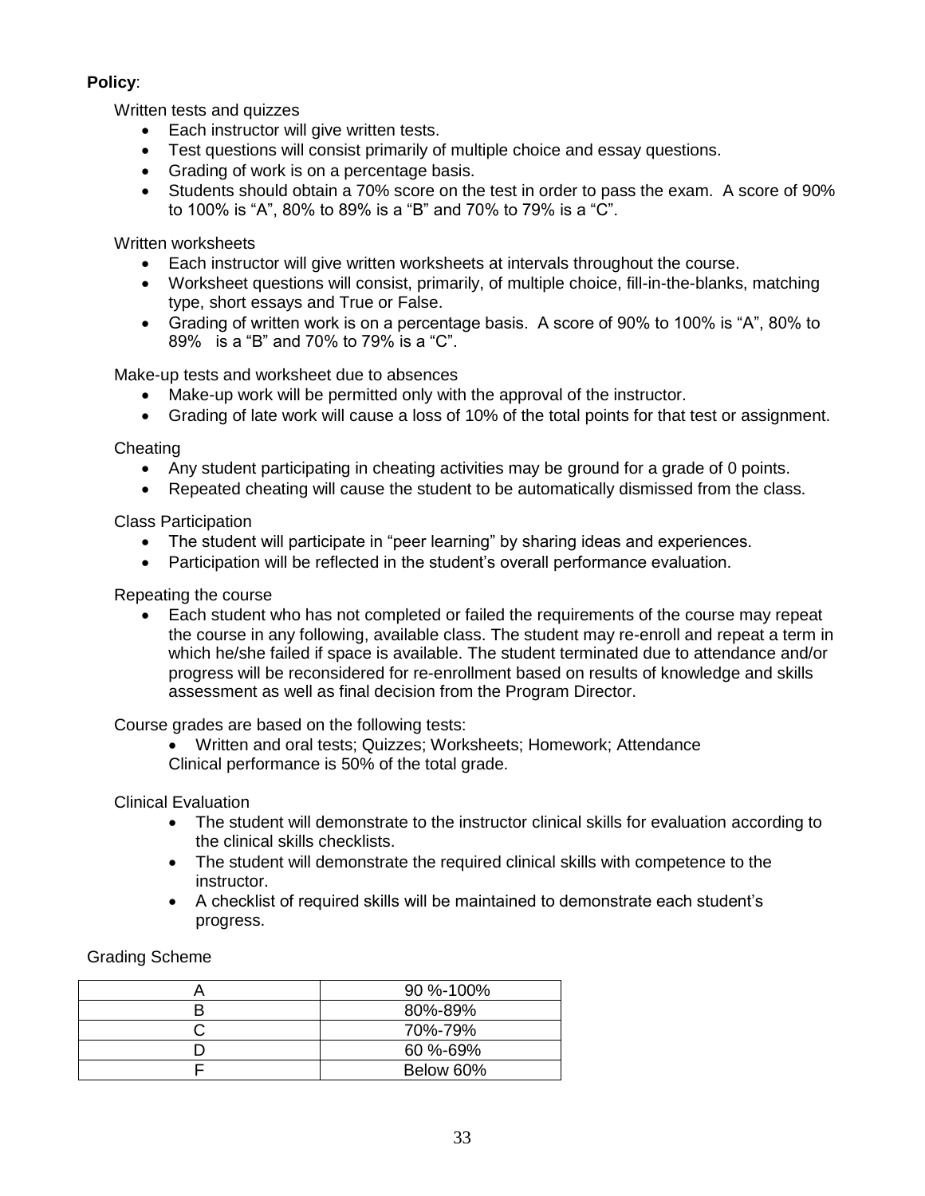**Policy**:

Written tests and quizzes

- Each instructor will give written tests.
- Test questions will consist primarily of multiple choice and essay questions.
- Grading of work is on a percentage basis.
- Students should obtain a 70% score on the test in order to pass the exam. A score of 90% to 100% is "A", 80% to 89% is a "B" and 70% to 79% is a "C".

Written worksheets

- Each instructor will give written worksheets at intervals throughout the course.
- Worksheet questions will consist, primarily, of multiple choice, fill-in-the-blanks, matching type, short essays and True or False.
- Grading of written work is on a percentage basis. A score of 90% to 100% is "A", 80% to 89% is a "B" and 70% to 79% is a "C".

Make-up tests and worksheet due to absences

- Make-up work will be permitted only with the approval of the instructor.
- Grading of late work will cause a loss of 10% of the total points for that test or assignment.

Cheating

- Any student participating in cheating activities may be ground for a grade of 0 points.
- Repeated cheating will cause the student to be automatically dismissed from the class.

Class Participation

- The student will participate in "peer learning" by sharing ideas and experiences.
- Participation will be reflected in the student's overall performance evaluation.

Repeating the course

- Each student who has not completed or failed the requirements of the course may repeat the course in any following, available class. The student may re-enroll and repeat a term in which he/she failed if space is available. The student terminated due to attendance and/or progress will be reconsidered for re-enrollment based on results of knowledge and skills assessment as well as final decision from the Program Director.

Course grades are based on the following tests:

- Written and oral tests; Quizzes; Worksheets; Homework; Attendance

Clinical performance is 50% of the total grade.

Clinical Evaluation

- The student will demonstrate to the instructor clinical skills for evaluation according to the clinical skills checklists.
- The student will demonstrate the required clinical skills with competence to the instructor.
- A checklist of required skills will be maintained to demonstrate each student's progress.

Grading Scheme

| | |
|---|---|
| A | 90 %-100% |
| B | 80%-89% |
| C | 70%-79% |
| D | 60 %-69% |
| F | Below 60% |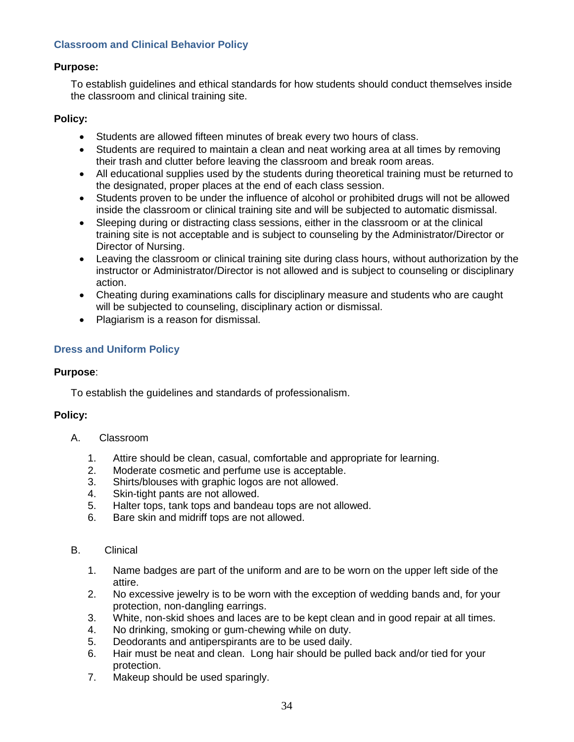## Classroom and Clinical Behavior Policy

**Purpose:**

To establish guidelines and ethical standards for how students should conduct themselves inside the classroom and clinical training site.

**Policy:**

- Students are allowed fifteen minutes of break every two hours of class.
- Students are required to maintain a clean and neat working area at all times by removing their trash and clutter before leaving the classroom and break room areas.
- All educational supplies used by the students during theoretical training must be returned to the designated, proper places at the end of each class session.
- Students proven to be under the influence of alcohol or prohibited drugs will not be allowed inside the classroom or clinical training site and will be subjected to automatic dismissal.
- Sleeping during or distracting class sessions, either in the classroom or at the clinical training site is not acceptable and is subject to counseling by the Administrator/Director or Director of Nursing.
- Leaving the classroom or clinical training site during class hours, without authorization by the instructor or Administrator/Director is not allowed and is subject to counseling or disciplinary action.
- Cheating during examinations calls for disciplinary measure and students who are caught will be subjected to counseling, disciplinary action or dismissal.
- Plagiarism is a reason for dismissal.

## Dress and Uniform Policy

**Purpose**:

To establish the guidelines and standards of professionalism.

**Policy:**

A. Classroom

1. Attire should be clean, casual, comfortable and appropriate for learning.
2. Moderate cosmetic and perfume use is acceptable.
3. Shirts/blouses with graphic logos are not allowed.
4. Skin-tight pants are not allowed.
5. Halter tops, tank tops and bandeau tops are not allowed.
6. Bare skin and midriff tops are not allowed.

B. Clinical

1. Name badges are part of the uniform and are to be worn on the upper left side of the attire.
2. No excessive jewelry is to be worn with the exception of wedding bands and, for your protection, non-dangling earrings.
3. White, non-skid shoes and laces are to be kept clean and in good repair at all times.
4. No drinking, smoking or gum-chewing while on duty.
5. Deodorants and antiperspirants are to be used daily.
6. Hair must be neat and clean. Long hair should be pulled back and/or tied for your protection.
7. Makeup should be used sparingly.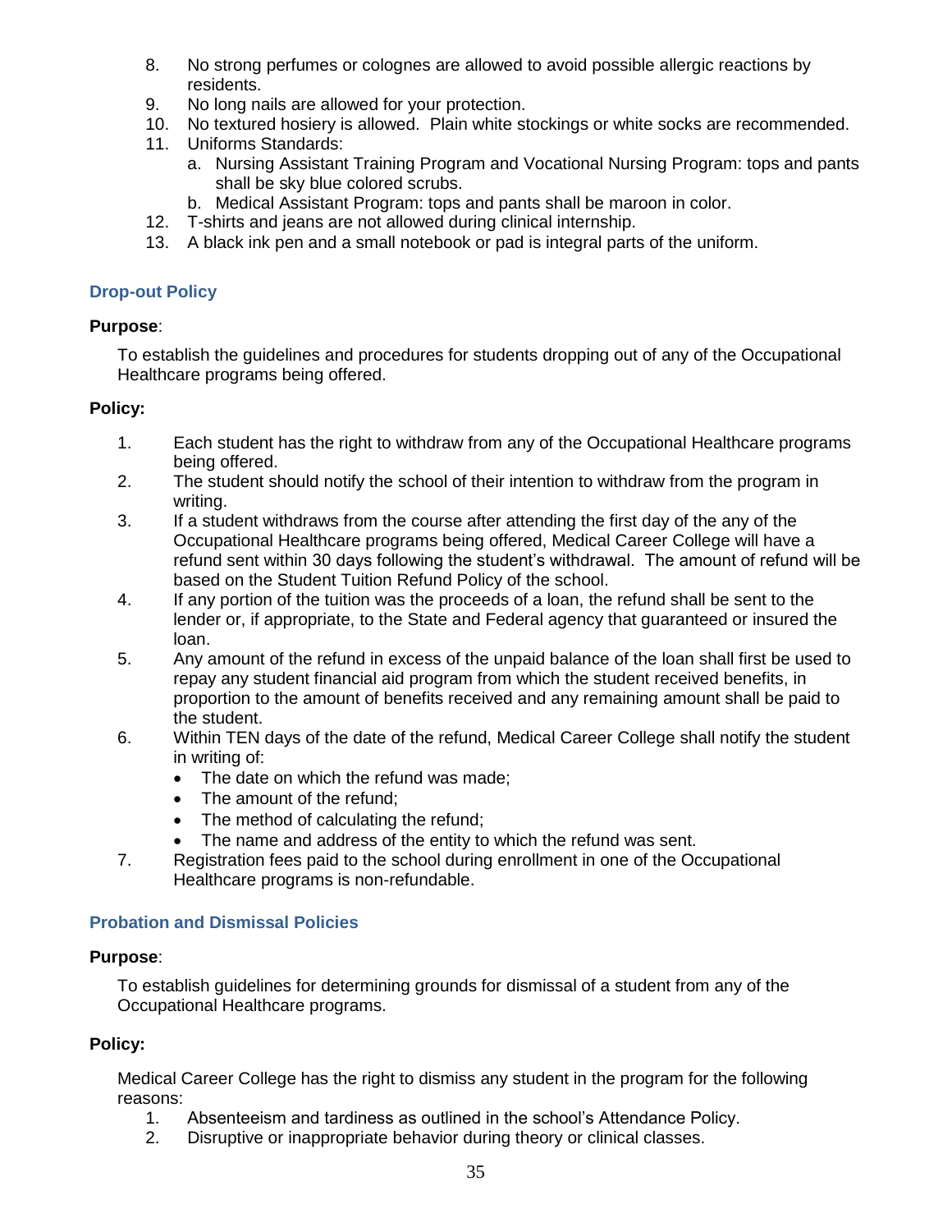8. No strong perfumes or colognes are allowed to avoid possible allergic reactions by residents.
9. No long nails are allowed for your protection.
10. No textured hosiery is allowed. Plain white stockings or white socks are recommended.
11. Uniforms Standards:
    a. Nursing Assistant Training Program and Vocational Nursing Program: tops and pants shall be sky blue colored scrubs.
    b. Medical Assistant Program: tops and pants shall be maroon in color.
12. T-shirts and jeans are not allowed during clinical internship.
13. A black ink pen and a small notebook or pad is integral parts of the uniform.

## Drop-out Policy

**Purpose**:

To establish the guidelines and procedures for students dropping out of any of the Occupational Healthcare programs being offered.

**Policy:**

1. Each student has the right to withdraw from any of the Occupational Healthcare programs being offered.
2. The student should notify the school of their intention to withdraw from the program in writing.
3. If a student withdraws from the course after attending the first day of the any of the Occupational Healthcare programs being offered, Medical Career College will have a refund sent within 30 days following the student's withdrawal. The amount of refund will be based on the Student Tuition Refund Policy of the school.
4. If any portion of the tuition was the proceeds of a loan, the refund shall be sent to the lender or, if appropriate, to the State and Federal agency that guaranteed or insured the loan.
5. Any amount of the refund in excess of the unpaid balance of the loan shall first be used to repay any student financial aid program from which the student received benefits, in proportion to the amount of benefits received and any remaining amount shall be paid to the student.
6. Within TEN days of the date of the refund, Medical Career College shall notify the student in writing of:
    - The date on which the refund was made;
    - The amount of the refund;
    - The method of calculating the refund;
    - The name and address of the entity to which the refund was sent.
7. Registration fees paid to the school during enrollment in one of the Occupational Healthcare programs is non-refundable.

## Probation and Dismissal Policies

**Purpose**:

To establish guidelines for determining grounds for dismissal of a student from any of the Occupational Healthcare programs.

**Policy:**

Medical Career College has the right to dismiss any student in the program for the following reasons:

1. Absenteeism and tardiness as outlined in the school's Attendance Policy.
2. Disruptive or inappropriate behavior during theory or clinical classes.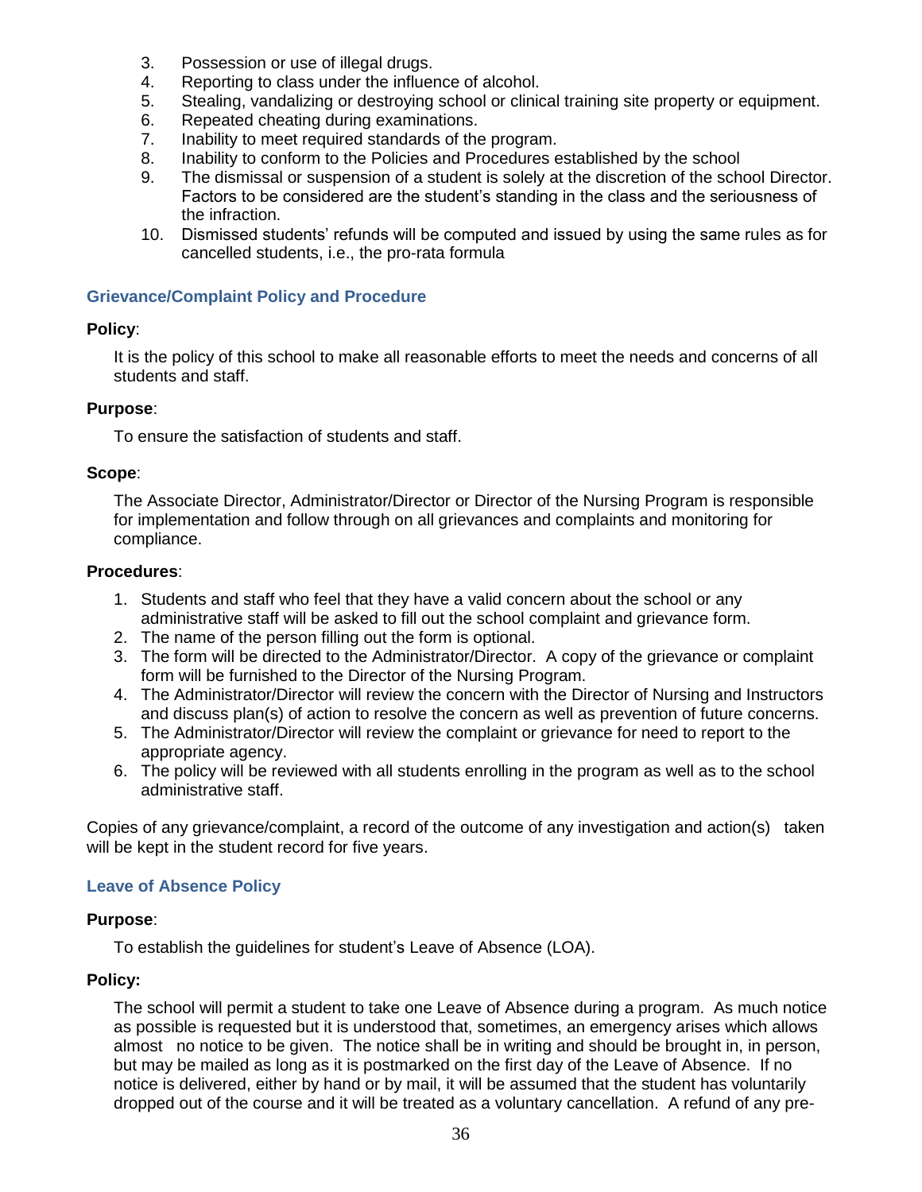3. Possession or use of illegal drugs.
4. Reporting to class under the influence of alcohol.
5. Stealing, vandalizing or destroying school or clinical training site property or equipment.
6. Repeated cheating during examinations.
7. Inability to meet required standards of the program.
8. Inability to conform to the Policies and Procedures established by the school
9. The dismissal or suspension of a student is solely at the discretion of the school Director. Factors to be considered are the student's standing in the class and the seriousness of the infraction.
10. Dismissed students' refunds will be computed and issued by using the same rules as for cancelled students, i.e., the pro-rata formula

### Grievance/Complaint Policy and Procedure

**Policy**:

It is the policy of this school to make all reasonable efforts to meet the needs and concerns of all students and staff.

**Purpose**:

To ensure the satisfaction of students and staff.

**Scope**:

The Associate Director, Administrator/Director or Director of the Nursing Program is responsible for implementation and follow through on all grievances and complaints and monitoring for compliance.

**Procedures**:

1. Students and staff who feel that they have a valid concern about the school or any administrative staff will be asked to fill out the school complaint and grievance form.
2. The name of the person filling out the form is optional.
3. The form will be directed to the Administrator/Director. A copy of the grievance or complaint form will be furnished to the Director of the Nursing Program.
4. The Administrator/Director will review the concern with the Director of Nursing and Instructors and discuss plan(s) of action to resolve the concern as well as prevention of future concerns.
5. The Administrator/Director will review the complaint or grievance for need to report to the appropriate agency.
6. The policy will be reviewed with all students enrolling in the program as well as to the school administrative staff.

Copies of any grievance/complaint, a record of the outcome of any investigation and action(s) taken will be kept in the student record for five years.

### Leave of Absence Policy

**Purpose**:

To establish the guidelines for student's Leave of Absence (LOA).

**Policy:**

The school will permit a student to take one Leave of Absence during a program. As much notice as possible is requested but it is understood that, sometimes, an emergency arises which allows almost no notice to be given. The notice shall be in writing and should be brought in, in person, but may be mailed as long as it is postmarked on the first day of the Leave of Absence. If no notice is delivered, either by hand or by mail, it will be assumed that the student has voluntarily dropped out of the course and it will be treated as a voluntary cancellation. A refund of any pre-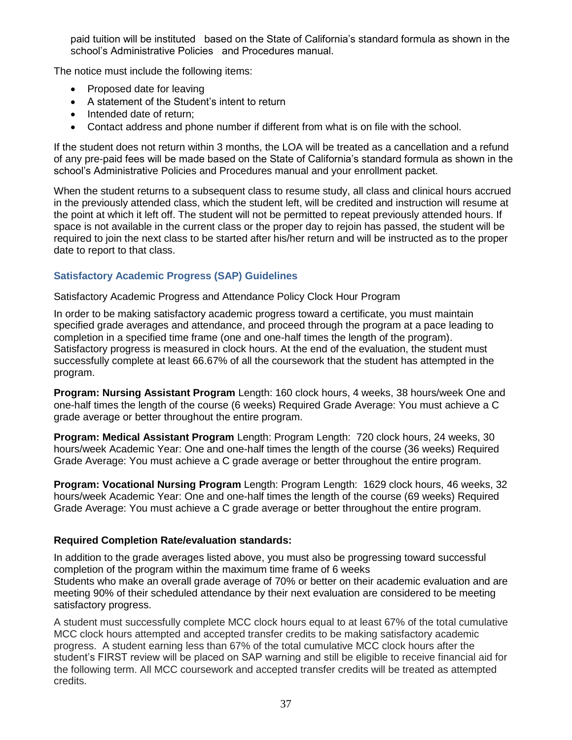paid tuition will be instituted based on the State of California's standard formula as shown in the school's Administrative Policies and Procedures manual.

The notice must include the following items:

- Proposed date for leaving
- A statement of the Student's intent to return
- Intended date of return;
- Contact address and phone number if different from what is on file with the school.

If the student does not return within 3 months, the LOA will be treated as a cancellation and a refund of any pre-paid fees will be made based on the State of California's standard formula as shown in the school's Administrative Policies and Procedures manual and your enrollment packet.

When the student returns to a subsequent class to resume study, all class and clinical hours accrued in the previously attended class, which the student left, will be credited and instruction will resume at the point at which it left off. The student will not be permitted to repeat previously attended hours. If space is not available in the current class or the proper day to rejoin has passed, the student will be required to join the next class to be started after his/her return and will be instructed as to the proper date to report to that class.

### Satisfactory Academic Progress (SAP) Guidelines

Satisfactory Academic Progress and Attendance Policy Clock Hour Program

In order to be making satisfactory academic progress toward a certificate, you must maintain specified grade averages and attendance, and proceed through the program at a pace leading to completion in a specified time frame (one and one-half times the length of the program). Satisfactory progress is measured in clock hours. At the end of the evaluation, the student must successfully complete at least 66.67% of all the coursework that the student has attempted in the program.

**Program: Nursing Assistant Program** Length: 160 clock hours, 4 weeks, 38 hours/week One and one-half times the length of the course (6 weeks) Required Grade Average: You must achieve a C grade average or better throughout the entire program.

**Program: Medical Assistant Program** Length: Program Length: 720 clock hours, 24 weeks, 30 hours/week Academic Year: One and one-half times the length of the course (36 weeks) Required Grade Average: You must achieve a C grade average or better throughout the entire program.

**Program: Vocational Nursing Program** Length: Program Length: 1629 clock hours, 46 weeks, 32 hours/week Academic Year: One and one-half times the length of the course (69 weeks) Required Grade Average: You must achieve a C grade average or better throughout the entire program.

**Required Completion Rate/evaluation standards:**

In addition to the grade averages listed above, you must also be progressing toward successful completion of the program within the maximum time frame of 6 weeks
Students who make an overall grade average of 70% or better on their academic evaluation and are meeting 90% of their scheduled attendance by their next evaluation are considered to be meeting satisfactory progress.

A student must successfully complete MCC clock hours equal to at least 67% of the total cumulative MCC clock hours attempted and accepted transfer credits to be making satisfactory academic progress. A student earning less than 67% of the total cumulative MCC clock hours after the student's FIRST review will be placed on SAP warning and still be eligible to receive financial aid for the following term. All MCC coursework and accepted transfer credits will be treated as attempted credits.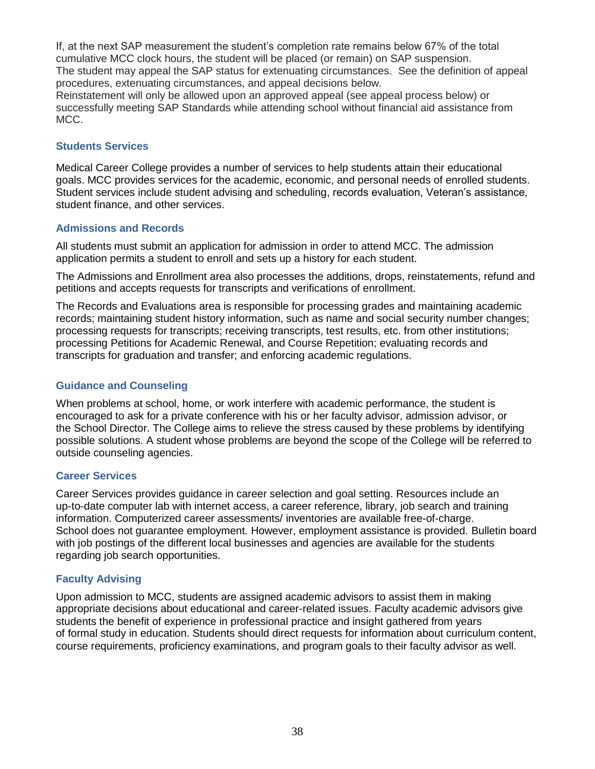If, at the next SAP measurement the student's completion rate remains below 67% of the total cumulative MCC clock hours, the student will be placed (or remain) on SAP suspension.
The student may appeal the SAP status for extenuating circumstances. See the definition of appeal procedures, extenuating circumstances, and appeal decisions below.
Reinstatement will only be allowed upon an approved appeal (see appeal process below) or successfully meeting SAP Standards while attending school without financial aid assistance from MCC.

## Students Services

Medical Career College provides a number of services to help students attain their educational goals. MCC provides services for the academic, economic, and personal needs of enrolled students. Student services include student advising and scheduling, records evaluation, Veteran's assistance, student finance, and other services.

### Admissions and Records

All students must submit an application for admission in order to attend MCC. The admission application permits a student to enroll and sets up a history for each student.

The Admissions and Enrollment area also processes the additions, drops, reinstatements, refund and petitions and accepts requests for transcripts and verifications of enrollment.

The Records and Evaluations area is responsible for processing grades and maintaining academic records; maintaining student history information, such as name and social security number changes; processing requests for transcripts; receiving transcripts, test results, etc. from other institutions; processing Petitions for Academic Renewal, and Course Repetition; evaluating records and transcripts for graduation and transfer; and enforcing academic regulations.

### Guidance and Counseling

When problems at school, home, or work interfere with academic performance, the student is encouraged to ask for a private conference with his or her faculty advisor, admission advisor, or the School Director. The College aims to relieve the stress caused by these problems by identifying possible solutions. A student whose problems are beyond the scope of the College will be referred to outside counseling agencies.

### Career Services

Career Services provides guidance in career selection and goal setting. Resources include an up-to-date computer lab with internet access, a career reference, library, job search and training information. Computerized career assessments/ inventories are available free-of-charge.
School does not guarantee employment. However, employment assistance is provided. Bulletin board with job postings of the different local businesses and agencies are available for the students regarding job search opportunities.

### Faculty Advising

Upon admission to MCC, students are assigned academic advisors to assist them in making appropriate decisions about educational and career-related issues. Faculty academic advisors give students the benefit of experience in professional practice and insight gathered from years of formal study in education. Students should direct requests for information about curriculum content, course requirements, proficiency examinations, and program goals to their faculty advisor as well.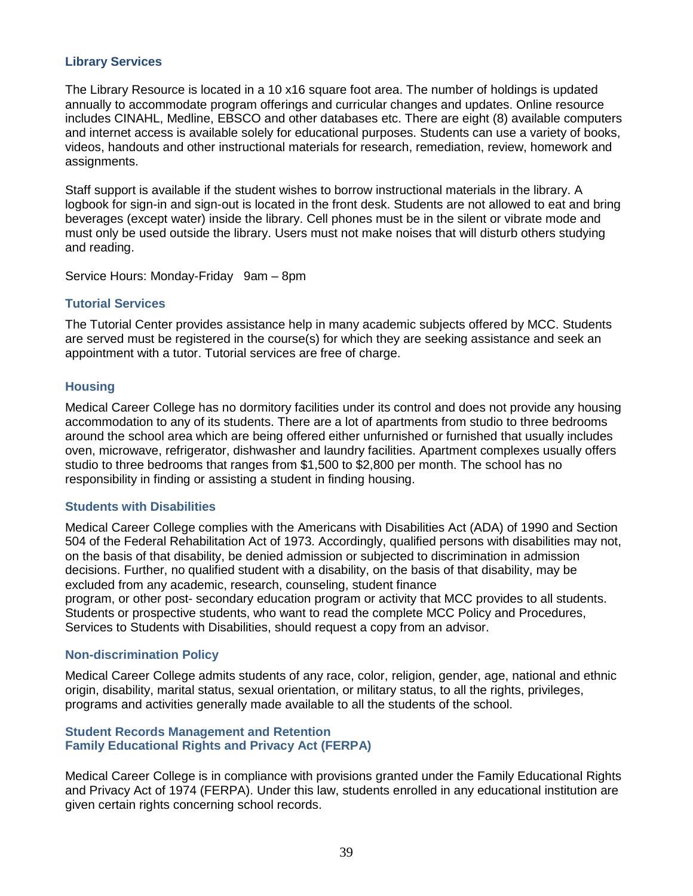### Library Services

The Library Resource is located in a 10 x16 square foot area. The number of holdings is updated annually to accommodate program offerings and curricular changes and updates. Online resource includes CINAHL, Medline, EBSCO and other databases etc. There are eight (8) available computers and internet access is available solely for educational purposes. Students can use a variety of books, videos, handouts and other instructional materials for research, remediation, review, homework and assignments.

Staff support is available if the student wishes to borrow instructional materials in the library. A logbook for sign-in and sign-out is located in the front desk. Students are not allowed to eat and bring beverages (except water) inside the library. Cell phones must be in the silent or vibrate mode and must only be used outside the library. Users must not make noises that will disturb others studying and reading.

Service Hours: Monday-Friday 9am – 8pm

### Tutorial Services

The Tutorial Center provides assistance help in many academic subjects offered by MCC. Students are served must be registered in the course(s) for which they are seeking assistance and seek an appointment with a tutor. Tutorial services are free of charge.

### Housing

Medical Career College has no dormitory facilities under its control and does not provide any housing accommodation to any of its students. There are a lot of apartments from studio to three bedrooms around the school area which are being offered either unfurnished or furnished that usually includes oven, microwave, refrigerator, dishwasher and laundry facilities. Apartment complexes usually offers studio to three bedrooms that ranges from $1,500 to $2,800 per month. The school has no responsibility in finding or assisting a student in finding housing.

### Students with Disabilities

Medical Career College complies with the Americans with Disabilities Act (ADA) of 1990 and Section 504 of the Federal Rehabilitation Act of 1973. Accordingly, qualified persons with disabilities may not, on the basis of that disability, be denied admission or subjected to discrimination in admission decisions. Further, no qualified student with a disability, on the basis of that disability, may be excluded from any academic, research, counseling, student finance program, or other post- secondary education program or activity that MCC provides to all students. Students or prospective students, who want to read the complete MCC Policy and Procedures, Services to Students with Disabilities, should request a copy from an advisor.

### Non-discrimination Policy

Medical Career College admits students of any race, color, religion, gender, age, national and ethnic origin, disability, marital status, sexual orientation, or military status, to all the rights, privileges, programs and activities generally made available to all the students of the school.

### Student Records Management and Retention
### Family Educational Rights and Privacy Act (FERPA)

Medical Career College is in compliance with provisions granted under the Family Educational Rights and Privacy Act of 1974 (FERPA). Under this law, students enrolled in any educational institution are given certain rights concerning school records.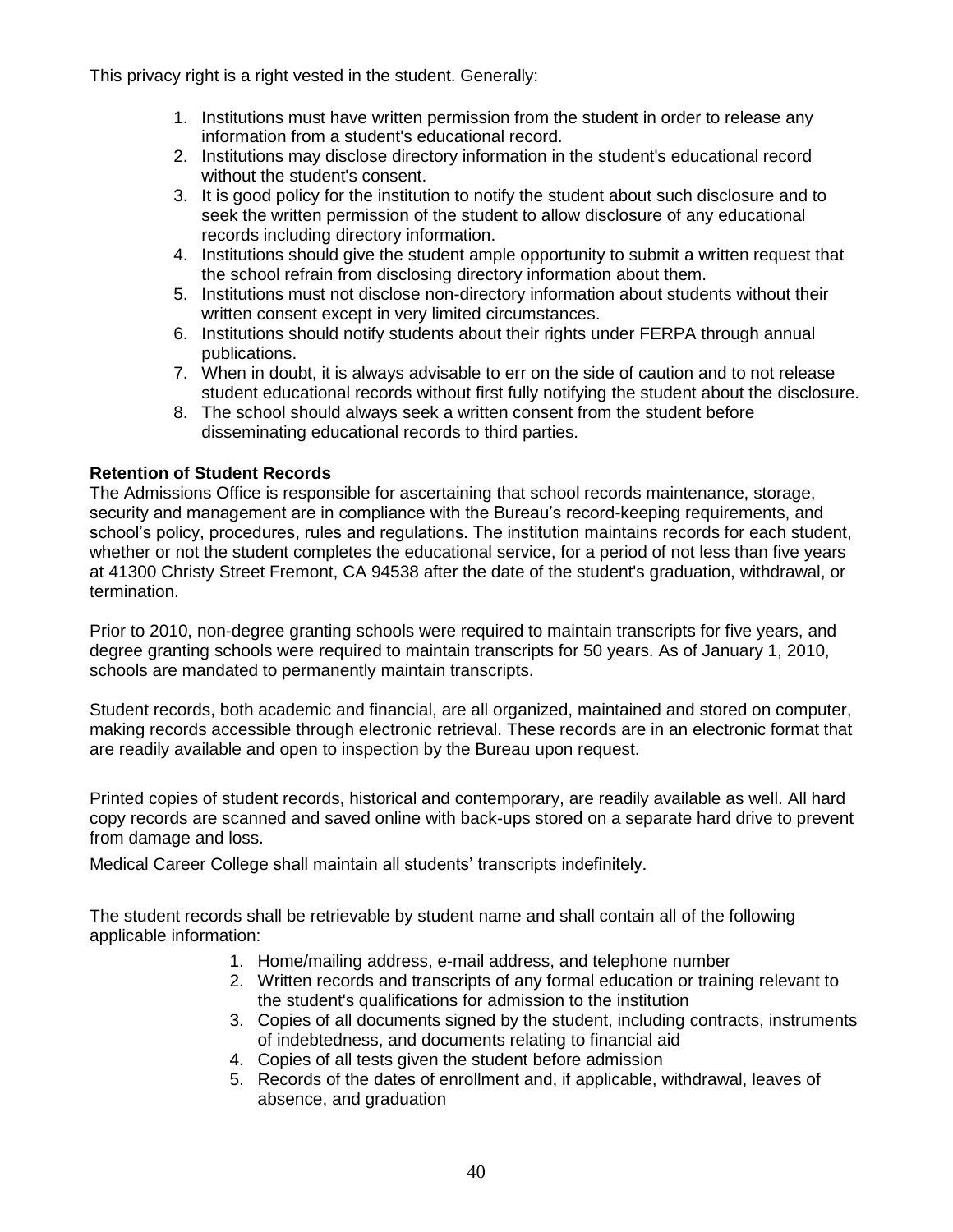This privacy right is a right vested in the student. Generally:

1. Institutions must have written permission from the student in order to release any information from a student's educational record.
2. Institutions may disclose directory information in the student's educational record without the student's consent.
3. It is good policy for the institution to notify the student about such disclosure and to seek the written permission of the student to allow disclosure of any educational records including directory information.
4. Institutions should give the student ample opportunity to submit a written request that the school refrain from disclosing directory information about them.
5. Institutions must not disclose non-directory information about students without their written consent except in very limited circumstances.
6. Institutions should notify students about their rights under FERPA through annual publications.
7. When in doubt, it is always advisable to err on the side of caution and to not release student educational records without first fully notifying the student about the disclosure.
8. The school should always seek a written consent from the student before disseminating educational records to third parties.

**Retention of Student Records**

The Admissions Office is responsible for ascertaining that school records maintenance, storage, security and management are in compliance with the Bureau's record-keeping requirements, and school's policy, procedures, rules and regulations. The institution maintains records for each student, whether or not the student completes the educational service, for a period of not less than five years at 41300 Christy Street Fremont, CA 94538 after the date of the student's graduation, withdrawal, or termination.

Prior to 2010, non-degree granting schools were required to maintain transcripts for five years, and degree granting schools were required to maintain transcripts for 50 years. As of January 1, 2010, schools are mandated to permanently maintain transcripts.

Student records, both academic and financial, are all organized, maintained and stored on computer, making records accessible through electronic retrieval. These records are in an electronic format that are readily available and open to inspection by the Bureau upon request.

Printed copies of student records, historical and contemporary, are readily available as well. All hard copy records are scanned and saved online with back-ups stored on a separate hard drive to prevent from damage and loss.

Medical Career College shall maintain all students' transcripts indefinitely.

The student records shall be retrievable by student name and shall contain all of the following applicable information:

1. Home/mailing address, e-mail address, and telephone number
2. Written records and transcripts of any formal education or training relevant to the student's qualifications for admission to the institution
3. Copies of all documents signed by the student, including contracts, instruments of indebtedness, and documents relating to financial aid
4. Copies of all tests given the student before admission
5. Records of the dates of enrollment and, if applicable, withdrawal, leaves of absence, and graduation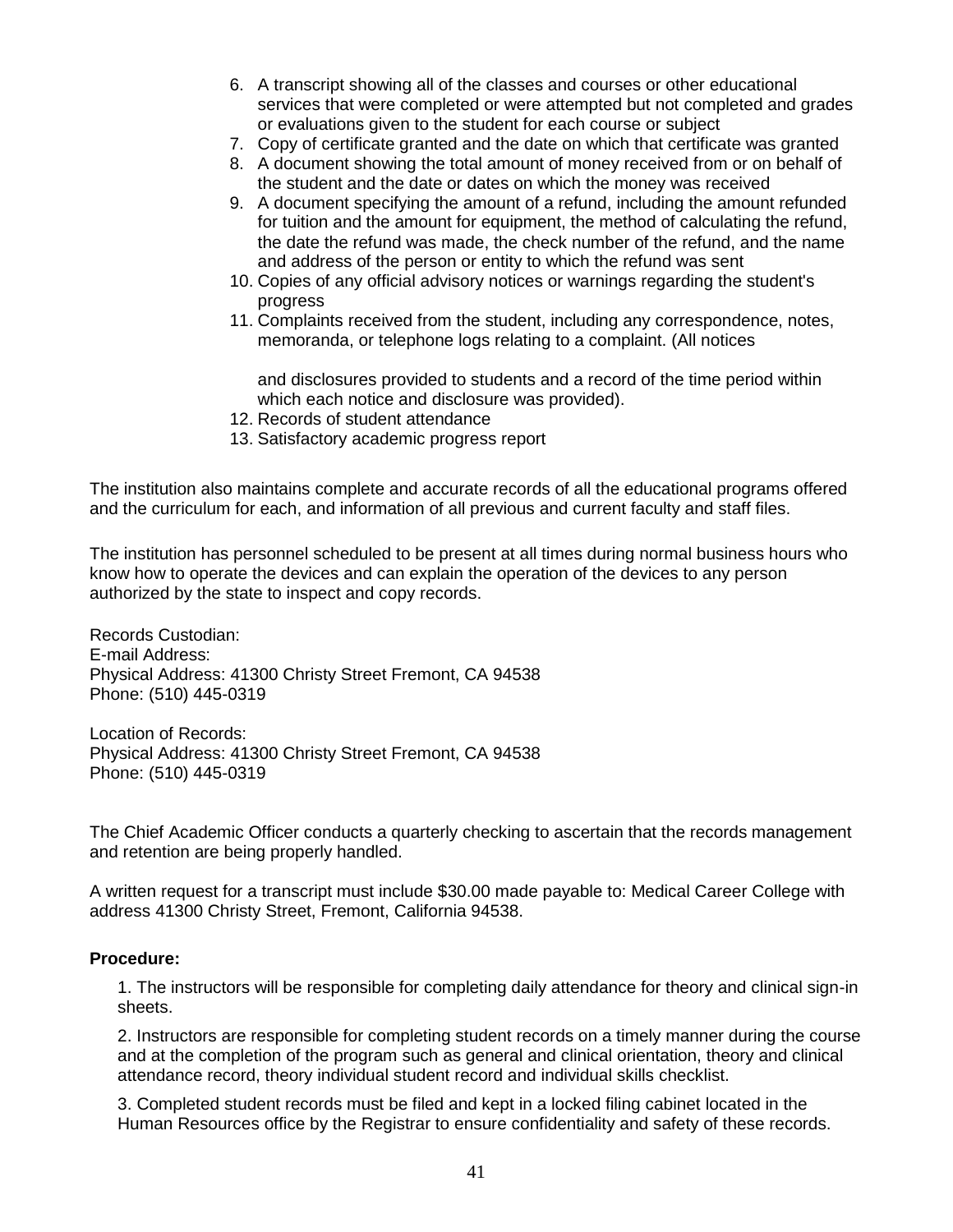6. A transcript showing all of the classes and courses or other educational services that were completed or were attempted but not completed and grades or evaluations given to the student for each course or subject
7. Copy of certificate granted and the date on which that certificate was granted
8. A document showing the total amount of money received from or on behalf of the student and the date or dates on which the money was received
9. A document specifying the amount of a refund, including the amount refunded for tuition and the amount for equipment, the method of calculating the refund, the date the refund was made, the check number of the refund, and the name and address of the person or entity to which the refund was sent
10. Copies of any official advisory notices or warnings regarding the student's progress
11. Complaints received from the student, including any correspondence, notes, memoranda, or telephone logs relating to a complaint. (All notices

    and disclosures provided to students and a record of the time period within which each notice and disclosure was provided).
12. Records of student attendance
13. Satisfactory academic progress report

The institution also maintains complete and accurate records of all the educational programs offered and the curriculum for each, and information of all previous and current faculty and staff files.

The institution has personnel scheduled to be present at all times during normal business hours who know how to operate the devices and can explain the operation of the devices to any person authorized by the state to inspect and copy records.

Records Custodian:
E-mail Address:
Physical Address: 41300 Christy Street Fremont, CA 94538
Phone: (510) 445-0319

Location of Records:
Physical Address: 41300 Christy Street Fremont, CA 94538
Phone: (510) 445-0319

The Chief Academic Officer conducts a quarterly checking to ascertain that the records management and retention are being properly handled.

A written request for a transcript must include $30.00 made payable to: Medical Career College with address 41300 Christy Street, Fremont, California 94538.

**Procedure:**

1. The instructors will be responsible for completing daily attendance for theory and clinical sign-in sheets.

2. Instructors are responsible for completing student records on a timely manner during the course and at the completion of the program such as general and clinical orientation, theory and clinical attendance record, theory individual student record and individual skills checklist.

3. Completed student records must be filed and kept in a locked filing cabinet located in the Human Resources office by the Registrar to ensure confidentiality and safety of these records.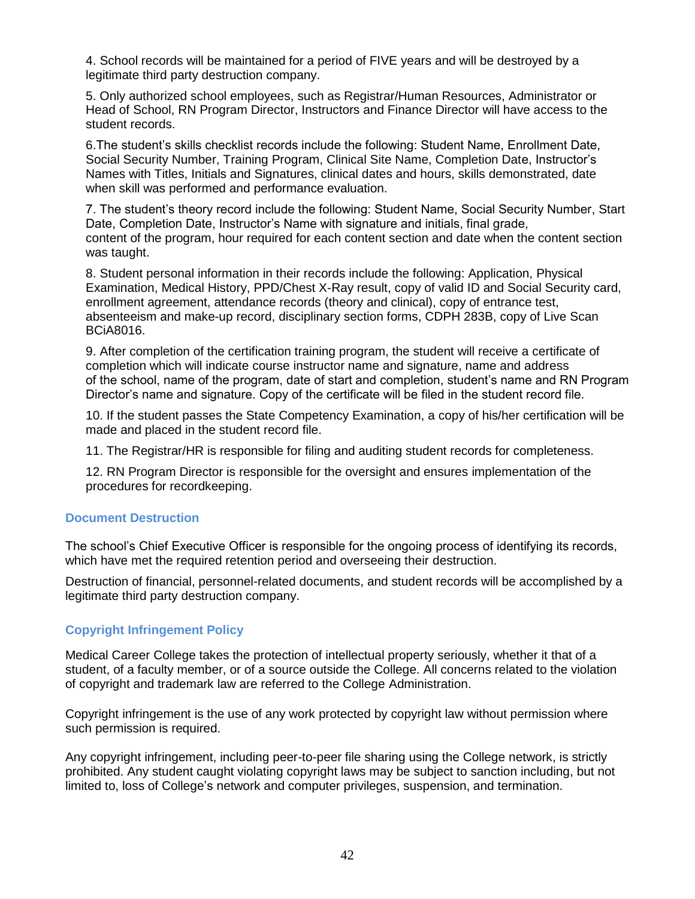4. School records will be maintained for a period of FIVE years and will be destroyed by a legitimate third party destruction company.

5. Only authorized school employees, such as Registrar/Human Resources, Administrator or Head of School, RN Program Director, Instructors and Finance Director will have access to the student records.

6.The student's skills checklist records include the following: Student Name, Enrollment Date, Social Security Number, Training Program, Clinical Site Name, Completion Date, Instructor's Names with Titles, Initials and Signatures, clinical dates and hours, skills demonstrated, date when skill was performed and performance evaluation.

7. The student's theory record include the following: Student Name, Social Security Number, Start Date, Completion Date, Instructor's Name with signature and initials, final grade, content of the program, hour required for each content section and date when the content section was taught.

8. Student personal information in their records include the following: Application, Physical Examination, Medical History, PPD/Chest X-Ray result, copy of valid ID and Social Security card, enrollment agreement, attendance records (theory and clinical), copy of entrance test, absenteeism and make-up record, disciplinary section forms, CDPH 283B, copy of Live Scan BCiA8016.

9. After completion of the certification training program, the student will receive a certificate of completion which will indicate course instructor name and signature, name and address of the school, name of the program, date of start and completion, student's name and RN Program Director's name and signature. Copy of the certificate will be filed in the student record file.

10. If the student passes the State Competency Examination, a copy of his/her certification will be made and placed in the student record file.

11. The Registrar/HR is responsible for filing and auditing student records for completeness.

12. RN Program Director is responsible for the oversight and ensures implementation of the procedures for recordkeeping.

### Document Destruction

The school's Chief Executive Officer is responsible for the ongoing process of identifying its records, which have met the required retention period and overseeing their destruction.

Destruction of financial, personnel-related documents, and student records will be accomplished by a legitimate third party destruction company.

### Copyright Infringement Policy

Medical Career College takes the protection of intellectual property seriously, whether it that of a student, of a faculty member, or of a source outside the College. All concerns related to the violation of copyright and trademark law are referred to the College Administration.

Copyright infringement is the use of any work protected by copyright law without permission where such permission is required.

Any copyright infringement, including peer-to-peer file sharing using the College network, is strictly prohibited. Any student caught violating copyright laws may be subject to sanction including, but not limited to, loss of College's network and computer privileges, suspension, and termination.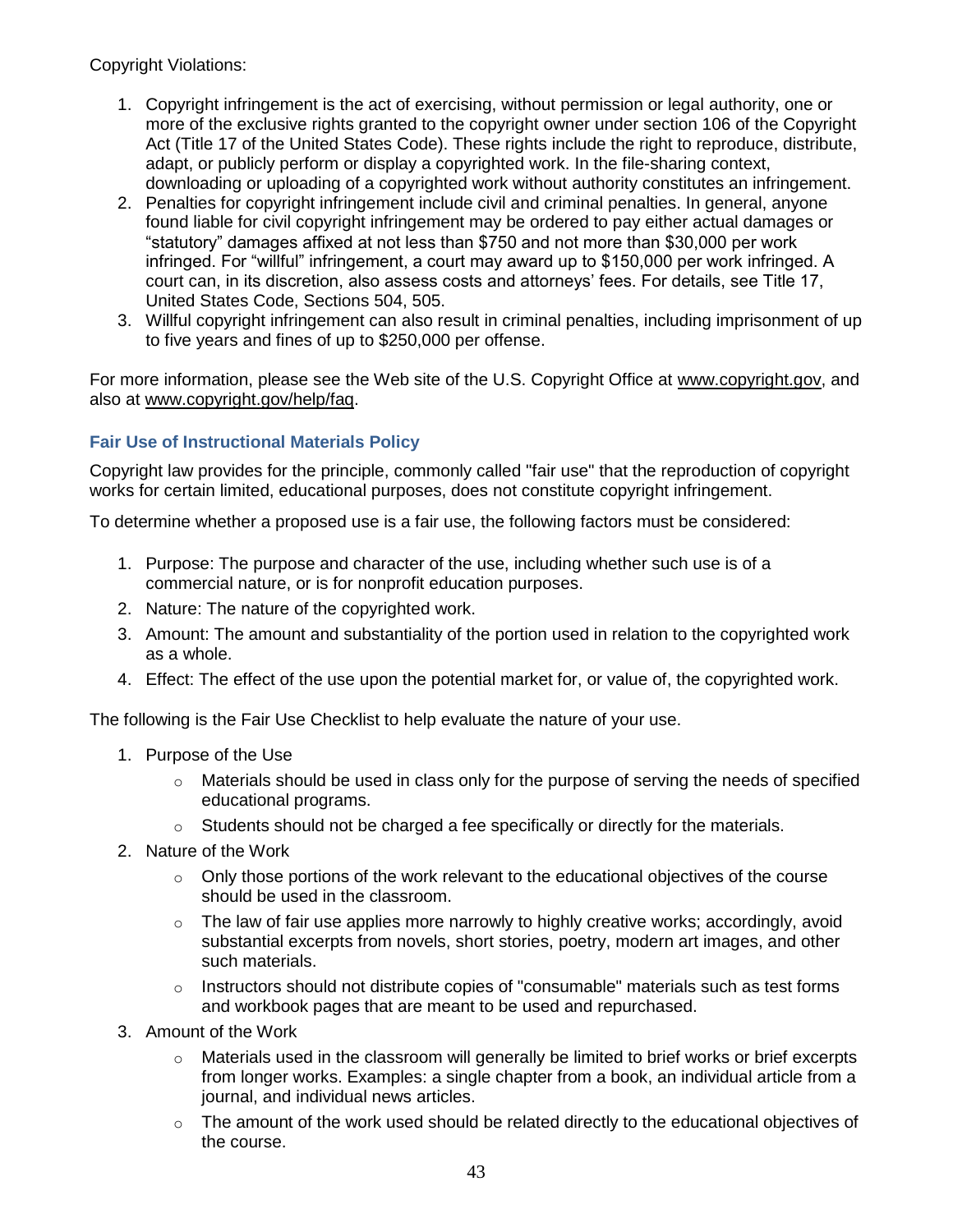Copyright Violations:

1. Copyright infringement is the act of exercising, without permission or legal authority, one or more of the exclusive rights granted to the copyright owner under section 106 of the Copyright Act (Title 17 of the United States Code). These rights include the right to reproduce, distribute, adapt, or publicly perform or display a copyrighted work. In the file-sharing context, downloading or uploading of a copyrighted work without authority constitutes an infringement.
2. Penalties for copyright infringement include civil and criminal penalties. In general, anyone found liable for civil copyright infringement may be ordered to pay either actual damages or "statutory" damages affixed at not less than $750 and not more than $30,000 per work infringed. For "willful" infringement, a court may award up to $150,000 per work infringed. A court can, in its discretion, also assess costs and attorneys' fees. For details, see Title 17, United States Code, Sections 504, 505.
3. Willful copyright infringement can also result in criminal penalties, including imprisonment of up to five years and fines of up to $250,000 per offense.

For more information, please see the Web site of the U.S. Copyright Office at www.copyright.gov, and also at www.copyright.gov/help/faq.

### Fair Use of Instructional Materials Policy

Copyright law provides for the principle, commonly called "fair use" that the reproduction of copyright works for certain limited, educational purposes, does not constitute copyright infringement.

To determine whether a proposed use is a fair use, the following factors must be considered:

1. Purpose: The purpose and character of the use, including whether such use is of a commercial nature, or is for nonprofit education purposes.
2. Nature: The nature of the copyrighted work.
3. Amount: The amount and substantiality of the portion used in relation to the copyrighted work as a whole.
4. Effect: The effect of the use upon the potential market for, or value of, the copyrighted work.

The following is the Fair Use Checklist to help evaluate the nature of your use.

1. Purpose of the Use
   - Materials should be used in class only for the purpose of serving the needs of specified educational programs.
   - Students should not be charged a fee specifically or directly for the materials.
2. Nature of the Work
   - Only those portions of the work relevant to the educational objectives of the course should be used in the classroom.
   - The law of fair use applies more narrowly to highly creative works; accordingly, avoid substantial excerpts from novels, short stories, poetry, modern art images, and other such materials.
   - Instructors should not distribute copies of "consumable" materials such as test forms and workbook pages that are meant to be used and repurchased.
3. Amount of the Work
   - Materials used in the classroom will generally be limited to brief works or brief excerpts from longer works. Examples: a single chapter from a book, an individual article from a journal, and individual news articles.
   - The amount of the work used should be related directly to the educational objectives of the course.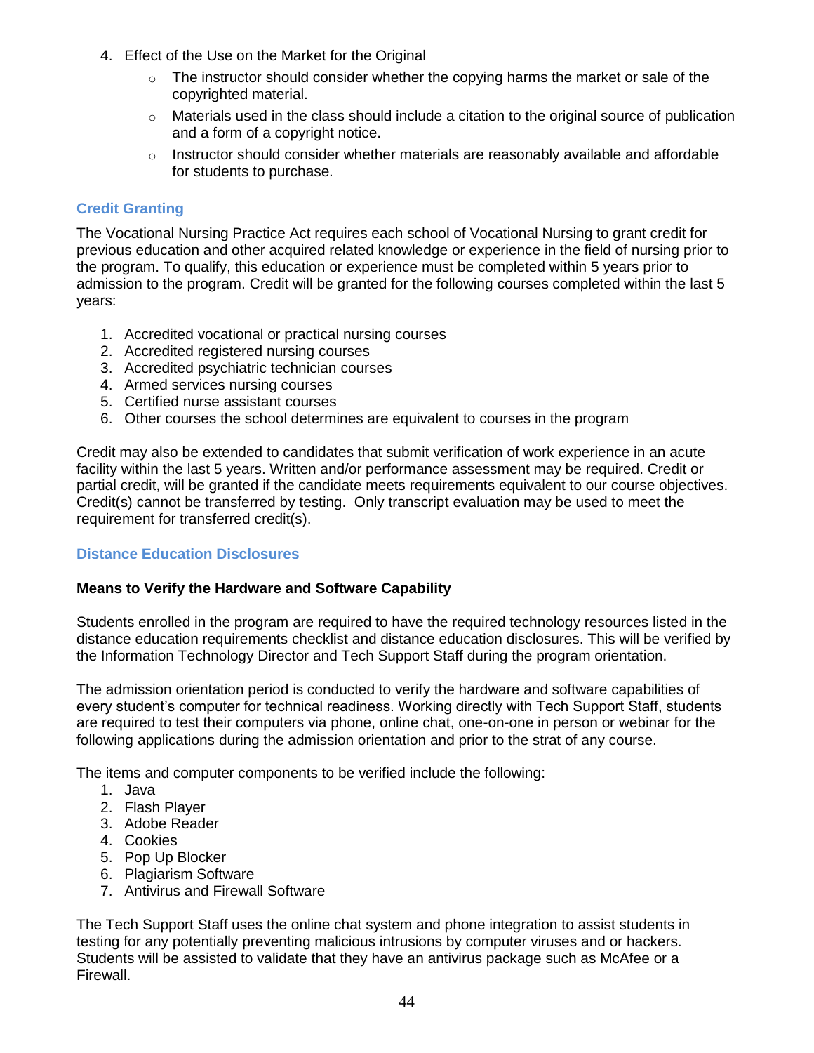4. Effect of the Use on the Market for the Original
    - The instructor should consider whether the copying harms the market or sale of the copyrighted material.
    - Materials used in the class should include a citation to the original source of publication and a form of a copyright notice.
    - Instructor should consider whether materials are reasonably available and affordable for students to purchase.

## Credit Granting

The Vocational Nursing Practice Act requires each school of Vocational Nursing to grant credit for previous education and other acquired related knowledge or experience in the field of nursing prior to the program. To qualify, this education or experience must be completed within 5 years prior to admission to the program. Credit will be granted for the following courses completed within the last 5 years:

1. Accredited vocational or practical nursing courses
2. Accredited registered nursing courses
3. Accredited psychiatric technician courses
4. Armed services nursing courses
5. Certified nurse assistant courses
6. Other courses the school determines are equivalent to courses in the program

Credit may also be extended to candidates that submit verification of work experience in an acute facility within the last 5 years. Written and/or performance assessment may be required. Credit or partial credit, will be granted if the candidate meets requirements equivalent to our course objectives. Credit(s) cannot be transferred by testing. Only transcript evaluation may be used to meet the requirement for transferred credit(s).

## Distance Education Disclosures

**Means to Verify the Hardware and Software Capability**

Students enrolled in the program are required to have the required technology resources listed in the distance education requirements checklist and distance education disclosures. This will be verified by the Information Technology Director and Tech Support Staff during the program orientation.

The admission orientation period is conducted to verify the hardware and software capabilities of every student's computer for technical readiness. Working directly with Tech Support Staff, students are required to test their computers via phone, online chat, one-on-one in person or webinar for the following applications during the admission orientation and prior to the strat of any course.

The items and computer components to be verified include the following:
1. Java
2. Flash Player
3. Adobe Reader
4. Cookies
5. Pop Up Blocker
6. Plagiarism Software
7. Antivirus and Firewall Software

The Tech Support Staff uses the online chat system and phone integration to assist students in testing for any potentially preventing malicious intrusions by computer viruses and or hackers. Students will be assisted to validate that they have an antivirus package such as McAfee or a Firewall.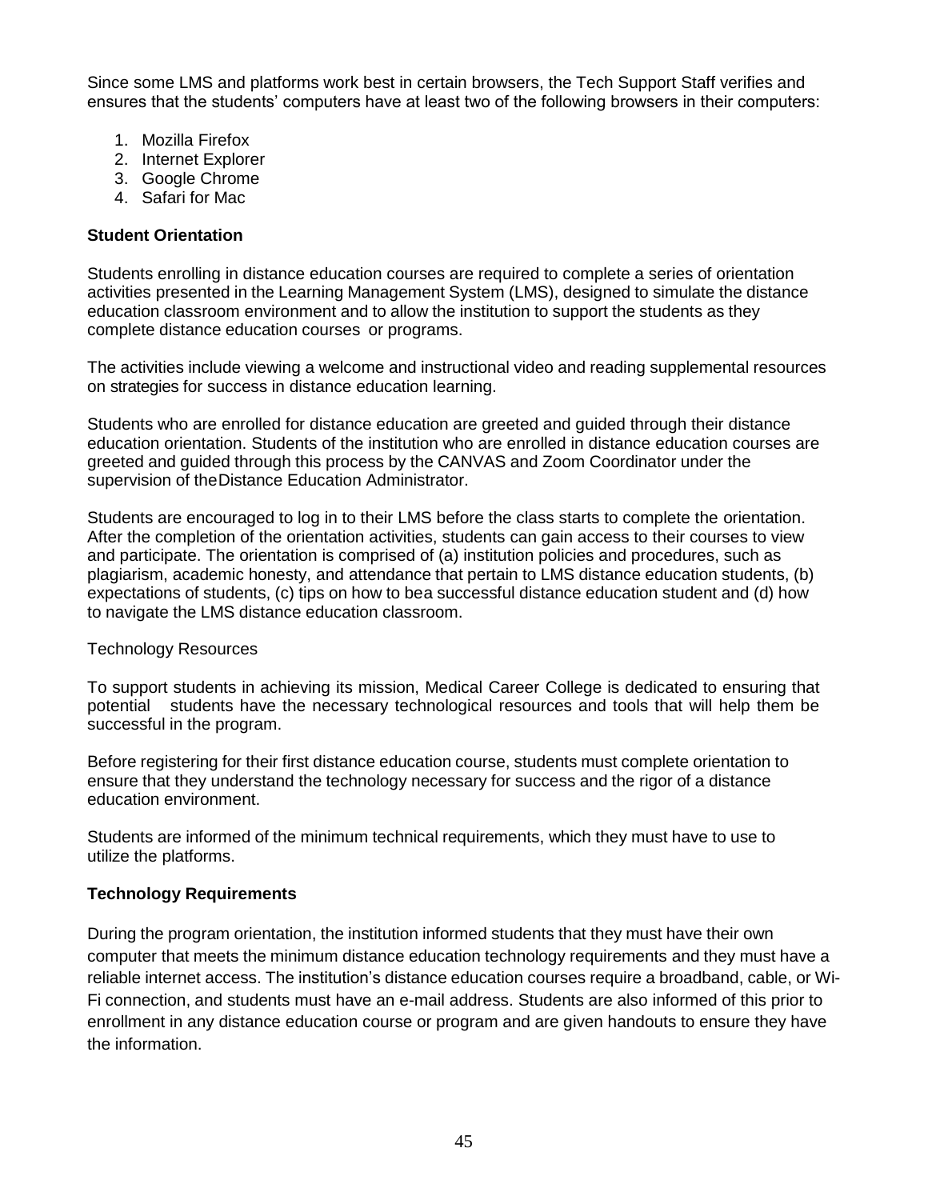Since some LMS and platforms work best in certain browsers, the Tech Support Staff verifies and ensures that the students' computers have at least two of the following browsers in their computers:

1. Mozilla Firefox
2. Internet Explorer
3. Google Chrome
4. Safari for Mac

**Student Orientation**

Students enrolling in distance education courses are required to complete a series of orientation activities presented in the Learning Management System (LMS), designed to simulate the distance education classroom environment and to allow the institution to support the students as they complete distance education courses or programs.

The activities include viewing a welcome and instructional video and reading supplemental resources on strategies for success in distance education learning.

Students who are enrolled for distance education are greeted and guided through their distance education orientation. Students of the institution who are enrolled in distance education courses are greeted and guided through this process by the CANVAS and Zoom Coordinator under the supervision of theDistance Education Administrator.

Students are encouraged to log in to their LMS before the class starts to complete the orientation. After the completion of the orientation activities, students can gain access to their courses to view and participate. The orientation is comprised of (a) institution policies and procedures, such as plagiarism, academic honesty, and attendance that pertain to LMS distance education students, (b) expectations of students, (c) tips on how to bea successful distance education student and (d) how to navigate the LMS distance education classroom.

Technology Resources

To support students in achieving its mission, Medical Career College is dedicated to ensuring that potential students have the necessary technological resources and tools that will help them be successful in the program.

Before registering for their first distance education course, students must complete orientation to ensure that they understand the technology necessary for success and the rigor of a distance education environment.

Students are informed of the minimum technical requirements, which they must have to use to utilize the platforms.

**Technology Requirements**

During the program orientation, the institution informed students that they must have their own computer that meets the minimum distance education technology requirements and they must have a reliable internet access. The institution's distance education courses require a broadband, cable, or Wi-Fi connection, and students must have an e-mail address. Students are also informed of this prior to enrollment in any distance education course or program and are given handouts to ensure they have the information.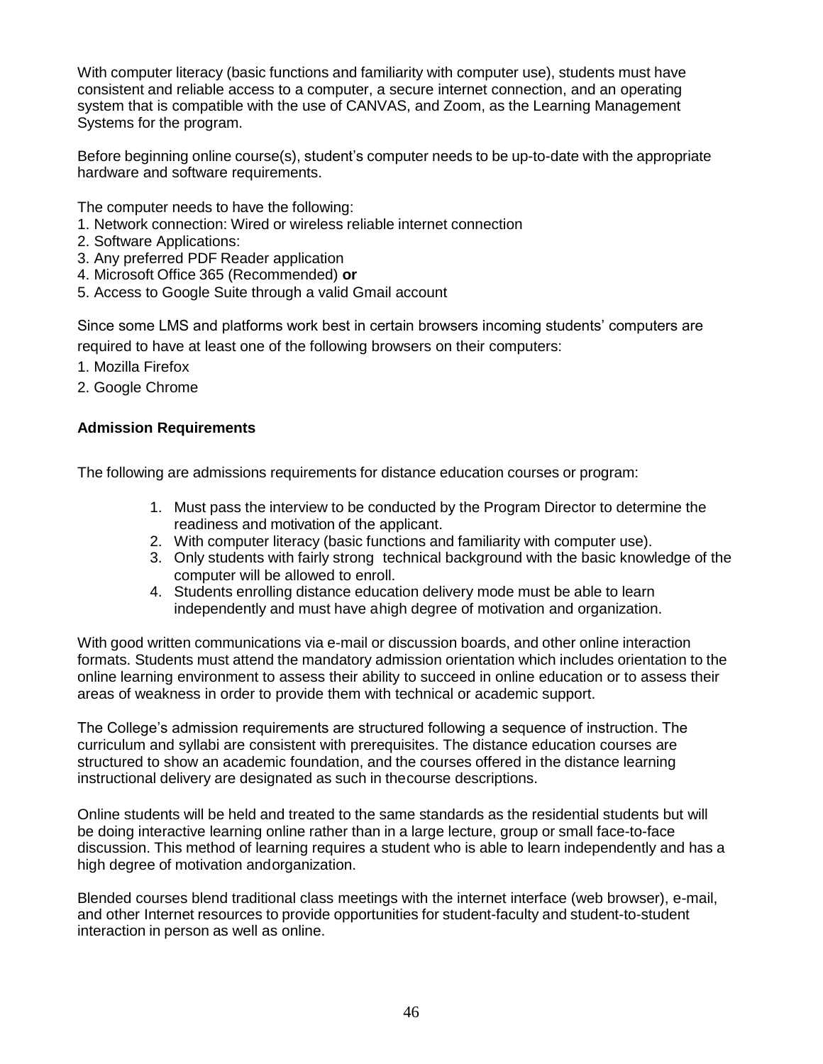With computer literacy (basic functions and familiarity with computer use), students must have consistent and reliable access to a computer, a secure internet connection, and an operating system that is compatible with the use of CANVAS, and Zoom, as the Learning Management Systems for the program.

Before beginning online course(s), student's computer needs to be up-to-date with the appropriate hardware and software requirements.

The computer needs to have the following:
1. Network connection: Wired or wireless reliable internet connection
2. Software Applications:
3. Any preferred PDF Reader application
4. Microsoft Office 365 (Recommended) **or**
5. Access to Google Suite through a valid Gmail account

Since some LMS and platforms work best in certain browsers incoming students' computers are required to have at least one of the following browsers on their computers:
1. Mozilla Firefox
2. Google Chrome

**Admission Requirements**

The following are admissions requirements for distance education courses or program:

1. Must pass the interview to be conducted by the Program Director to determine the readiness and motivation of the applicant.
2. With computer literacy (basic functions and familiarity with computer use).
3. Only students with fairly strong technical background with the basic knowledge of the computer will be allowed to enroll.
4. Students enrolling distance education delivery mode must be able to learn independently and must have ahigh degree of motivation and organization.

With good written communications via e-mail or discussion boards, and other online interaction formats. Students must attend the mandatory admission orientation which includes orientation to the online learning environment to assess their ability to succeed in online education or to assess their areas of weakness in order to provide them with technical or academic support.

The College's admission requirements are structured following a sequence of instruction. The curriculum and syllabi are consistent with prerequisites. The distance education courses are structured to show an academic foundation, and the courses offered in the distance learning instructional delivery are designated as such in thecourse descriptions.

Online students will be held and treated to the same standards as the residential students but will be doing interactive learning online rather than in a large lecture, group or small face-to-face discussion. This method of learning requires a student who is able to learn independently and has a high degree of motivation andorganization.

Blended courses blend traditional class meetings with the internet interface (web browser), e-mail, and other Internet resources to provide opportunities for student-faculty and student-to-student interaction in person as well as online.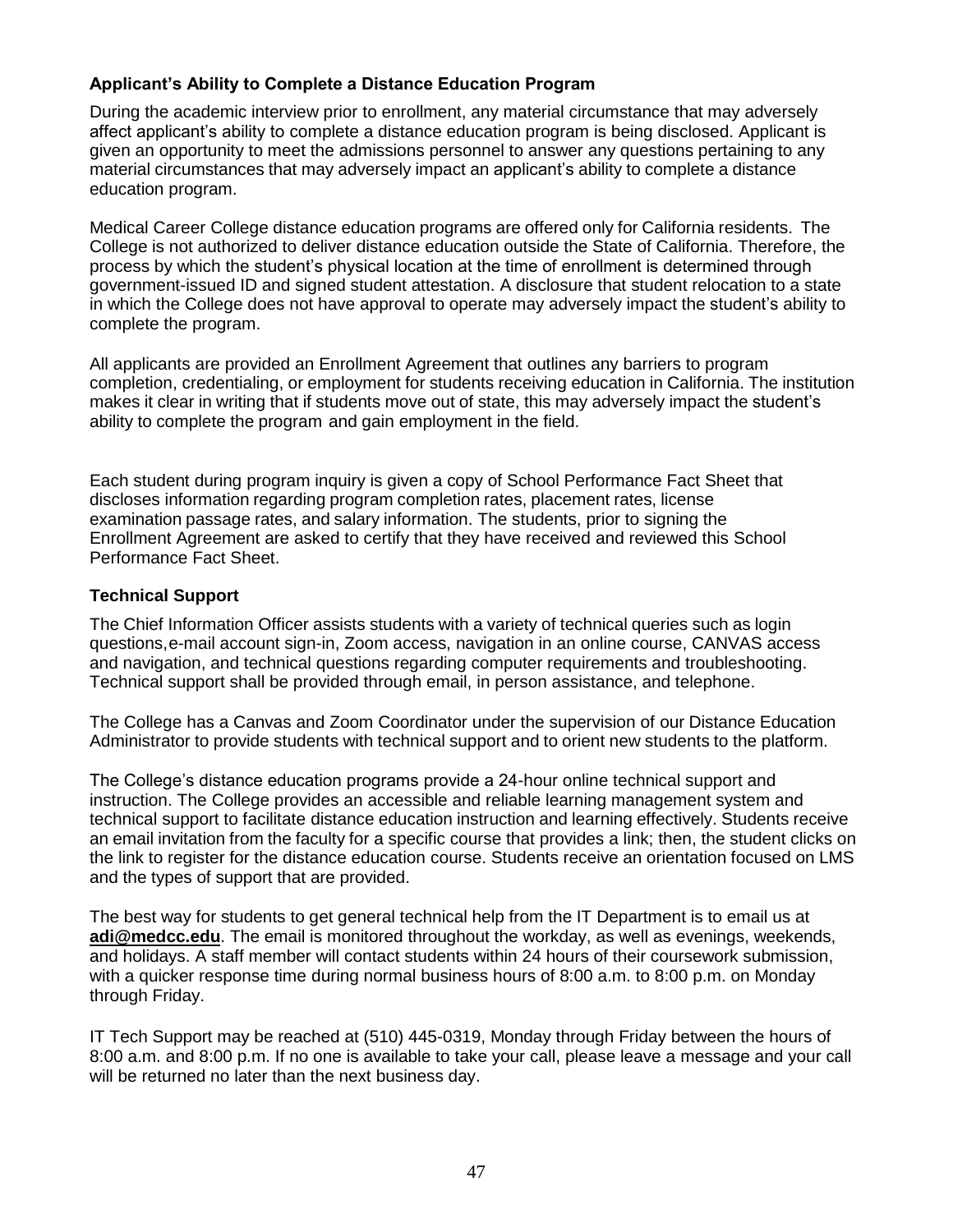### Applicant's Ability to Complete a Distance Education Program

During the academic interview prior to enrollment, any material circumstance that may adversely affect applicant's ability to complete a distance education program is being disclosed. Applicant is given an opportunity to meet the admissions personnel to answer any questions pertaining to any material circumstances that may adversely impact an applicant's ability to complete a distance education program.

Medical Career College distance education programs are offered only for California residents. The College is not authorized to deliver distance education outside the State of California. Therefore, the process by which the student's physical location at the time of enrollment is determined through government-issued ID and signed student attestation. A disclosure that student relocation to a state in which the College does not have approval to operate may adversely impact the student's ability to complete the program.

All applicants are provided an Enrollment Agreement that outlines any barriers to program completion, credentialing, or employment for students receiving education in California. The institution makes it clear in writing that if students move out of state, this may adversely impact the student's ability to complete the program and gain employment in the field.

Each student during program inquiry is given a copy of School Performance Fact Sheet that discloses information regarding program completion rates, placement rates, license examination passage rates, and salary information. The students, prior to signing the Enrollment Agreement are asked to certify that they have received and reviewed this School Performance Fact Sheet.

### Technical Support

The Chief Information Officer assists students with a variety of technical queries such as login questions, e-mail account sign-in, Zoom access, navigation in an online course, CANVAS access and navigation, and technical questions regarding computer requirements and troubleshooting. Technical support shall be provided through email, in person assistance, and telephone.

The College has a Canvas and Zoom Coordinator under the supervision of our Distance Education Administrator to provide students with technical support and to orient new students to the platform.

The College's distance education programs provide a 24-hour online technical support and instruction. The College provides an accessible and reliable learning management system and technical support to facilitate distance education instruction and learning effectively. Students receive an email invitation from the faculty for a specific course that provides a link; then, the student clicks on the link to register for the distance education course. Students receive an orientation focused on LMS and the types of support that are provided.

The best way for students to get general technical help from the IT Department is to email us at **adi@medcc.edu**. The email is monitored throughout the workday, as well as evenings, weekends, and holidays. A staff member will contact students within 24 hours of their coursework submission, with a quicker response time during normal business hours of 8:00 a.m. to 8:00 p.m. on Monday through Friday.

IT Tech Support may be reached at (510) 445-0319, Monday through Friday between the hours of 8:00 a.m. and 8:00 p.m. If no one is available to take your call, please leave a message and your call will be returned no later than the next business day.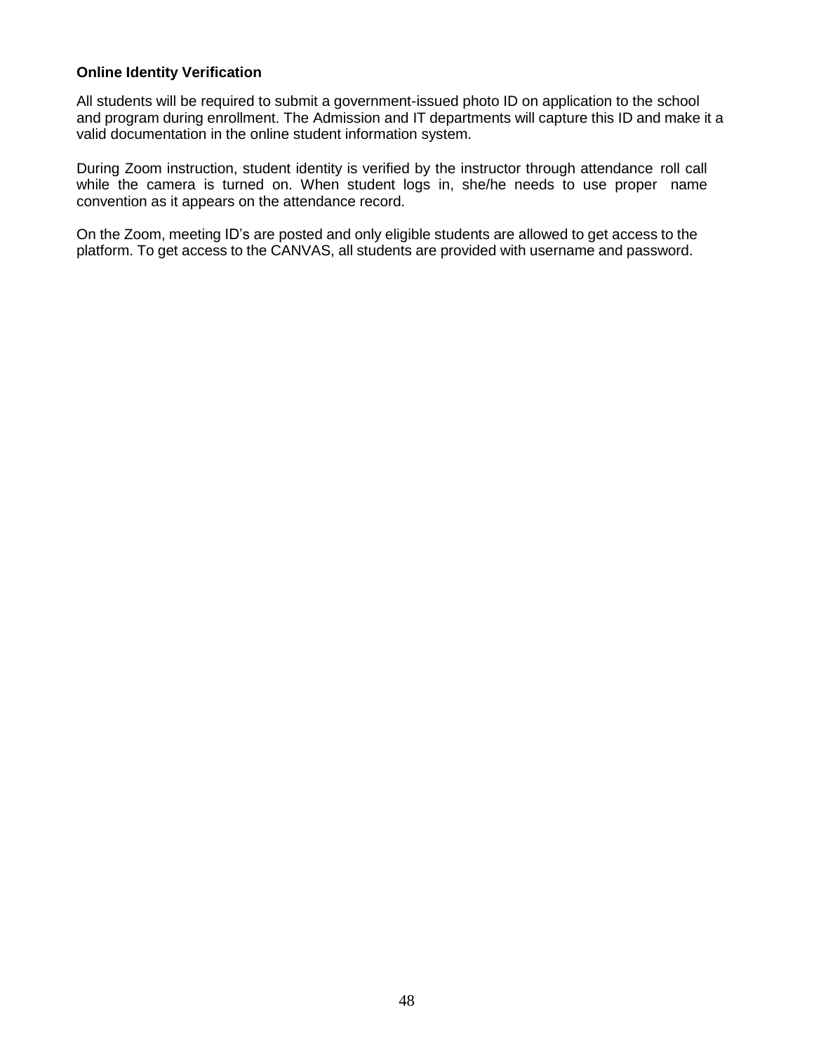**Online Identity Verification**

All students will be required to submit a government-issued photo ID on application to the school and program during enrollment. The Admission and IT departments will capture this ID and make it a valid documentation in the online student information system.

During Zoom instruction, student identity is verified by the instructor through attendance roll call while the camera is turned on. When student logs in, she/he needs to use proper name convention as it appears on the attendance record.

On the Zoom, meeting ID's are posted and only eligible students are allowed to get access to the platform. To get access to the CANVAS, all students are provided with username and password.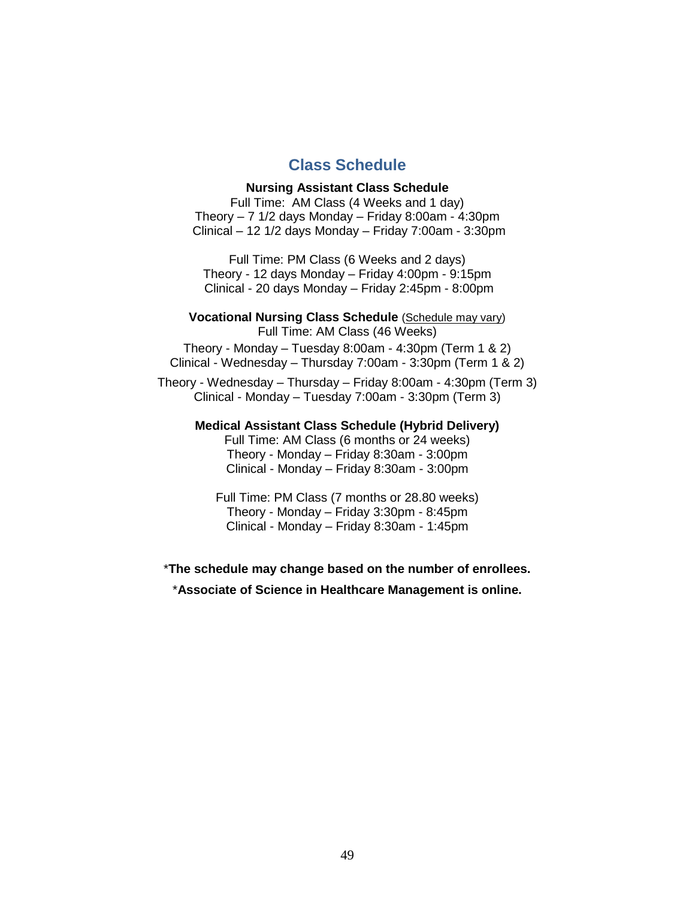## Class Schedule

**Nursing Assistant Class Schedule**

Full Time: AM Class (4 Weeks and 1 day)
Theory – 7 1/2 days Monday – Friday 8:00am - 4:30pm
Clinical – 12 1/2 days Monday – Friday 7:00am - 3:30pm

Full Time: PM Class (6 Weeks and 2 days)
Theory - 12 days Monday – Friday 4:00pm - 9:15pm
Clinical - 20 days Monday – Friday 2:45pm - 8:00pm

**Vocational Nursing Class Schedule** (Schedule may vary)

Full Time: AM Class (46 Weeks)
Theory - Monday – Tuesday 8:00am - 4:30pm (Term 1 & 2)
Clinical - Wednesday – Thursday 7:00am - 3:30pm (Term 1 & 2)

Theory - Wednesday – Thursday – Friday 8:00am - 4:30pm (Term 3)
Clinical - Monday – Tuesday 7:00am - 3:30pm (Term 3)

**Medical Assistant Class Schedule (Hybrid Delivery)**

Full Time: AM Class (6 months or 24 weeks)
Theory - Monday – Friday 8:30am - 3:00pm
Clinical - Monday – Friday 8:30am - 3:00pm

Full Time: PM Class (7 months or 28.80 weeks)
Theory - Monday – Friday 3:30pm - 8:45pm
Clinical - Monday – Friday 8:30am - 1:45pm

*__The schedule may change based on the number of enrollees.__

*__Associate of Science in Healthcare Management is online.__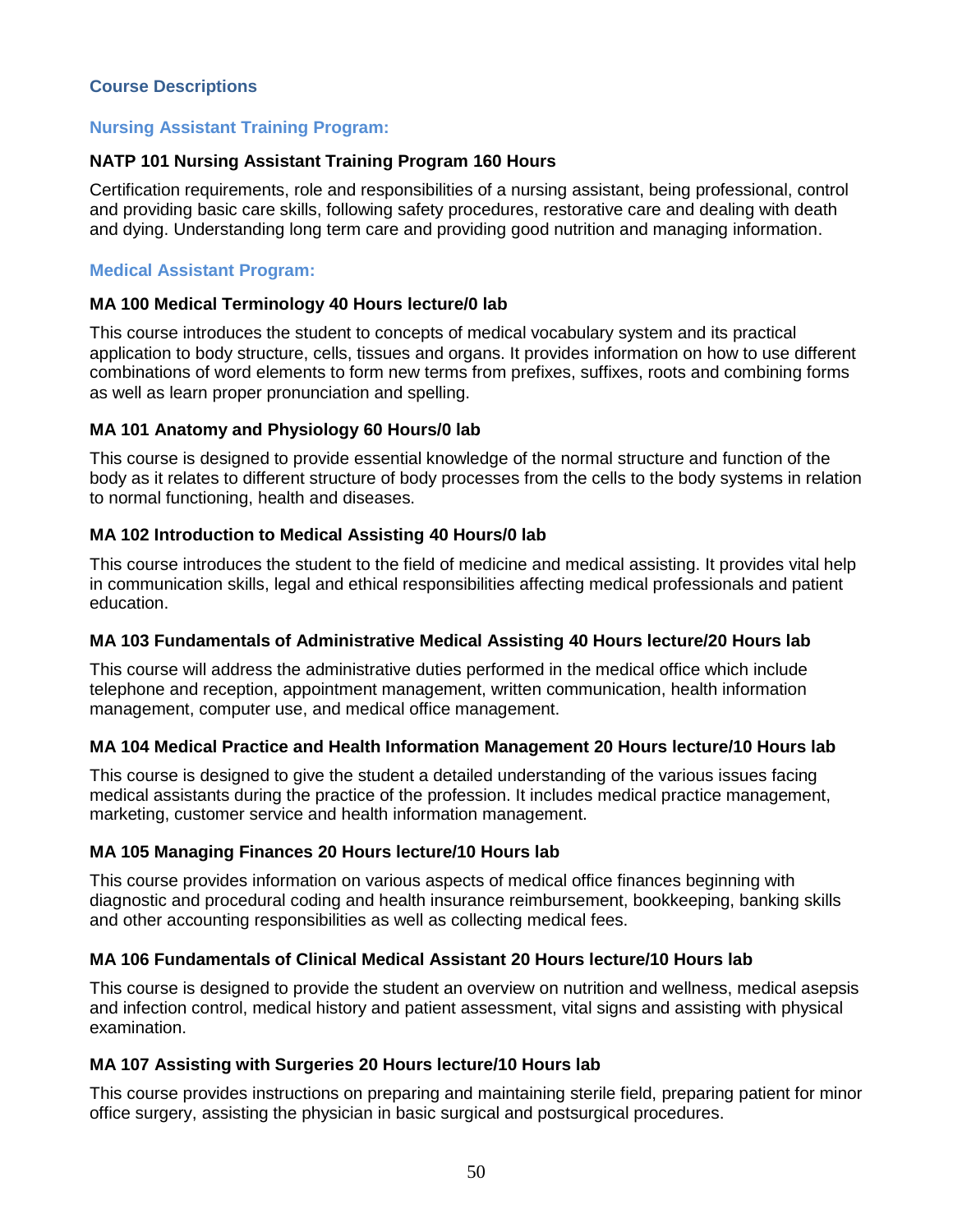## Course Descriptions

### Nursing Assistant Training Program:

**NATP 101 Nursing Assistant Training Program 160 Hours**

Certification requirements, role and responsibilities of a nursing assistant, being professional, control and providing basic care skills, following safety procedures, restorative care and dealing with death and dying. Understanding long term care and providing good nutrition and managing information.

### Medical Assistant Program:

**MA 100 Medical Terminology 40 Hours lecture/0 lab**

This course introduces the student to concepts of medical vocabulary system and its practical application to body structure, cells, tissues and organs. It provides information on how to use different combinations of word elements to form new terms from prefixes, suffixes, roots and combining forms as well as learn proper pronunciation and spelling.

**MA 101 Anatomy and Physiology 60 Hours/0 lab**

This course is designed to provide essential knowledge of the normal structure and function of the body as it relates to different structure of body processes from the cells to the body systems in relation to normal functioning, health and diseases.

**MA 102 Introduction to Medical Assisting 40 Hours/0 lab**

This course introduces the student to the field of medicine and medical assisting. It provides vital help in communication skills, legal and ethical responsibilities affecting medical professionals and patient education.

**MA 103 Fundamentals of Administrative Medical Assisting 40 Hours lecture/20 Hours lab**

This course will address the administrative duties performed in the medical office which include telephone and reception, appointment management, written communication, health information management, computer use, and medical office management.

**MA 104 Medical Practice and Health Information Management 20 Hours lecture/10 Hours lab**

This course is designed to give the student a detailed understanding of the various issues facing medical assistants during the practice of the profession. It includes medical practice management, marketing, customer service and health information management.

**MA 105 Managing Finances 20 Hours lecture/10 Hours lab**

This course provides information on various aspects of medical office finances beginning with diagnostic and procedural coding and health insurance reimbursement, bookkeeping, banking skills and other accounting responsibilities as well as collecting medical fees.

**MA 106 Fundamentals of Clinical Medical Assistant 20 Hours lecture/10 Hours lab**

This course is designed to provide the student an overview on nutrition and wellness, medical asepsis and infection control, medical history and patient assessment, vital signs and assisting with physical examination.

**MA 107 Assisting with Surgeries 20 Hours lecture/10 Hours lab**

This course provides instructions on preparing and maintaining sterile field, preparing patient for minor office surgery, assisting the physician in basic surgical and postsurgical procedures.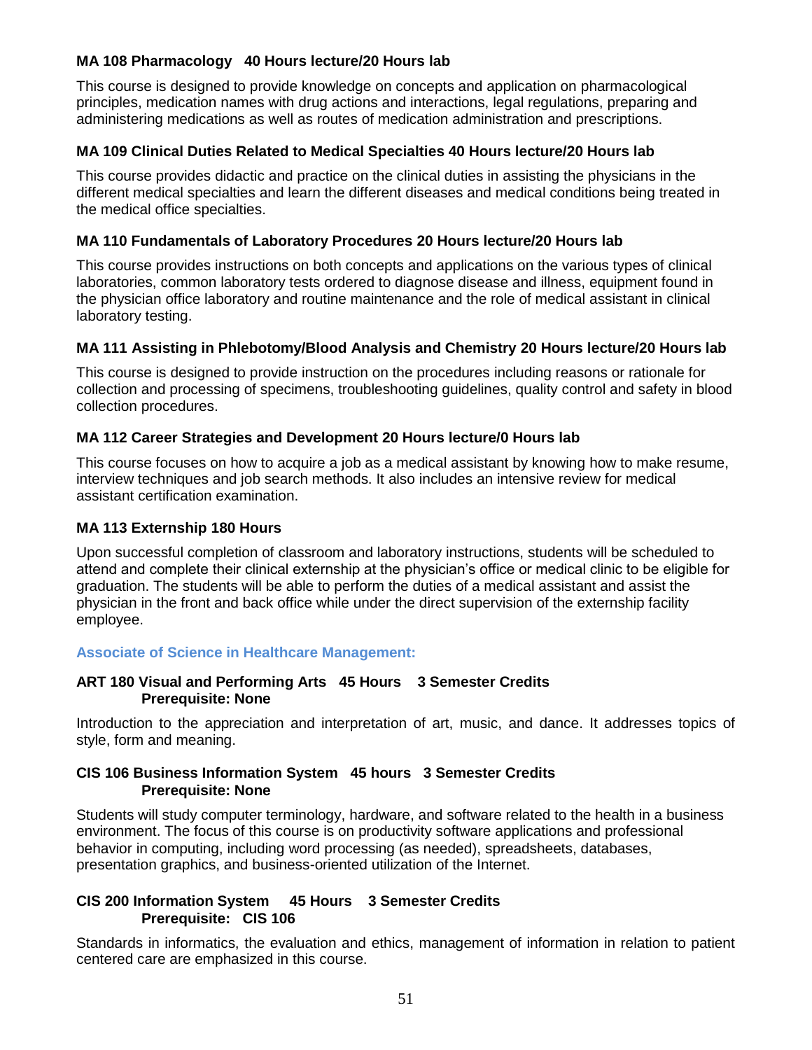**MA 108 Pharmacology 40 Hours lecture/20 Hours lab**

This course is designed to provide knowledge on concepts and application on pharmacological principles, medication names with drug actions and interactions, legal regulations, preparing and administering medications as well as routes of medication administration and prescriptions.

**MA 109 Clinical Duties Related to Medical Specialties 40 Hours lecture/20 Hours lab**

This course provides didactic and practice on the clinical duties in assisting the physicians in the different medical specialties and learn the different diseases and medical conditions being treated in the medical office specialties.

**MA 110 Fundamentals of Laboratory Procedures 20 Hours lecture/20 Hours lab**

This course provides instructions on both concepts and applications on the various types of clinical laboratories, common laboratory tests ordered to diagnose disease and illness, equipment found in the physician office laboratory and routine maintenance and the role of medical assistant in clinical laboratory testing.

**MA 111 Assisting in Phlebotomy/Blood Analysis and Chemistry 20 Hours lecture/20 Hours lab**

This course is designed to provide instruction on the procedures including reasons or rationale for collection and processing of specimens, troubleshooting guidelines, quality control and safety in blood collection procedures.

**MA 112 Career Strategies and Development 20 Hours lecture/0 Hours lab**

This course focuses on how to acquire a job as a medical assistant by knowing how to make resume, interview techniques and job search methods. It also includes an intensive review for medical assistant certification examination.

**MA 113 Externship 180 Hours**

Upon successful completion of classroom and laboratory instructions, students will be scheduled to attend and complete their clinical externship at the physician's office or medical clinic to be eligible for graduation. The students will be able to perform the duties of a medical assistant and assist the physician in the front and back office while under the direct supervision of the externship facility employee.

### Associate of Science in Healthcare Management:

**ART 180 Visual and Performing Arts 45 Hours 3 Semester Credits**
**Prerequisite: None**

Introduction to the appreciation and interpretation of art, music, and dance. It addresses topics of style, form and meaning.

**CIS 106 Business Information System 45 hours 3 Semester Credits**
**Prerequisite: None**

Students will study computer terminology, hardware, and software related to the health in a business environment. The focus of this course is on productivity software applications and professional behavior in computing, including word processing (as needed), spreadsheets, databases, presentation graphics, and business-oriented utilization of the Internet.

**CIS 200 Information System 45 Hours 3 Semester Credits**
**Prerequisite: CIS 106**

Standards in informatics, the evaluation and ethics, management of information in relation to patient centered care are emphasized in this course.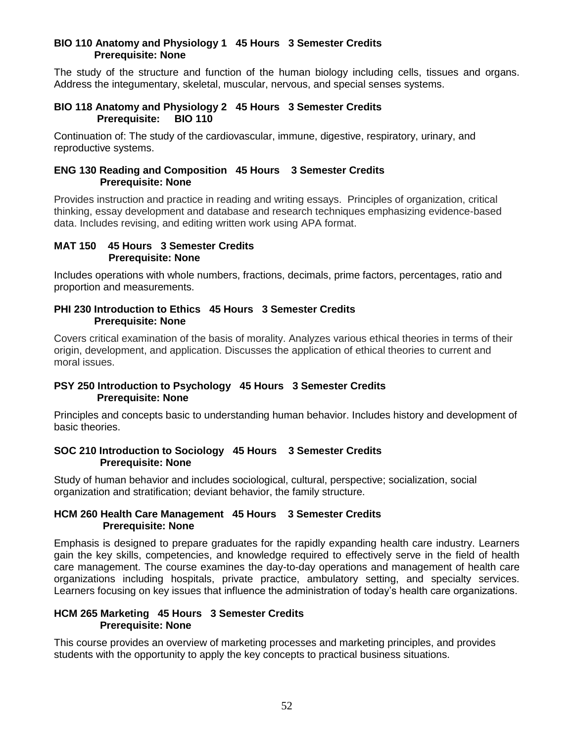**BIO 110 Anatomy and Physiology 1 45 Hours 3 Semester Credits**
**Prerequisite: None**

The study of the structure and function of the human biology including cells, tissues and organs. Address the integumentary, skeletal, muscular, nervous, and special senses systems.

**BIO 118 Anatomy and Physiology 2 45 Hours 3 Semester Credits**
**Prerequisite: BIO 110**

Continuation of: The study of the cardiovascular, immune, digestive, respiratory, urinary, and reproductive systems.

**ENG 130 Reading and Composition 45 Hours 3 Semester Credits**
**Prerequisite: None**

Provides instruction and practice in reading and writing essays. Principles of organization, critical thinking, essay development and database and research techniques emphasizing evidence-based data. Includes revising, and editing written work using APA format.

**MAT 150 45 Hours 3 Semester Credits**
**Prerequisite: None**

Includes operations with whole numbers, fractions, decimals, prime factors, percentages, ratio and proportion and measurements.

**PHI 230 Introduction to Ethics 45 Hours 3 Semester Credits**
**Prerequisite: None**

Covers critical examination of the basis of morality. Analyzes various ethical theories in terms of their origin, development, and application. Discusses the application of ethical theories to current and moral issues.

**PSY 250 Introduction to Psychology 45 Hours 3 Semester Credits**
**Prerequisite: None**

Principles and concepts basic to understanding human behavior. Includes history and development of basic theories.

**SOC 210 Introduction to Sociology 45 Hours 3 Semester Credits**
**Prerequisite: None**

Study of human behavior and includes sociological, cultural, perspective; socialization, social organization and stratification; deviant behavior, the family structure.

**HCM 260 Health Care Management 45 Hours 3 Semester Credits**
**Prerequisite: None**

Emphasis is designed to prepare graduates for the rapidly expanding health care industry. Learners gain the key skills, competencies, and knowledge required to effectively serve in the field of health care management. The course examines the day-to-day operations and management of health care organizations including hospitals, private practice, ambulatory setting, and specialty services. Learners focusing on key issues that influence the administration of today's health care organizations.

**HCM 265 Marketing 45 Hours 3 Semester Credits**
**Prerequisite: None**

This course provides an overview of marketing processes and marketing principles, and provides students with the opportunity to apply the key concepts to practical business situations.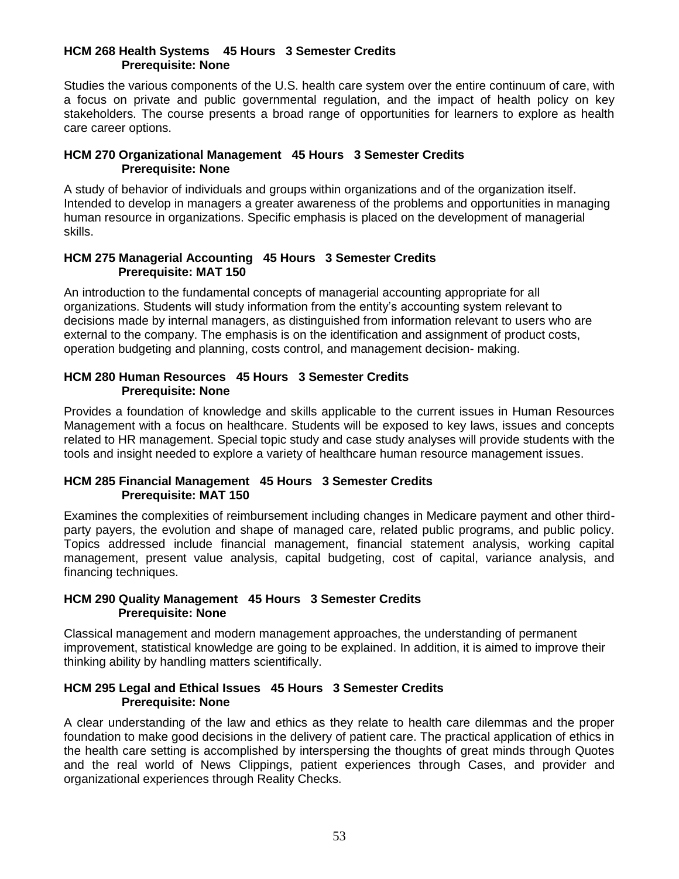**HCM 268 Health Systems 45 Hours 3 Semester Credits**
**Prerequisite: None**

Studies the various components of the U.S. health care system over the entire continuum of care, with a focus on private and public governmental regulation, and the impact of health policy on key stakeholders. The course presents a broad range of opportunities for learners to explore as health care career options.

**HCM 270 Organizational Management 45 Hours 3 Semester Credits**
**Prerequisite: None**

A study of behavior of individuals and groups within organizations and of the organization itself. Intended to develop in managers a greater awareness of the problems and opportunities in managing human resource in organizations. Specific emphasis is placed on the development of managerial skills.

**HCM 275 Managerial Accounting 45 Hours 3 Semester Credits**
**Prerequisite: MAT 150**

An introduction to the fundamental concepts of managerial accounting appropriate for all organizations. Students will study information from the entity's accounting system relevant to decisions made by internal managers, as distinguished from information relevant to users who are external to the company. The emphasis is on the identification and assignment of product costs, operation budgeting and planning, costs control, and management decision- making.

**HCM 280 Human Resources 45 Hours 3 Semester Credits**
**Prerequisite: None**

Provides a foundation of knowledge and skills applicable to the current issues in Human Resources Management with a focus on healthcare. Students will be exposed to key laws, issues and concepts related to HR management. Special topic study and case study analyses will provide students with the tools and insight needed to explore a variety of healthcare human resource management issues.

**HCM 285 Financial Management 45 Hours 3 Semester Credits**
**Prerequisite: MAT 150**

Examines the complexities of reimbursement including changes in Medicare payment and other third-party payers, the evolution and shape of managed care, related public programs, and public policy. Topics addressed include financial management, financial statement analysis, working capital management, present value analysis, capital budgeting, cost of capital, variance analysis, and financing techniques.

**HCM 290 Quality Management 45 Hours 3 Semester Credits**
**Prerequisite: None**

Classical management and modern management approaches, the understanding of permanent improvement, statistical knowledge are going to be explained. In addition, it is aimed to improve their thinking ability by handling matters scientifically.

**HCM 295 Legal and Ethical Issues 45 Hours 3 Semester Credits**
**Prerequisite: None**

A clear understanding of the law and ethics as they relate to health care dilemmas and the proper foundation to make good decisions in the delivery of patient care. The practical application of ethics in the health care setting is accomplished by interspersing the thoughts of great minds through Quotes and the real world of News Clippings, patient experiences through Cases, and provider and organizational experiences through Reality Checks.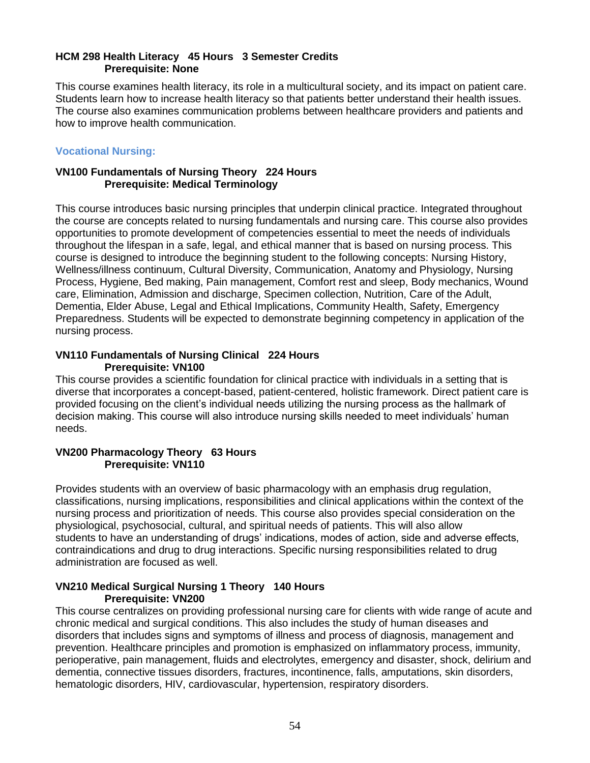**HCM 298 Health Literacy 45 Hours 3 Semester Credits**
**Prerequisite: None**

This course examines health literacy, its role in a multicultural society, and its impact on patient care. Students learn how to increase health literacy so that patients better understand their health issues. The course also examines communication problems between healthcare providers and patients and how to improve health communication.

### Vocational Nursing:

**VN100 Fundamentals of Nursing Theory 224 Hours**
**Prerequisite: Medical Terminology**

This course introduces basic nursing principles that underpin clinical practice. Integrated throughout the course are concepts related to nursing fundamentals and nursing care. This course also provides opportunities to promote development of competencies essential to meet the needs of individuals throughout the lifespan in a safe, legal, and ethical manner that is based on nursing process. This course is designed to introduce the beginning student to the following concepts: Nursing History, Wellness/illness continuum, Cultural Diversity, Communication, Anatomy and Physiology, Nursing Process, Hygiene, Bed making, Pain management, Comfort rest and sleep, Body mechanics, Wound care, Elimination, Admission and discharge, Specimen collection, Nutrition, Care of the Adult, Dementia, Elder Abuse, Legal and Ethical Implications, Community Health, Safety, Emergency Preparedness. Students will be expected to demonstrate beginning competency in application of the nursing process.

**VN110 Fundamentals of Nursing Clinical 224 Hours**
**Prerequisite: VN100**

This course provides a scientific foundation for clinical practice with individuals in a setting that is diverse that incorporates a concept-based, patient-centered, holistic framework. Direct patient care is provided focusing on the client's individual needs utilizing the nursing process as the hallmark of decision making. This course will also introduce nursing skills needed to meet individuals' human needs.

**VN200 Pharmacology Theory 63 Hours**
**Prerequisite: VN110**

Provides students with an overview of basic pharmacology with an emphasis drug regulation, classifications, nursing implications, responsibilities and clinical applications within the context of the nursing process and prioritization of needs. This course also provides special consideration on the physiological, psychosocial, cultural, and spiritual needs of patients. This will also allow students to have an understanding of drugs' indications, modes of action, side and adverse effects, contraindications and drug to drug interactions. Specific nursing responsibilities related to drug administration are focused as well.

**VN210 Medical Surgical Nursing 1 Theory 140 Hours**
**Prerequisite: VN200**

This course centralizes on providing professional nursing care for clients with wide range of acute and chronic medical and surgical conditions. This also includes the study of human diseases and disorders that includes signs and symptoms of illness and process of diagnosis, management and prevention. Healthcare principles and promotion is emphasized on inflammatory process, immunity, perioperative, pain management, fluids and electrolytes, emergency and disaster, shock, delirium and dementia, connective tissues disorders, fractures, incontinence, falls, amputations, skin disorders, hematologic disorders, HIV, cardiovascular, hypertension, respiratory disorders.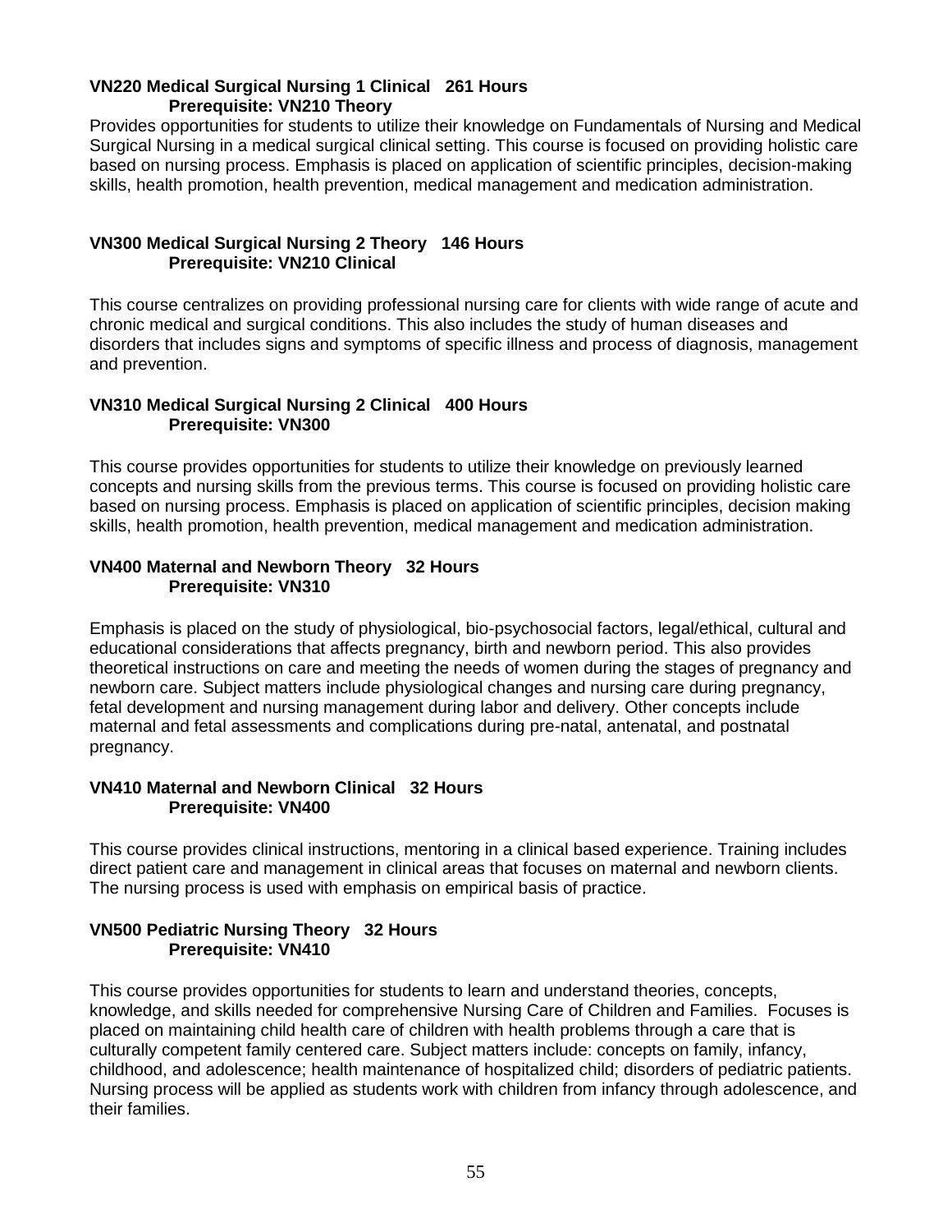**VN220 Medical Surgical Nursing 1 Clinical 261 Hours**
**Prerequisite: VN210 Theory**

Provides opportunities for students to utilize their knowledge on Fundamentals of Nursing and Medical Surgical Nursing in a medical surgical clinical setting. This course is focused on providing holistic care based on nursing process. Emphasis is placed on application of scientific principles, decision-making skills, health promotion, health prevention, medical management and medication administration.

**VN300 Medical Surgical Nursing 2 Theory 146 Hours**
**Prerequisite: VN210 Clinical**

This course centralizes on providing professional nursing care for clients with wide range of acute and chronic medical and surgical conditions. This also includes the study of human diseases and disorders that includes signs and symptoms of specific illness and process of diagnosis, management and prevention.

**VN310 Medical Surgical Nursing 2 Clinical 400 Hours**
**Prerequisite: VN300**

This course provides opportunities for students to utilize their knowledge on previously learned concepts and nursing skills from the previous terms. This course is focused on providing holistic care based on nursing process. Emphasis is placed on application of scientific principles, decision making skills, health promotion, health prevention, medical management and medication administration.

**VN400 Maternal and Newborn Theory 32 Hours**
**Prerequisite: VN310**

Emphasis is placed on the study of physiological, bio-psychosocial factors, legal/ethical, cultural and educational considerations that affects pregnancy, birth and newborn period. This also provides theoretical instructions on care and meeting the needs of women during the stages of pregnancy and newborn care. Subject matters include physiological changes and nursing care during pregnancy, fetal development and nursing management during labor and delivery. Other concepts include maternal and fetal assessments and complications during pre-natal, antenatal, and postnatal pregnancy.

**VN410 Maternal and Newborn Clinical 32 Hours**
**Prerequisite: VN400**

This course provides clinical instructions, mentoring in a clinical based experience. Training includes direct patient care and management in clinical areas that focuses on maternal and newborn clients. The nursing process is used with emphasis on empirical basis of practice.

**VN500 Pediatric Nursing Theory 32 Hours**
**Prerequisite: VN410**

This course provides opportunities for students to learn and understand theories, concepts, knowledge, and skills needed for comprehensive Nursing Care of Children and Families. Focuses is placed on maintaining child health care of children with health problems through a care that is culturally competent family centered care. Subject matters include: concepts on family, infancy, childhood, and adolescence; health maintenance of hospitalized child; disorders of pediatric patients. Nursing process will be applied as students work with children from infancy through adolescence, and their families.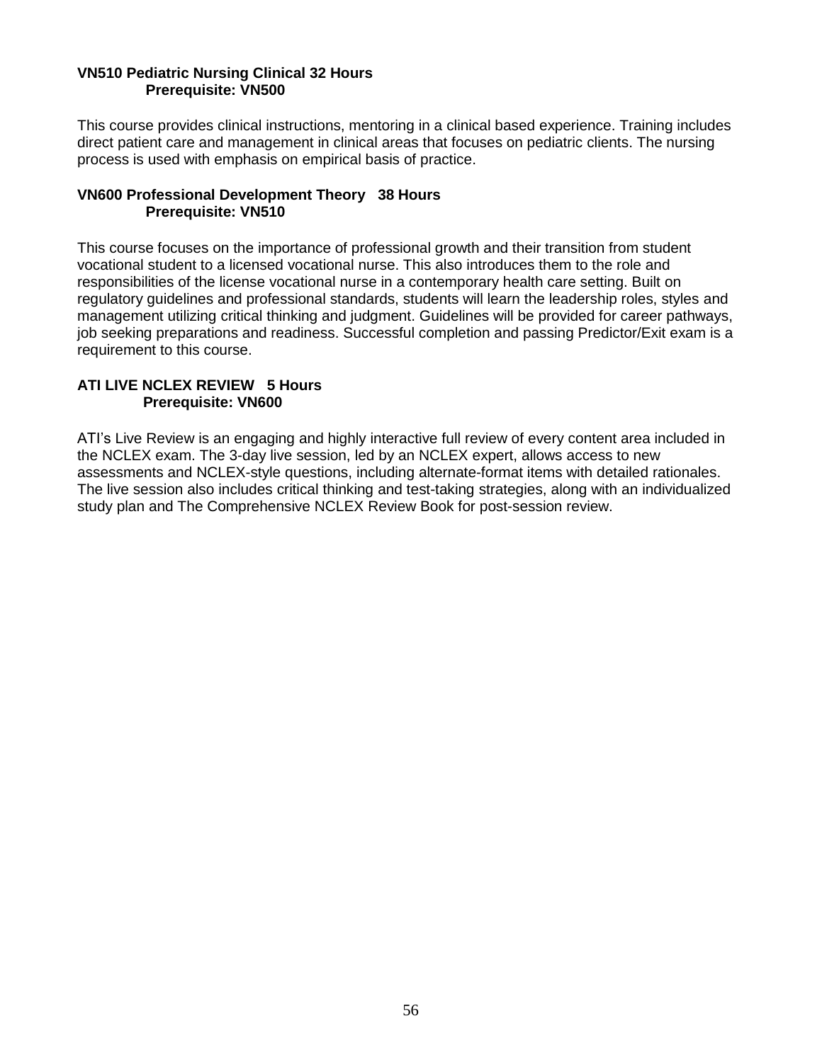**VN510 Pediatric Nursing Clinical 32 Hours**
**Prerequisite: VN500**

This course provides clinical instructions, mentoring in a clinical based experience. Training includes direct patient care and management in clinical areas that focuses on pediatric clients. The nursing process is used with emphasis on empirical basis of practice.

**VN600 Professional Development Theory 38 Hours**
**Prerequisite: VN510**

This course focuses on the importance of professional growth and their transition from student vocational student to a licensed vocational nurse. This also introduces them to the role and responsibilities of the license vocational nurse in a contemporary health care setting. Built on regulatory guidelines and professional standards, students will learn the leadership roles, styles and management utilizing critical thinking and judgment. Guidelines will be provided for career pathways, job seeking preparations and readiness. Successful completion and passing Predictor/Exit exam is a requirement to this course.

**ATI LIVE NCLEX REVIEW 5 Hours**
**Prerequisite: VN600**

ATI's Live Review is an engaging and highly interactive full review of every content area included in the NCLEX exam. The 3-day live session, led by an NCLEX expert, allows access to new assessments and NCLEX-style questions, including alternate-format items with detailed rationales. The live session also includes critical thinking and test-taking strategies, along with an individualized study plan and The Comprehensive NCLEX Review Book for post-session review.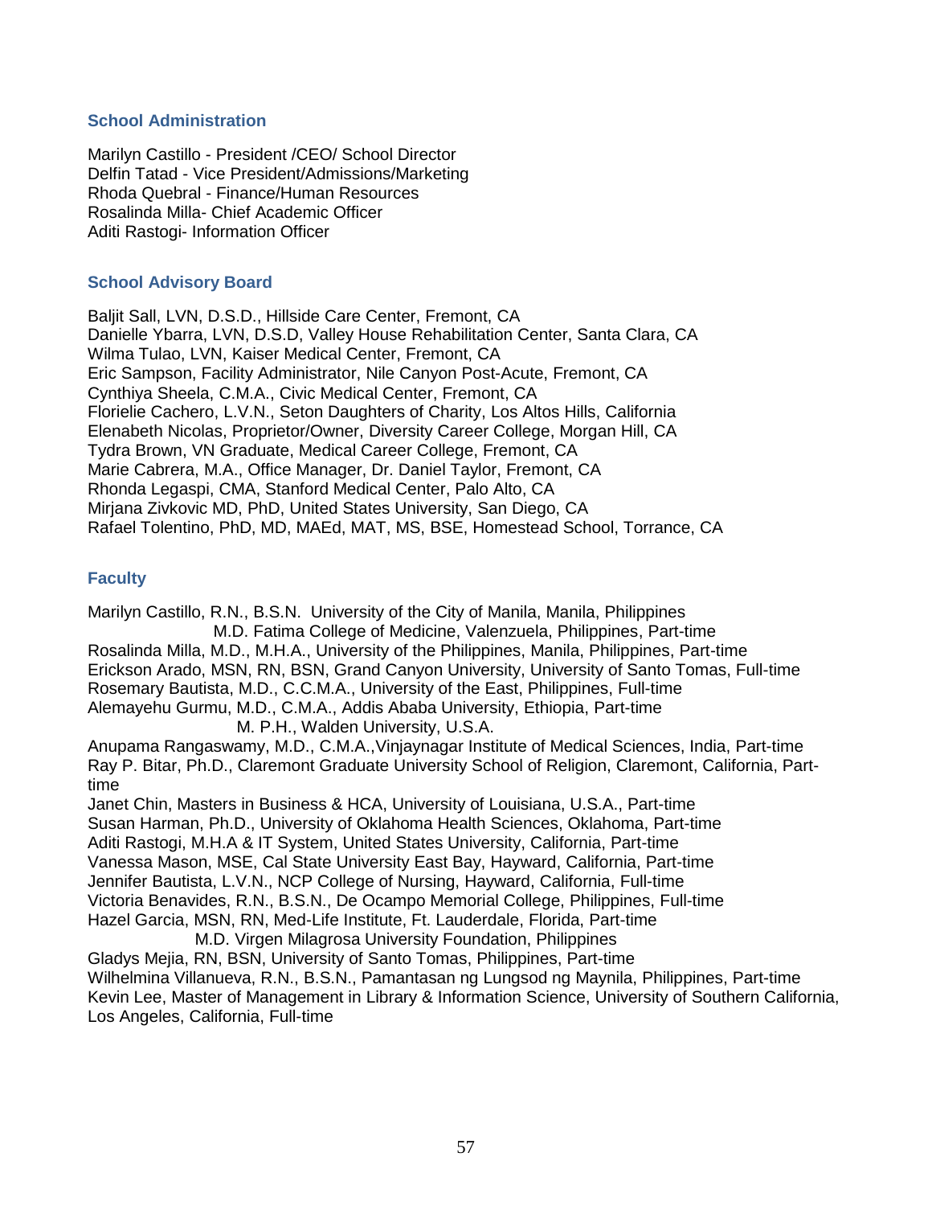## School Administration

Marilyn Castillo - President /CEO/ School Director
Delfin Tatad - Vice President/Admissions/Marketing
Rhoda Quebral - Finance/Human Resources
Rosalinda Milla- Chief Academic Officer
Aditi Rastogi- Information Officer

## School Advisory Board

Baljit Sall, LVN, D.S.D., Hillside Care Center, Fremont, CA
Danielle Ybarra, LVN, D.S.D, Valley House Rehabilitation Center, Santa Clara, CA
Wilma Tulao, LVN, Kaiser Medical Center, Fremont, CA
Eric Sampson, Facility Administrator, Nile Canyon Post-Acute, Fremont, CA
Cynthiya Sheela, C.M.A., Civic Medical Center, Fremont, CA
Florielie Cachero, L.V.N., Seton Daughters of Charity, Los Altos Hills, California
Elenabeth Nicolas, Proprietor/Owner, Diversity Career College, Morgan Hill, CA
Tydra Brown, VN Graduate, Medical Career College, Fremont, CA
Marie Cabrera, M.A., Office Manager, Dr. Daniel Taylor, Fremont, CA
Rhonda Legaspi, CMA, Stanford Medical Center, Palo Alto, CA
Mirjana Zivkovic MD, PhD, United States University, San Diego, CA
Rafael Tolentino, PhD, MD, MAEd, MAT, MS, BSE, Homestead School, Torrance, CA

## Faculty

Marilyn Castillo, R.N., B.S.N. University of the City of Manila, Manila, Philippines
M.D. Fatima College of Medicine, Valenzuela, Philippines, Part-time
Rosalinda Milla, M.D., M.H.A., University of the Philippines, Manila, Philippines, Part-time
Erickson Arado, MSN, RN, BSN, Grand Canyon University, University of Santo Tomas, Full-time
Rosemary Bautista, M.D., C.C.M.A., University of the East, Philippines, Full-time
Alemayehu Gurmu, M.D., C.M.A., Addis Ababa University, Ethiopia, Part-time
M. P.H., Walden University, U.S.A.
Anupama Rangaswamy, M.D., C.M.A.,Vinjaynagar Institute of Medical Sciences, India, Part-time
Ray P. Bitar, Ph.D., Claremont Graduate University School of Religion, Claremont, California, Part-time
Janet Chin, Masters in Business & HCA, University of Louisiana, U.S.A., Part-time
Susan Harman, Ph.D., University of Oklahoma Health Sciences, Oklahoma, Part-time
Aditi Rastogi, M.H.A & IT System, United States University, California, Part-time
Vanessa Mason, MSE, Cal State University East Bay, Hayward, California, Part-time
Jennifer Bautista, L.V.N., NCP College of Nursing, Hayward, California, Full-time
Victoria Benavides, R.N., B.S.N., De Ocampo Memorial College, Philippines, Full-time
Hazel Garcia, MSN, RN, Med-Life Institute, Ft. Lauderdale, Florida, Part-time
M.D. Virgen Milagrosa University Foundation, Philippines
Gladys Mejia, RN, BSN, University of Santo Tomas, Philippines, Part-time
Wilhelmina Villanueva, R.N., B.S.N., Pamantasan ng Lungsod ng Maynila, Philippines, Part-time
Kevin Lee, Master of Management in Library & Information Science, University of Southern California, Los Angeles, California, Full-time